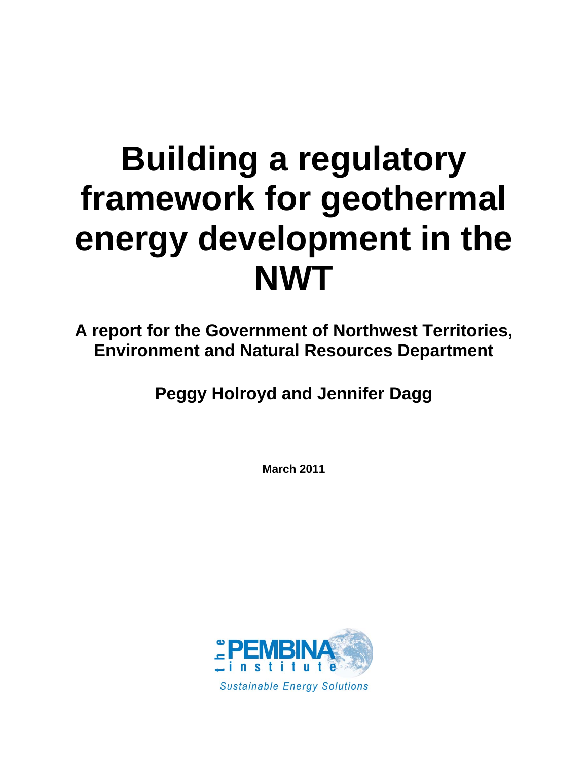# Building a regulatory framework for geothermal energy development in the NWT

**A report for the Government of Northwest Territories, Environment and Natural Resources Department**

**Peggy Holroyd and Jennifer Dagg**

**March 2011**

the PEMBINA institute

*Sustainable Energy Solutions*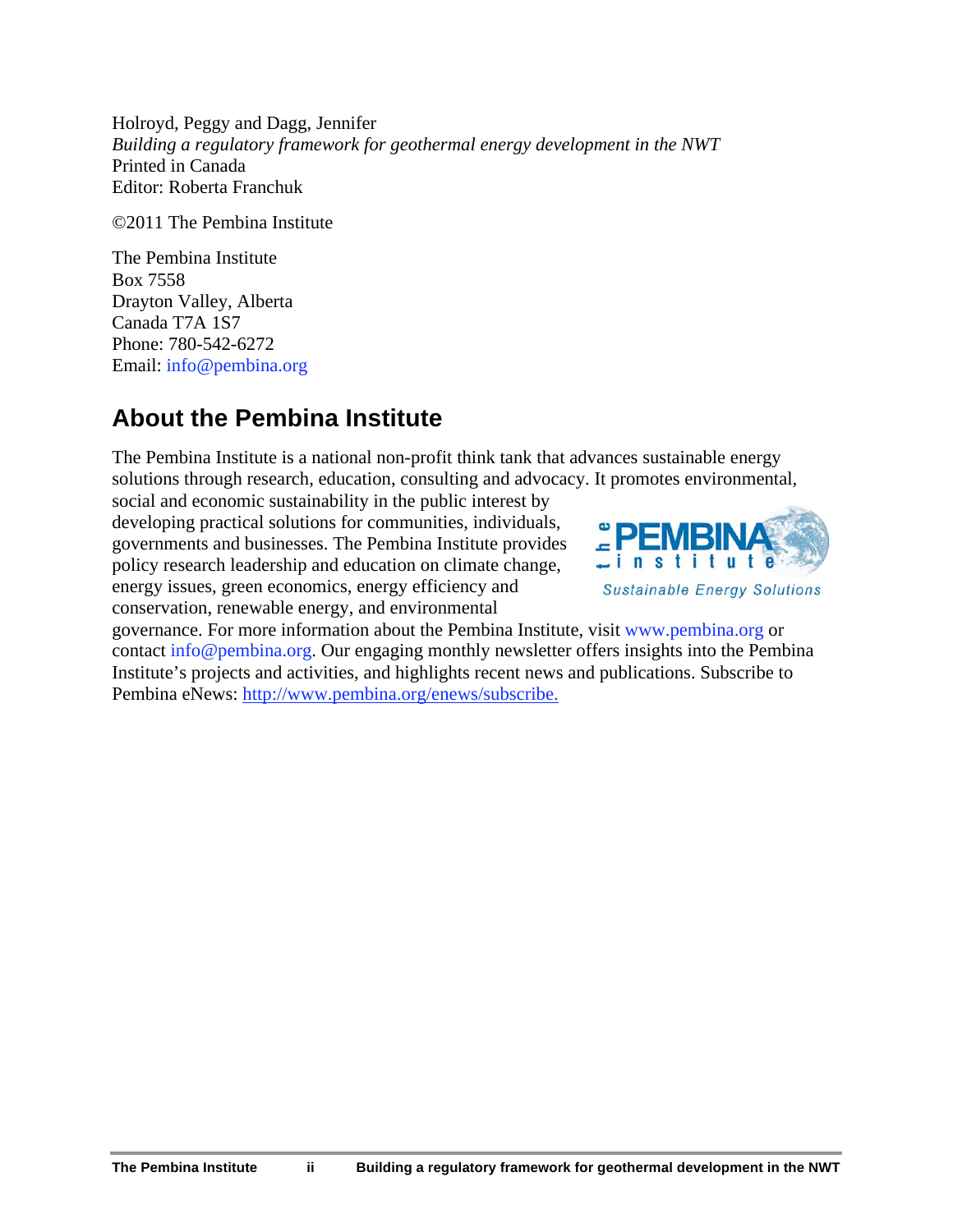Holroyd, Peggy and Dagg, Jennifer
*Building a regulatory framework for geothermal energy development in the NWT*
Printed in Canada
Editor: Roberta Franchuk

©2011 The Pembina Institute

The Pembina Institute
Box 7558
Drayton Valley, Alberta
Canada T7A 1S7
Phone: 780-542-6272
Email: info@pembina.org

## About the Pembina Institute

The Pembina Institute is a national non-profit think tank that advances sustainable energy solutions through research, education, consulting and advocacy. It promotes environmental, social and economic sustainability in the public interest by developing practical solutions for communities, individuals, governments and businesses. The Pembina Institute provides policy research leadership and education on climate change, energy issues, green economics, energy efficiency and conservation, renewable energy, and environmental governance. For more information about the Pembina Institute, visit www.pembina.org or contact info@pembina.org. Our engaging monthly newsletter offers insights into the Pembina Institute's projects and activities, and highlights recent news and publications. Subscribe to Pembina eNews: http://www.pembina.org/enews/subscribe.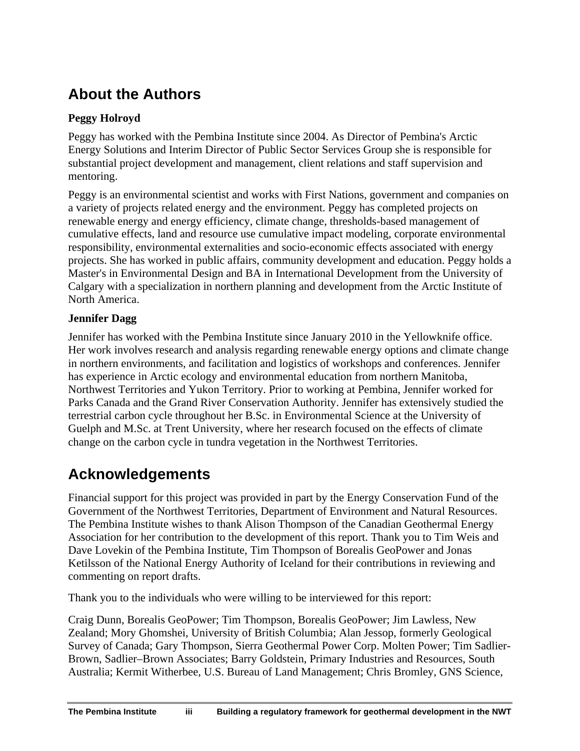## About the Authors

**Peggy Holroyd**

Peggy has worked with the Pembina Institute since 2004. As Director of Pembina's Arctic Energy Solutions and Interim Director of Public Sector Services Group she is responsible for substantial project development and management, client relations and staff supervision and mentoring.

Peggy is an environmental scientist and works with First Nations, government and companies on a variety of projects related energy and the environment. Peggy has completed projects on renewable energy and energy efficiency, climate change, thresholds-based management of cumulative effects, land and resource use cumulative impact modeling, corporate environmental responsibility, environmental externalities and socio-economic effects associated with energy projects. She has worked in public affairs, community development and education. Peggy holds a Master's in Environmental Design and BA in International Development from the University of Calgary with a specialization in northern planning and development from the Arctic Institute of North America.

**Jennifer Dagg**

Jennifer has worked with the Pembina Institute since January 2010 in the Yellowknife office. Her work involves research and analysis regarding renewable energy options and climate change in northern environments, and facilitation and logistics of workshops and conferences. Jennifer has experience in Arctic ecology and environmental education from northern Manitoba, Northwest Territories and Yukon Territory. Prior to working at Pembina, Jennifer worked for Parks Canada and the Grand River Conservation Authority. Jennifer has extensively studied the terrestrial carbon cycle throughout her B.Sc. in Environmental Science at the University of Guelph and M.Sc. at Trent University, where her research focused on the effects of climate change on the carbon cycle in tundra vegetation in the Northwest Territories.

## Acknowledgements

Financial support for this project was provided in part by the Energy Conservation Fund of the Government of the Northwest Territories, Department of Environment and Natural Resources. The Pembina Institute wishes to thank Alison Thompson of the Canadian Geothermal Energy Association for her contribution to the development of this report. Thank you to Tim Weis and Dave Lovekin of the Pembina Institute, Tim Thompson of Borealis GeoPower and Jonas Ketilsson of the National Energy Authority of Iceland for their contributions in reviewing and commenting on report drafts.

Thank you to the individuals who were willing to be interviewed for this report:

Craig Dunn, Borealis GeoPower; Tim Thompson, Borealis GeoPower; Jim Lawless, New Zealand; Mory Ghomshei, University of British Columbia; Alan Jessop, formerly Geological Survey of Canada; Gary Thompson, Sierra Geothermal Power Corp. Molten Power; Tim Sadlier-Brown, Sadlier–Brown Associates; Barry Goldstein, Primary Industries and Resources, South Australia; Kermit Witherbee, U.S. Bureau of Land Management; Chris Bromley, GNS Science,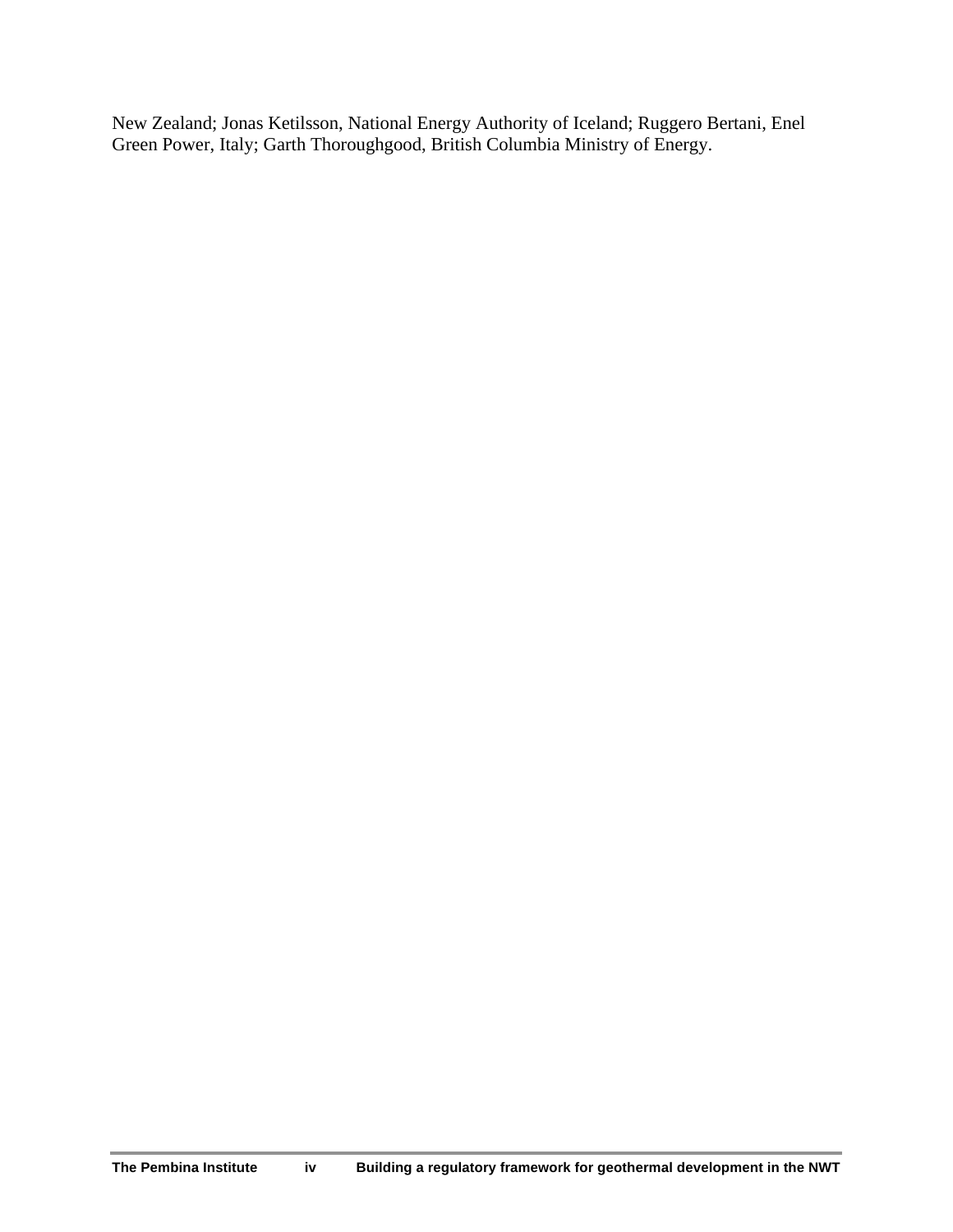New Zealand; Jonas Ketilsson, National Energy Authority of Iceland; Ruggero Bertani, Enel Green Power, Italy; Garth Thoroughgood, British Columbia Ministry of Energy.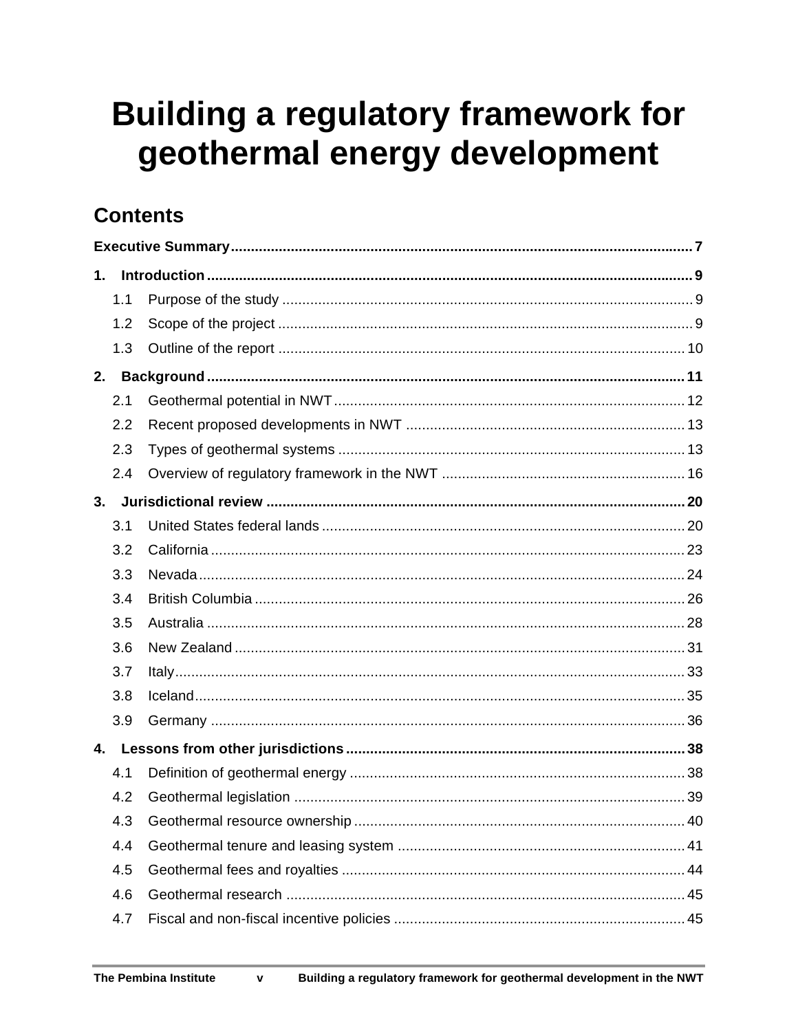# Building a regulatory framework for geothermal energy development

## Contents

**Executive Summary** .......... 7

**1. Introduction** .......... 9

- 1.1 Purpose of the study .......... 9
- 1.2 Scope of the project .......... 9
- 1.3 Outline of the report .......... 10

**2. Background** .......... 11

- 2.1 Geothermal potential in NWT .......... 12
- 2.2 Recent proposed developments in NWT .......... 13
- 2.3 Types of geothermal systems .......... 13
- 2.4 Overview of regulatory framework in the NWT .......... 16

**3. Jurisdictional review** .......... 20

- 3.1 United States federal lands .......... 20
- 3.2 California .......... 23
- 3.3 Nevada .......... 24
- 3.4 British Columbia .......... 26
- 3.5 Australia .......... 28
- 3.6 New Zealand .......... 31
- 3.7 Italy .......... 33
- 3.8 Iceland .......... 35
- 3.9 Germany .......... 36

**4. Lessons from other jurisdictions** .......... 38

- 4.1 Definition of geothermal energy .......... 38
- 4.2 Geothermal legislation .......... 39
- 4.3 Geothermal resource ownership .......... 40
- 4.4 Geothermal tenure and leasing system .......... 41
- 4.5 Geothermal fees and royalties .......... 44
- 4.6 Geothermal research .......... 45
- 4.7 Fiscal and non-fiscal incentive policies .......... 45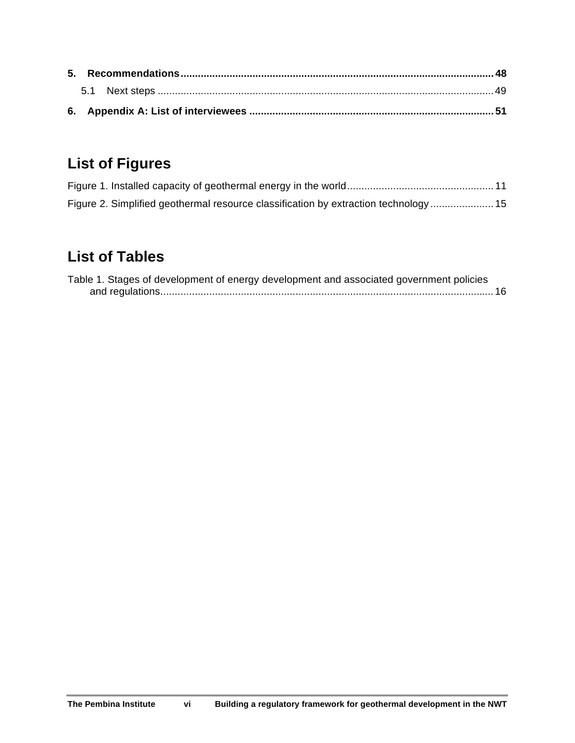**5. Recommendations** .......... **48**

5.1 Next steps .......... 49

**6. Appendix A: List of interviewees** .......... **51**

## List of Figures

Figure 1. Installed capacity of geothermal energy in the world .......... 11

Figure 2. Simplified geothermal resource classification by extraction technology .......... 15

## List of Tables

Table 1. Stages of development of energy development and associated government policies and regulations .......... 16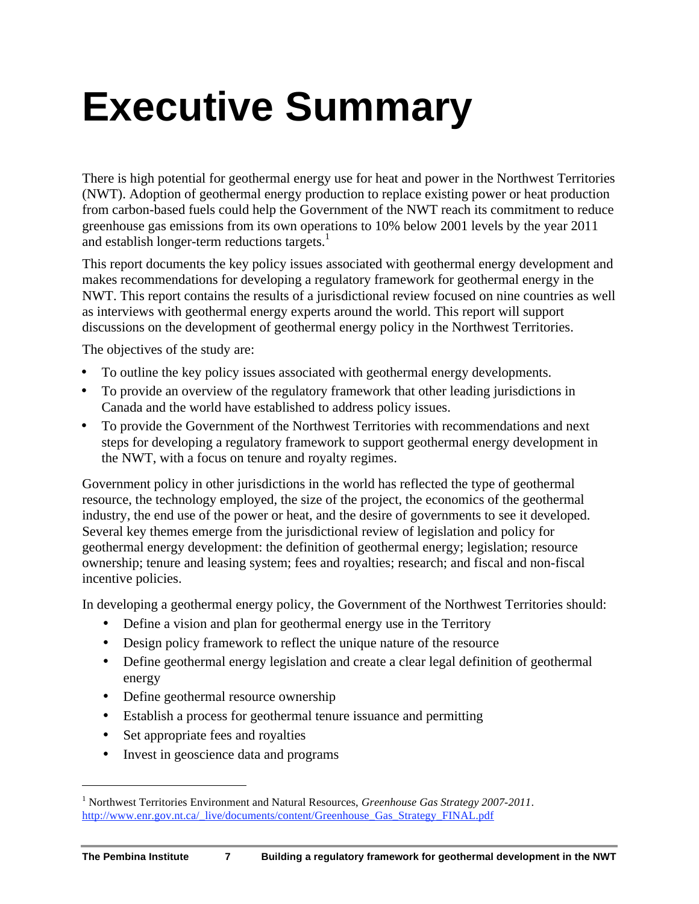# Executive Summary

There is high potential for geothermal energy use for heat and power in the Northwest Territories (NWT). Adoption of geothermal energy production to replace existing power or heat production from carbon-based fuels could help the Government of the NWT reach its commitment to reduce greenhouse gas emissions from its own operations to 10% below 2001 levels by the year 2011 and establish longer-term reductions targets.[1]

This report documents the key policy issues associated with geothermal energy development and makes recommendations for developing a regulatory framework for geothermal energy in the NWT. This report contains the results of a jurisdictional review focused on nine countries as well as interviews with geothermal energy experts around the world. This report will support discussions on the development of geothermal energy policy in the Northwest Territories.

The objectives of the study are:

- To outline the key policy issues associated with geothermal energy developments.
- To provide an overview of the regulatory framework that other leading jurisdictions in Canada and the world have established to address policy issues.
- To provide the Government of the Northwest Territories with recommendations and next steps for developing a regulatory framework to support geothermal energy development in the NWT, with a focus on tenure and royalty regimes.

Government policy in other jurisdictions in the world has reflected the type of geothermal resource, the technology employed, the size of the project, the economics of the geothermal industry, the end use of the power or heat, and the desire of governments to see it developed. Several key themes emerge from the jurisdictional review of legislation and policy for geothermal energy development: the definition of geothermal energy; legislation; resource ownership; tenure and leasing system; fees and royalties; research; and fiscal and non-fiscal incentive policies.

In developing a geothermal energy policy, the Government of the Northwest Territories should:

- Define a vision and plan for geothermal energy use in the Territory
- Design policy framework to reflect the unique nature of the resource
- Define geothermal energy legislation and create a clear legal definition of geothermal energy
- Define geothermal resource ownership
- Establish a process for geothermal tenure issuance and permitting
- Set appropriate fees and royalties
- Invest in geoscience data and programs

[1] Northwest Territories Environment and Natural Resources, *Greenhouse Gas Strategy 2007-2011*. http://www.enr.gov.nt.ca/_live/documents/content/Greenhouse_Gas_Strategy_FINAL.pdf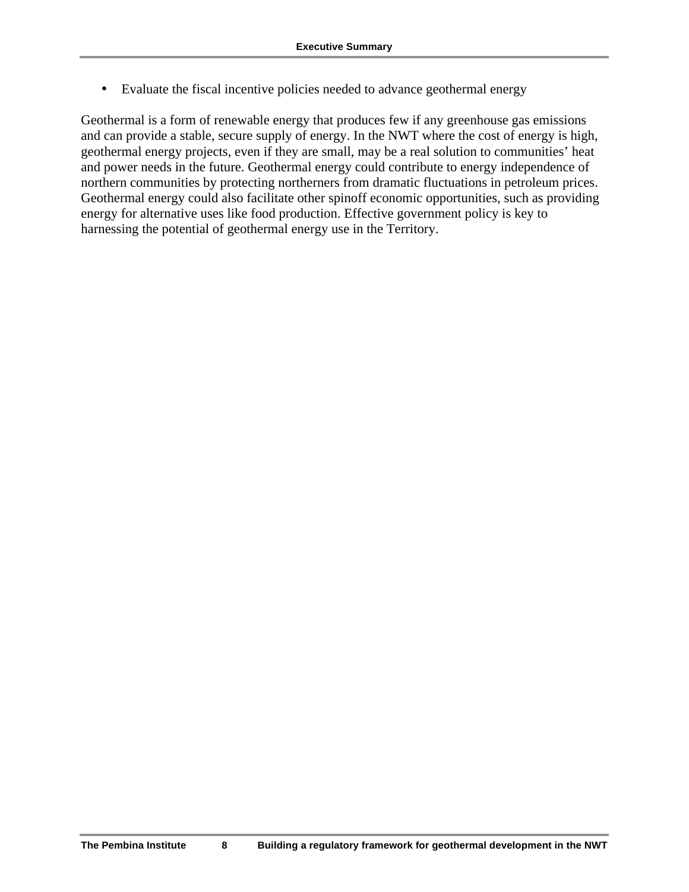- Evaluate the fiscal incentive policies needed to advance geothermal energy

Geothermal is a form of renewable energy that produces few if any greenhouse gas emissions and can provide a stable, secure supply of energy. In the NWT where the cost of energy is high, geothermal energy projects, even if they are small, may be a real solution to communities' heat and power needs in the future. Geothermal energy could contribute to energy independence of northern communities by protecting northerners from dramatic fluctuations in petroleum prices. Geothermal energy could also facilitate other spinoff economic opportunities, such as providing energy for alternative uses like food production. Effective government policy is key to harnessing the potential of geothermal energy use in the Territory.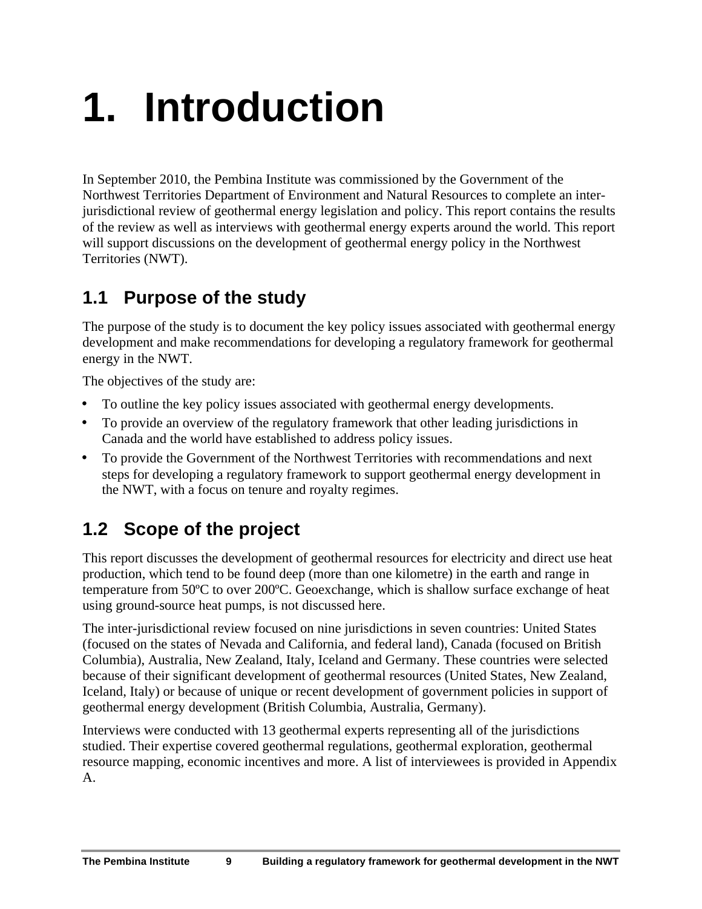# 1. Introduction

In September 2010, the Pembina Institute was commissioned by the Government of the Northwest Territories Department of Environment and Natural Resources to complete an inter-jurisdictional review of geothermal energy legislation and policy. This report contains the results of the review as well as interviews with geothermal energy experts around the world. This report will support discussions on the development of geothermal energy policy in the Northwest Territories (NWT).

## 1.1 Purpose of the study

The purpose of the study is to document the key policy issues associated with geothermal energy development and make recommendations for developing a regulatory framework for geothermal energy in the NWT.

The objectives of the study are:

- To outline the key policy issues associated with geothermal energy developments.
- To provide an overview of the regulatory framework that other leading jurisdictions in Canada and the world have established to address policy issues.
- To provide the Government of the Northwest Territories with recommendations and next steps for developing a regulatory framework to support geothermal energy development in the NWT, with a focus on tenure and royalty regimes.

## 1.2 Scope of the project

This report discusses the development of geothermal resources for electricity and direct use heat production, which tend to be found deep (more than one kilometre) in the earth and range in temperature from 50ºC to over 200ºC. Geoexchange, which is shallow surface exchange of heat using ground-source heat pumps, is not discussed here.

The inter-jurisdictional review focused on nine jurisdictions in seven countries: United States (focused on the states of Nevada and California, and federal land), Canada (focused on British Columbia), Australia, New Zealand, Italy, Iceland and Germany. These countries were selected because of their significant development of geothermal resources (United States, New Zealand, Iceland, Italy) or because of unique or recent development of government policies in support of geothermal energy development (British Columbia, Australia, Germany).

Interviews were conducted with 13 geothermal experts representing all of the jurisdictions studied. Their expertise covered geothermal regulations, geothermal exploration, geothermal resource mapping, economic incentives and more. A list of interviewees is provided in Appendix A.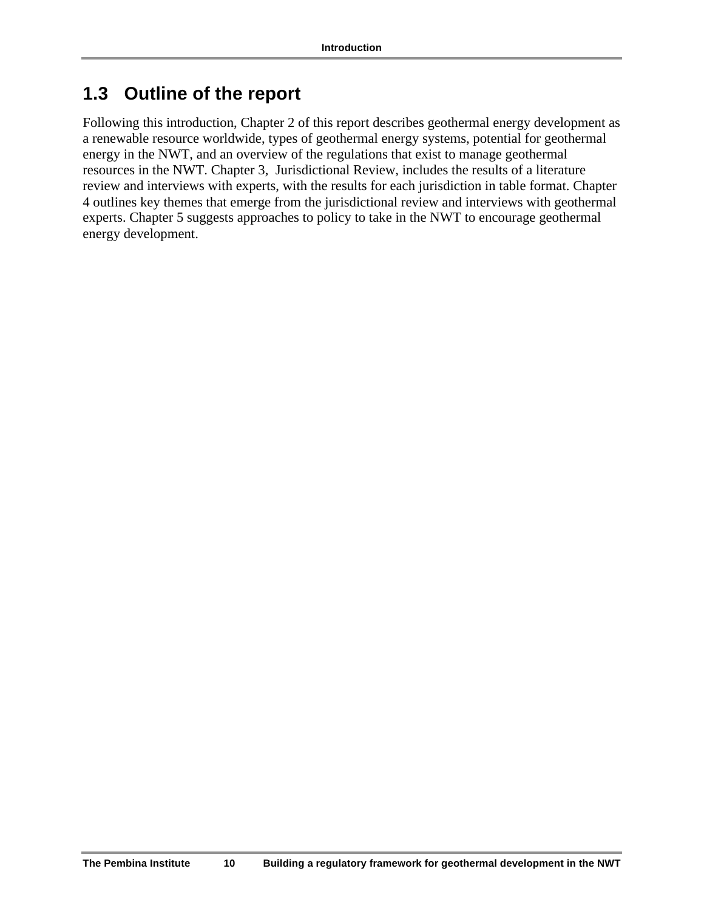## 1.3 Outline of the report

Following this introduction, Chapter 2 of this report describes geothermal energy development as a renewable resource worldwide, types of geothermal energy systems, potential for geothermal energy in the NWT, and an overview of the regulations that exist to manage geothermal resources in the NWT. Chapter 3, Jurisdictional Review, includes the results of a literature review and interviews with experts, with the results for each jurisdiction in table format. Chapter 4 outlines key themes that emerge from the jurisdictional review and interviews with geothermal experts. Chapter 5 suggests approaches to policy to take in the NWT to encourage geothermal energy development.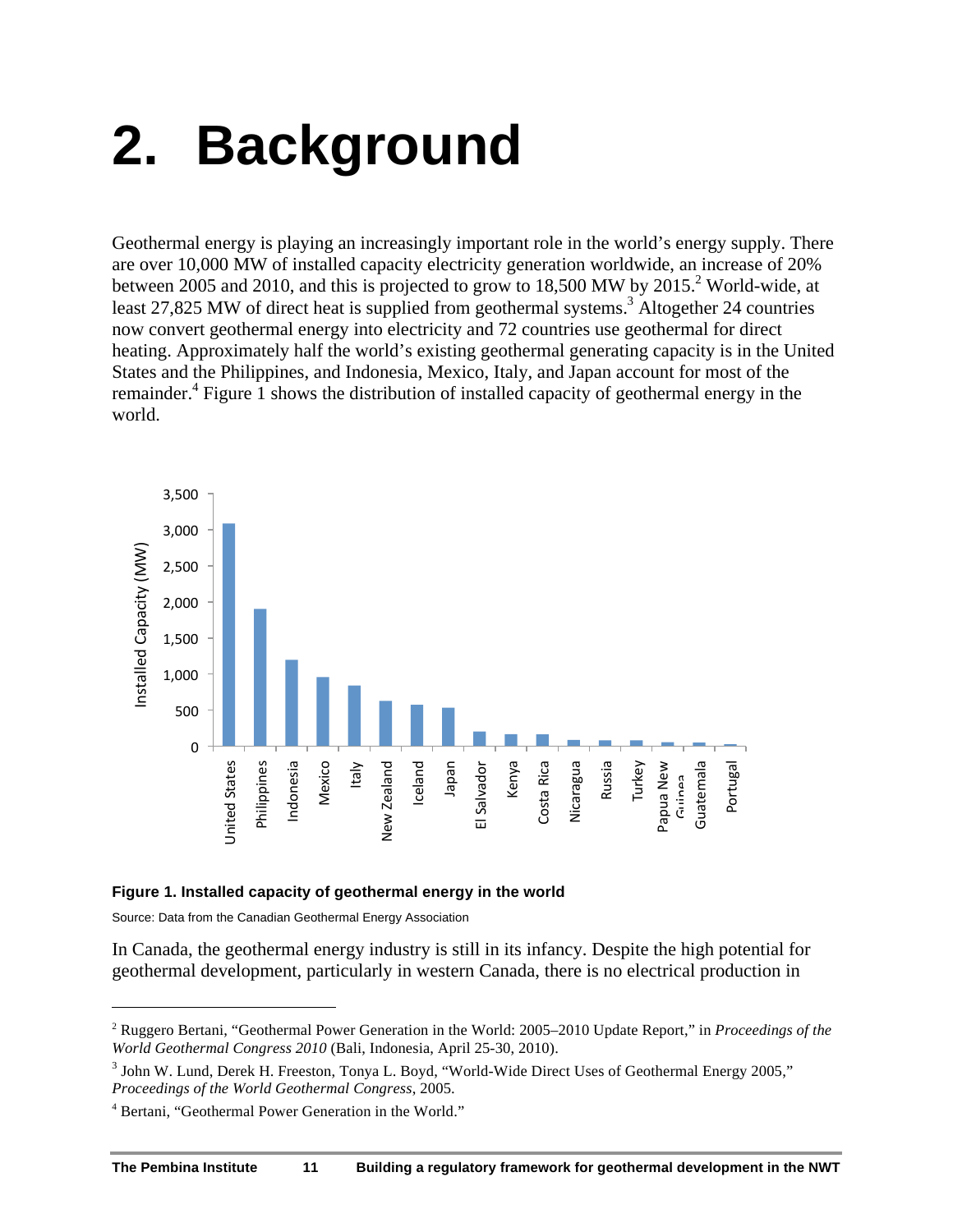# 2. Background

Geothermal energy is playing an increasingly important role in the world's energy supply. There are over 10,000 MW of installed capacity electricity generation worldwide, an increase of 20% between 2005 and 2010, and this is projected to grow to 18,500 MW by 2015.[2] World-wide, at least 27,825 MW of direct heat is supplied from geothermal systems.[3] Altogether 24 countries now convert geothermal energy into electricity and 72 countries use geothermal for direct heating. Approximately half the world's existing geothermal generating capacity is in the United States and the Philippines, and Indonesia, Mexico, Italy, and Japan account for most of the remainder.[4] Figure 1 shows the distribution of installed capacity of geothermal energy in the world.

Installed Capacity (MW)

3,500
3,000
2,500
2,000
1,500
1,000
500
0

United States
Philippines
Indonesia
Mexico
Italy
New Zealand
Iceland
Japan
El Salvador
Kenya
Costa Rica
Nicaragua
Russia
Turkey
Papua New Guinea
Guatemala
Portugal

**Figure 1. Installed capacity of geothermal energy in the world**

Source: Data from the Canadian Geothermal Energy Association

In Canada, the geothermal energy industry is still in its infancy. Despite the high potential for geothermal development, particularly in western Canada, there is no electrical production in

---

[2] Ruggero Bertani, "Geothermal Power Generation in the World: 2005–2010 Update Report," in *Proceedings of the World Geothermal Congress 2010* (Bali, Indonesia, April 25-30, 2010).

[3] John W. Lund, Derek H. Freeston, Tonya L. Boyd, "World-Wide Direct Uses of Geothermal Energy 2005," *Proceedings of the World Geothermal Congress*, 2005.

[4] Bertani, "Geothermal Power Generation in the World."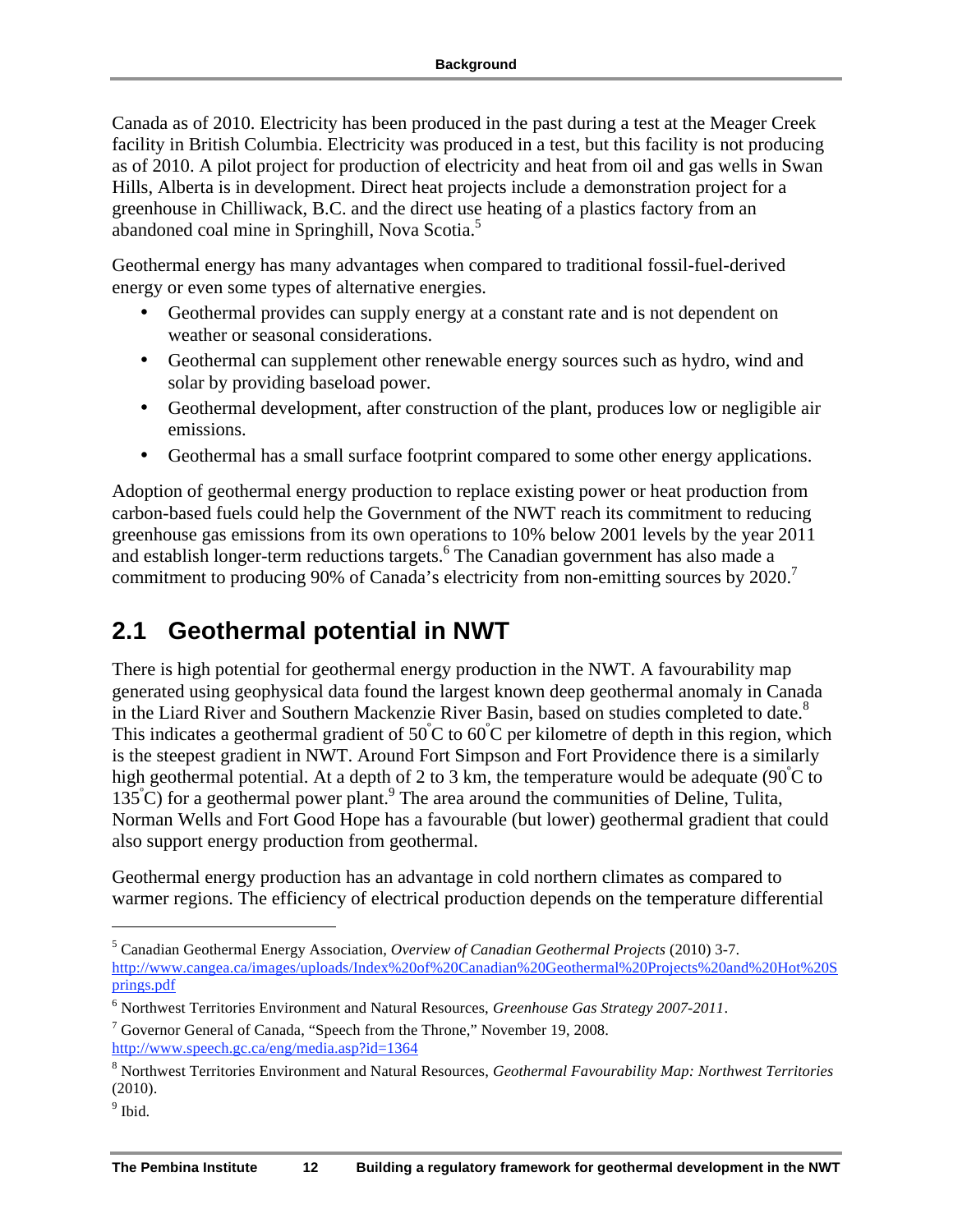Canada as of 2010. Electricity has been produced in the past during a test at the Meager Creek facility in British Columbia. Electricity was produced in a test, but this facility is not producing as of 2010. A pilot project for production of electricity and heat from oil and gas wells in Swan Hills, Alberta is in development. Direct heat projects include a demonstration project for a greenhouse in Chilliwack, B.C. and the direct use heating of a plastics factory from an abandoned coal mine in Springhill, Nova Scotia.[5]

Geothermal energy has many advantages when compared to traditional fossil-fuel-derived energy or even some types of alternative energies.

- Geothermal provides can supply energy at a constant rate and is not dependent on weather or seasonal considerations.
- Geothermal can supplement other renewable energy sources such as hydro, wind and solar by providing baseload power.
- Geothermal development, after construction of the plant, produces low or negligible air emissions.
- Geothermal has a small surface footprint compared to some other energy applications.

Adoption of geothermal energy production to replace existing power or heat production from carbon-based fuels could help the Government of the NWT reach its commitment to reducing greenhouse gas emissions from its own operations to 10% below 2001 levels by the year 2011 and establish longer-term reductions targets.[6] The Canadian government has also made a commitment to producing 90% of Canada's electricity from non-emitting sources by 2020.[7]

## 2.1 Geothermal potential in NWT

There is high potential for geothermal energy production in the NWT. A favourability map generated using geophysical data found the largest known deep geothermal anomaly in Canada in the Liard River and Southern Mackenzie River Basin, based on studies completed to date.[8] This indicates a geothermal gradient of 50°C to 60°C per kilometre of depth in this region, which is the steepest gradient in NWT. Around Fort Simpson and Fort Providence there is a similarly high geothermal potential. At a depth of 2 to 3 km, the temperature would be adequate (90°C to 135°C) for a geothermal power plant.[9] The area around the communities of Deline, Tulita, Norman Wells and Fort Good Hope has a favourable (but lower) geothermal gradient that could also support energy production from geothermal.

Geothermal energy production has an advantage in cold northern climates as compared to warmer regions. The efficiency of electrical production depends on the temperature differential

---

[5] Canadian Geothermal Energy Association, *Overview of Canadian Geothermal Projects* (2010) 3-7. http://www.cangea.ca/images/uploads/Index%20of%20Canadian%20Geothermal%20Projects%20and%20Hot%20Springs.pdf

[6] Northwest Territories Environment and Natural Resources, *Greenhouse Gas Strategy 2007-2011*.

[7] Governor General of Canada, "Speech from the Throne," November 19, 2008. http://www.speech.gc.ca/eng/media.asp?id=1364

[8] Northwest Territories Environment and Natural Resources, *Geothermal Favourability Map: Northwest Territories* (2010).

[9] Ibid.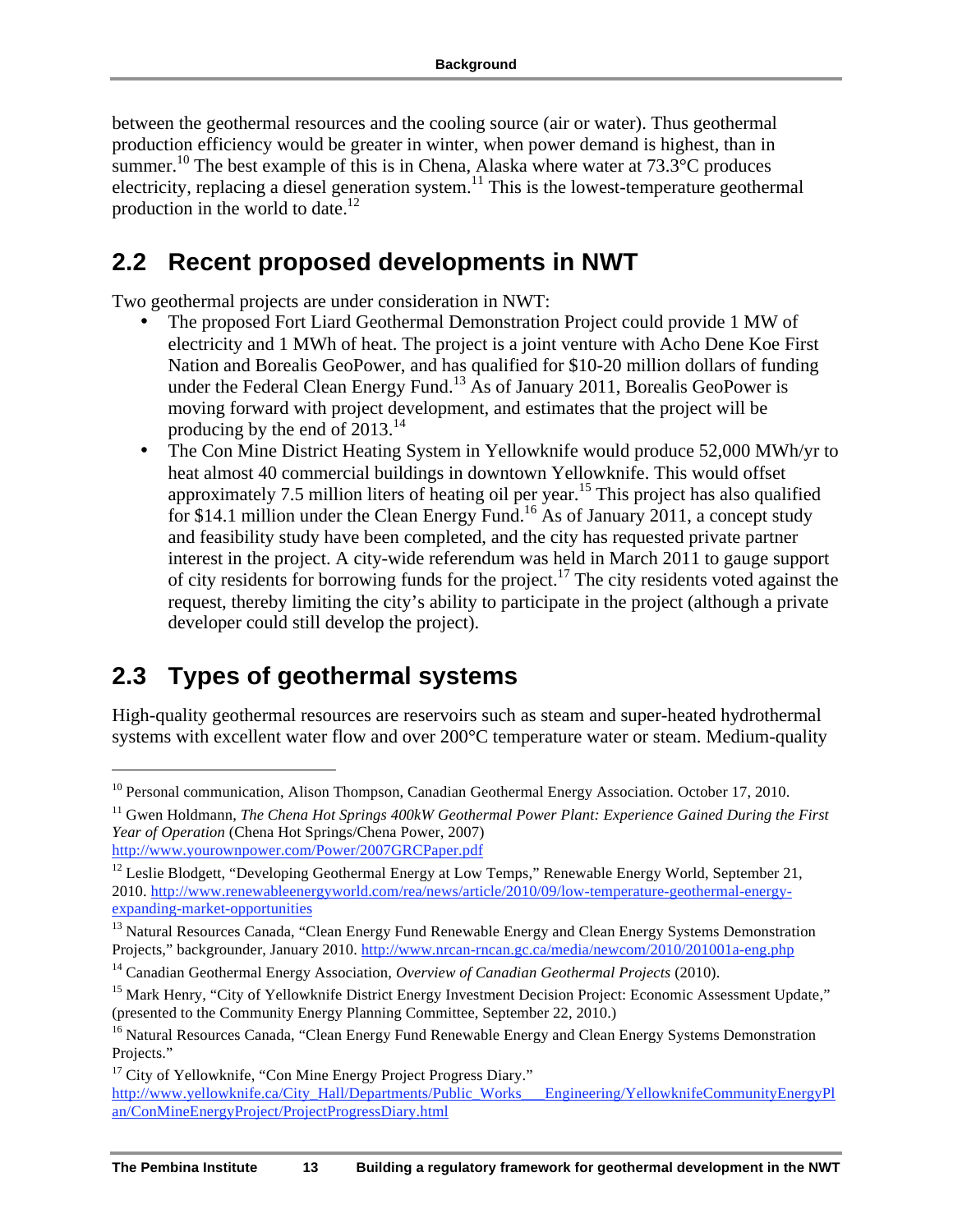between the geothermal resources and the cooling source (air or water). Thus geothermal production efficiency would be greater in winter, when power demand is highest, than in summer.[10] The best example of this is in Chena, Alaska where water at 73.3°C produces electricity, replacing a diesel generation system.[11] This is the lowest-temperature geothermal production in the world to date.[12]

## 2.2 Recent proposed developments in NWT

Two geothermal projects are under consideration in NWT:

- The proposed Fort Liard Geothermal Demonstration Project could provide 1 MW of electricity and 1 MWh of heat. The project is a joint venture with Acho Dene Koe First Nation and Borealis GeoPower, and has qualified for $10-20 million dollars of funding under the Federal Clean Energy Fund.[13] As of January 2011, Borealis GeoPower is moving forward with project development, and estimates that the project will be producing by the end of 2013.[14]
- The Con Mine District Heating System in Yellowknife would produce 52,000 MWh/yr to heat almost 40 commercial buildings in downtown Yellowknife. This would offset approximately 7.5 million liters of heating oil per year.[15] This project has also qualified for $14.1 million under the Clean Energy Fund.[16] As of January 2011, a concept study and feasibility study have been completed, and the city has requested private partner interest in the project. A city-wide referendum was held in March 2011 to gauge support of city residents for borrowing funds for the project.[17] The city residents voted against the request, thereby limiting the city's ability to participate in the project (although a private developer could still develop the project).

## 2.3 Types of geothermal systems

High-quality geothermal resources are reservoirs such as steam and super-heated hydrothermal systems with excellent water flow and over 200°C temperature water or steam. Medium-quality

---

[10] Personal communication, Alison Thompson, Canadian Geothermal Energy Association. October 17, 2010.

[11] Gwen Holdmann, *The Chena Hot Springs 400kW Geothermal Power Plant: Experience Gained During the First Year of Operation* (Chena Hot Springs/Chena Power, 2007) http://www.yourownpower.com/Power/2007GRCPaper.pdf

[12] Leslie Blodgett, "Developing Geothermal Energy at Low Temps," Renewable Energy World, September 21, 2010. http://www.renewableenergyworld.com/rea/news/article/2010/09/low-temperature-geothermal-energy-expanding-market-opportunities

[13] Natural Resources Canada, "Clean Energy Fund Renewable Energy and Clean Energy Systems Demonstration Projects," backgrounder, January 2010. http://www.nrcan-rncan.gc.ca/media/newcom/2010/201001a-eng.php

[14] Canadian Geothermal Energy Association, *Overview of Canadian Geothermal Projects* (2010).

[15] Mark Henry, "City of Yellowknife District Energy Investment Decision Project: Economic Assessment Update," (presented to the Community Energy Planning Committee, September 22, 2010.)

[16] Natural Resources Canada, "Clean Energy Fund Renewable Energy and Clean Energy Systems Demonstration Projects."

[17] City of Yellowknife, "Con Mine Energy Project Progress Diary." http://www.yellowknife.ca/City_Hall/Departments/Public_Works___Engineering/YellowknifeCommunityEnergyPlan/ConMineEnergyProject/ProjectProgressDiary.html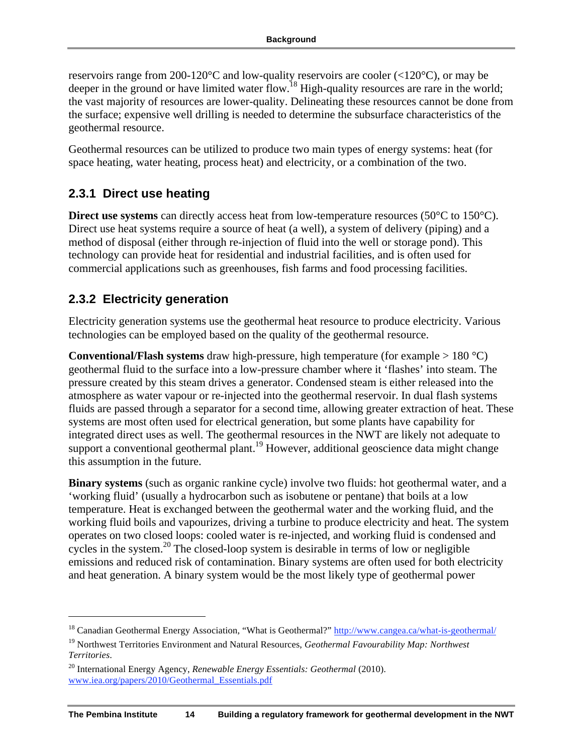reservoirs range from 200-120°C and low-quality reservoirs are cooler (<120°C), or may be deeper in the ground or have limited water flow.[18] High-quality resources are rare in the world; the vast majority of resources are lower-quality. Delineating these resources cannot be done from the surface; expensive well drilling is needed to determine the subsurface characteristics of the geothermal resource.

Geothermal resources can be utilized to produce two main types of energy systems: heat (for space heating, water heating, process heat) and electricity, or a combination of the two.

### 2.3.1 Direct use heating

**Direct use systems** can directly access heat from low-temperature resources (50°C to 150°C). Direct use heat systems require a source of heat (a well), a system of delivery (piping) and a method of disposal (either through re-injection of fluid into the well or storage pond). This technology can provide heat for residential and industrial facilities, and is often used for commercial applications such as greenhouses, fish farms and food processing facilities.

### 2.3.2 Electricity generation

Electricity generation systems use the geothermal heat resource to produce electricity. Various technologies can be employed based on the quality of the geothermal resource.

**Conventional/Flash systems** draw high-pressure, high temperature (for example > 180 °C) geothermal fluid to the surface into a low-pressure chamber where it 'flashes' into steam. The pressure created by this steam drives a generator. Condensed steam is either released into the atmosphere as water vapour or re-injected into the geothermal reservoir. In dual flash systems fluids are passed through a separator for a second time, allowing greater extraction of heat. These systems are most often used for electrical generation, but some plants have capability for integrated direct uses as well. The geothermal resources in the NWT are likely not adequate to support a conventional geothermal plant.[19] However, additional geoscience data might change this assumption in the future.

**Binary systems** (such as organic rankine cycle) involve two fluids: hot geothermal water, and a 'working fluid' (usually a hydrocarbon such as isobutene or pentane) that boils at a low temperature. Heat is exchanged between the geothermal water and the working fluid, and the working fluid boils and vapourizes, driving a turbine to produce electricity and heat. The system operates on two closed loops: cooled water is re-injected, and working fluid is condensed and cycles in the system.[20] The closed-loop system is desirable in terms of low or negligible emissions and reduced risk of contamination. Binary systems are often used for both electricity and heat generation. A binary system would be the most likely type of geothermal power

---

[18] Canadian Geothermal Energy Association, "What is Geothermal?" http://www.cangea.ca/what-is-geothermal/

[19] Northwest Territories Environment and Natural Resources, *Geothermal Favourability Map: Northwest Territories*.

[20] International Energy Agency, *Renewable Energy Essentials: Geothermal* (2010). www.iea.org/papers/2010/Geothermal_Essentials.pdf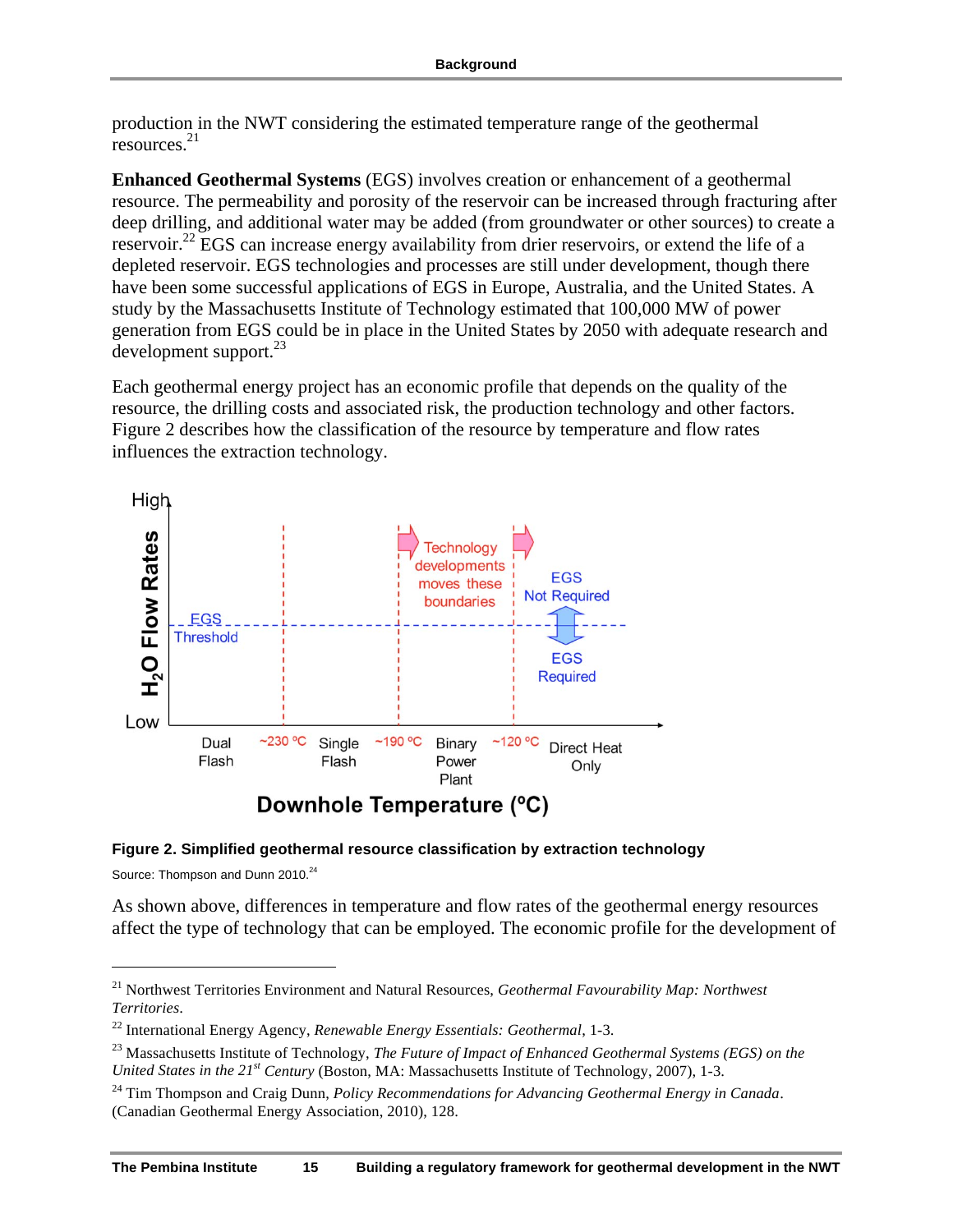production in the NWT considering the estimated temperature range of the geothermal resources.[21]

**Enhanced Geothermal Systems** (EGS) involves creation or enhancement of a geothermal resource. The permeability and porosity of the reservoir can be increased through fracturing after deep drilling, and additional water may be added (from groundwater or other sources) to create a reservoir.[22] EGS can increase energy availability from drier reservoirs, or extend the life of a depleted reservoir. EGS technologies and processes are still under development, though there have been some successful applications of EGS in Europe, Australia, and the United States. A study by the Massachusetts Institute of Technology estimated that 100,000 MW of power generation from EGS could be in place in the United States by 2050 with adequate research and development support.[23]

Each geothermal energy project has an economic profile that depends on the quality of the resource, the drilling costs and associated risk, the production technology and other factors. Figure 2 describes how the classification of the resource by temperature and flow rates influences the extraction technology.

High

$H_2O$ Flow Rates

Low

EGS Threshold

Technology developments moves these boundaries

EGS Not Required

EGS Required

Dual Flash

~230 °C

Single Flash

~190 °C

Binary Power Plant

~120 °C

Direct Heat Only

Downhole Temperature (°C)

**Figure 2. Simplified geothermal resource classification by extraction technology**

Source: Thompson and Dunn 2010.[24]

As shown above, differences in temperature and flow rates of the geothermal energy resources affect the type of technology that can be employed. The economic profile for the development of

---

[21] Northwest Territories Environment and Natural Resources, *Geothermal Favourability Map: Northwest Territories*.

[22] International Energy Agency, *Renewable Energy Essentials: Geothermal*, 1-3.

[23] Massachusetts Institute of Technology, *The Future of Impact of Enhanced Geothermal Systems (EGS) on the United States in the 21st Century* (Boston, MA: Massachusetts Institute of Technology, 2007), 1-3.

[24] Tim Thompson and Craig Dunn, *Policy Recommendations for Advancing Geothermal Energy in Canada*. (Canadian Geothermal Energy Association, 2010), 128.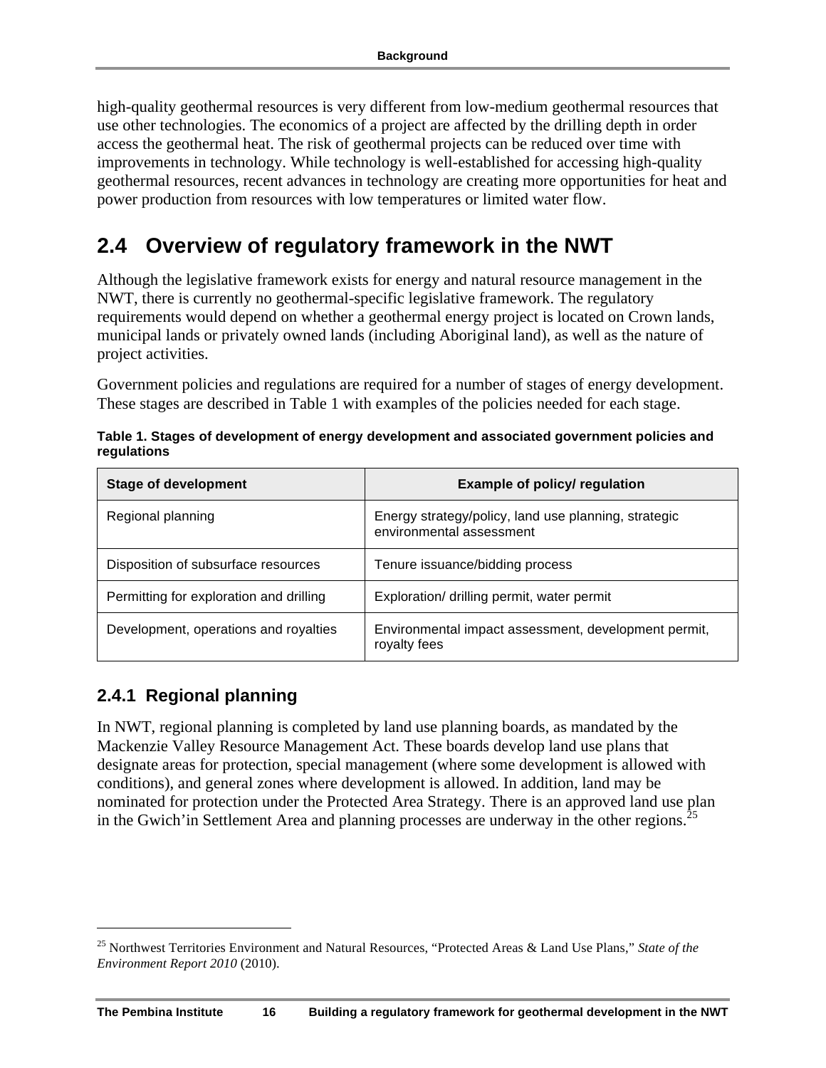high-quality geothermal resources is very different from low-medium geothermal resources that use other technologies. The economics of a project are affected by the drilling depth in order access the geothermal heat. The risk of geothermal projects can be reduced over time with improvements in technology. While technology is well-established for accessing high-quality geothermal resources, recent advances in technology are creating more opportunities for heat and power production from resources with low temperatures or limited water flow.

## 2.4 Overview of regulatory framework in the NWT

Although the legislative framework exists for energy and natural resource management in the NWT, there is currently no geothermal-specific legislative framework. The regulatory requirements would depend on whether a geothermal energy project is located on Crown lands, municipal lands or privately owned lands (including Aboriginal land), as well as the nature of project activities.

Government policies and regulations are required for a number of stages of energy development. These stages are described in Table 1 with examples of the policies needed for each stage.

**Table 1. Stages of development of energy development and associated government policies and regulations**

| Stage of development | Example of policy/ regulation |
|---|---|
| Regional planning | Energy strategy/policy, land use planning, strategic environmental assessment |
| Disposition of subsurface resources | Tenure issuance/bidding process |
| Permitting for exploration and drilling | Exploration/ drilling permit, water permit |
| Development, operations and royalties | Environmental impact assessment, development permit, royalty fees |

### 2.4.1 Regional planning

In NWT, regional planning is completed by land use planning boards, as mandated by the Mackenzie Valley Resource Management Act. These boards develop land use plans that designate areas for protection, special management (where some development is allowed with conditions), and general zones where development is allowed. In addition, land may be nominated for protection under the Protected Area Strategy. There is an approved land use plan in the Gwich'in Settlement Area and planning processes are underway in the other regions.[25]

---

[25] Northwest Territories Environment and Natural Resources, "Protected Areas & Land Use Plans," *State of the Environment Report 2010* (2010).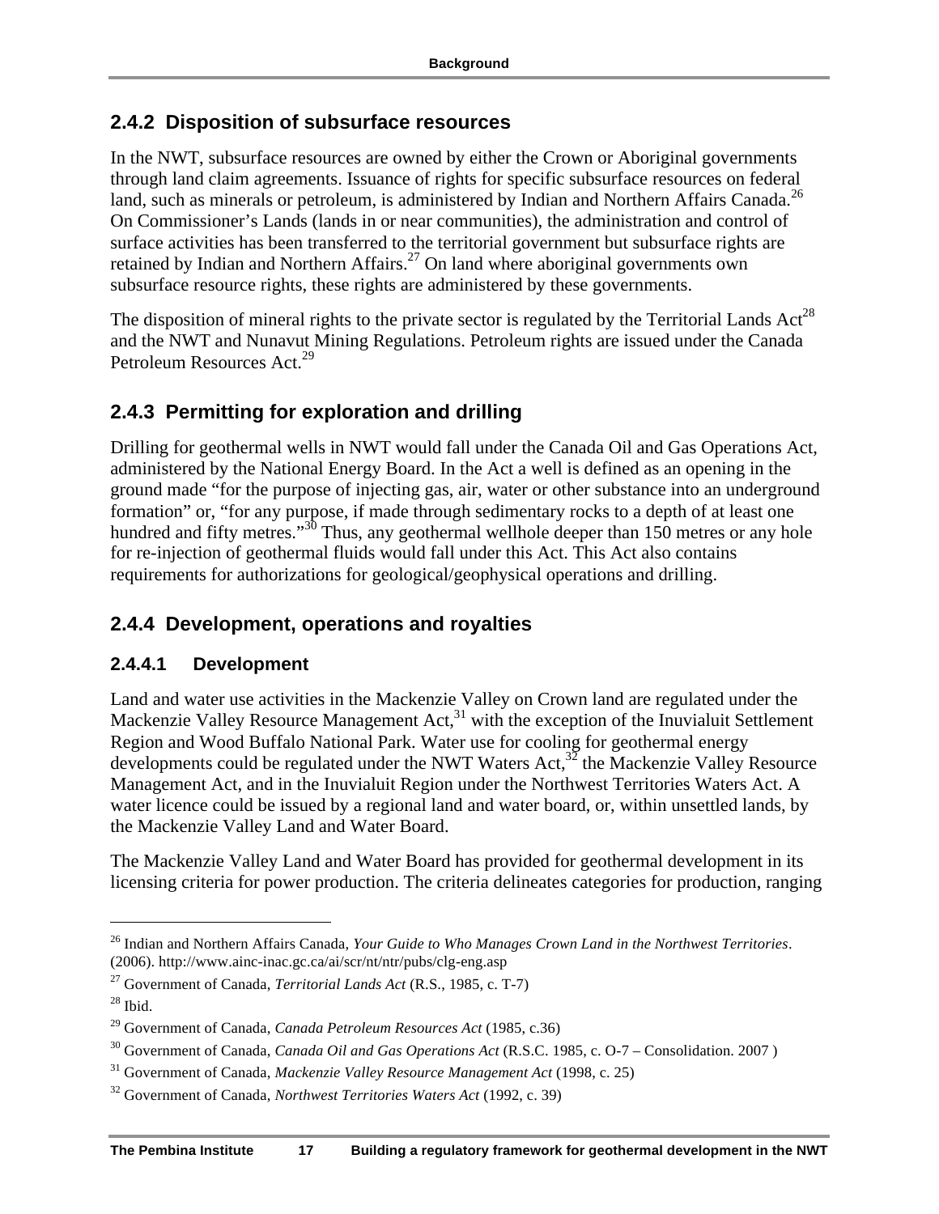### 2.4.2 Disposition of subsurface resources

In the NWT, subsurface resources are owned by either the Crown or Aboriginal governments through land claim agreements. Issuance of rights for specific subsurface resources on federal land, such as minerals or petroleum, is administered by Indian and Northern Affairs Canada.[26] On Commissioner's Lands (lands in or near communities), the administration and control of surface activities has been transferred to the territorial government but subsurface rights are retained by Indian and Northern Affairs.[27] On land where aboriginal governments own subsurface resource rights, these rights are administered by these governments.

The disposition of mineral rights to the private sector is regulated by the Territorial Lands Act[28] and the NWT and Nunavut Mining Regulations. Petroleum rights are issued under the Canada Petroleum Resources Act.[29]

### 2.4.3 Permitting for exploration and drilling

Drilling for geothermal wells in NWT would fall under the Canada Oil and Gas Operations Act, administered by the National Energy Board. In the Act a well is defined as an opening in the ground made "for the purpose of injecting gas, air, water or other substance into an underground formation" or, "for any purpose, if made through sedimentary rocks to a depth of at least one hundred and fifty metres."[30] Thus, any geothermal wellhole deeper than 150 metres or any hole for re-injection of geothermal fluids would fall under this Act. This Act also contains requirements for authorizations for geological/geophysical operations and drilling.

### 2.4.4 Development, operations and royalties

#### 2.4.4.1 Development

Land and water use activities in the Mackenzie Valley on Crown land are regulated under the Mackenzie Valley Resource Management Act,[31] with the exception of the Inuvialuit Settlement Region and Wood Buffalo National Park. Water use for cooling for geothermal energy developments could be regulated under the NWT Waters Act,[32] the Mackenzie Valley Resource Management Act, and in the Inuvialuit Region under the Northwest Territories Waters Act. A water licence could be issued by a regional land and water board, or, within unsettled lands, by the Mackenzie Valley Land and Water Board.

The Mackenzie Valley Land and Water Board has provided for geothermal development in its licensing criteria for power production. The criteria delineates categories for production, ranging

---

[26] Indian and Northern Affairs Canada, *Your Guide to Who Manages Crown Land in the Northwest Territories*. (2006). http://www.ainc-inac.gc.ca/ai/scr/nt/ntr/pubs/clg-eng.asp

[27] Government of Canada, *Territorial Lands Act* (R.S., 1985, c. T-7)

[28] Ibid.

[29] Government of Canada, *Canada Petroleum Resources Act* (1985, c.36)

[30] Government of Canada, *Canada Oil and Gas Operations Act* (R.S.C. 1985, c. O-7 – Consolidation. 2007 )

[31] Government of Canada, *Mackenzie Valley Resource Management Act* (1998, c. 25)

[32] Government of Canada, *Northwest Territories Waters Act* (1992, c. 39)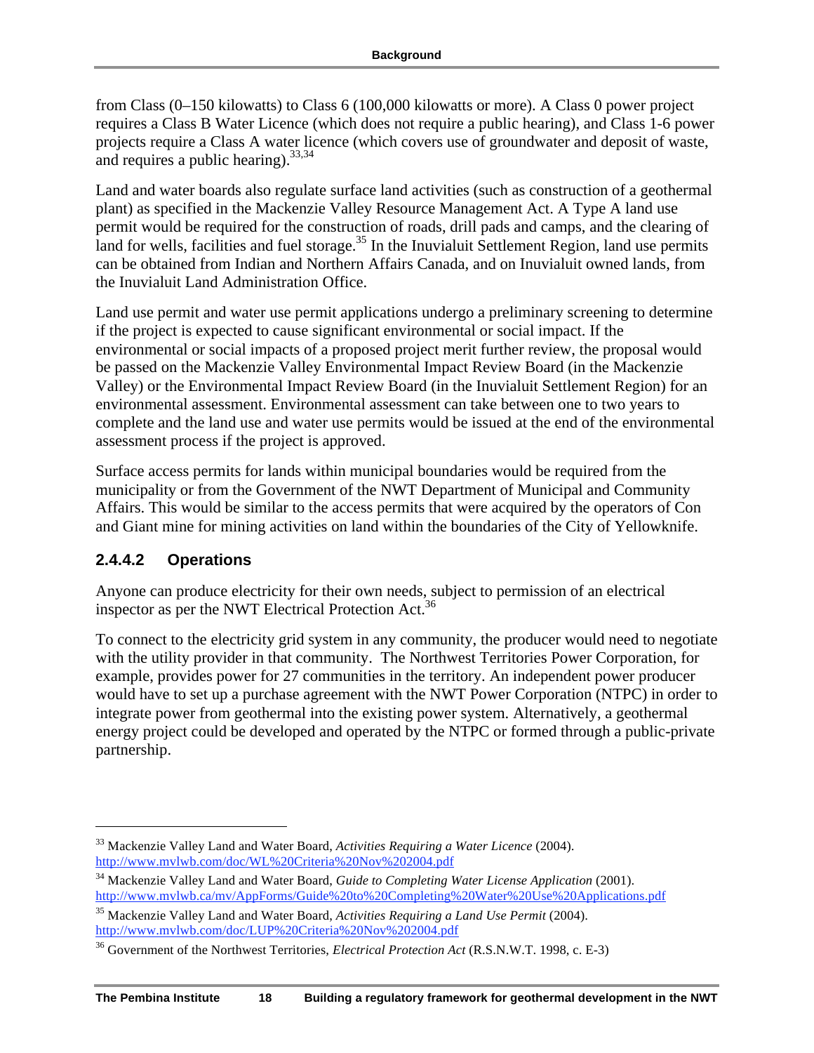from Class (0–150 kilowatts) to Class 6 (100,000 kilowatts or more). A Class 0 power project requires a Class B Water Licence (which does not require a public hearing), and Class 1-6 power projects require a Class A water licence (which covers use of groundwater and deposit of waste, and requires a public hearing).[33,34]

Land and water boards also regulate surface land activities (such as construction of a geothermal plant) as specified in the Mackenzie Valley Resource Management Act. A Type A land use permit would be required for the construction of roads, drill pads and camps, and the clearing of land for wells, facilities and fuel storage.[35] In the Inuvialuit Settlement Region, land use permits can be obtained from Indian and Northern Affairs Canada, and on Inuvialuit owned lands, from the Inuvialuit Land Administration Office.

Land use permit and water use permit applications undergo a preliminary screening to determine if the project is expected to cause significant environmental or social impact. If the environmental or social impacts of a proposed project merit further review, the proposal would be passed on the Mackenzie Valley Environmental Impact Review Board (in the Mackenzie Valley) or the Environmental Impact Review Board (in the Inuvialuit Settlement Region) for an environmental assessment. Environmental assessment can take between one to two years to complete and the land use and water use permits would be issued at the end of the environmental assessment process if the project is approved.

Surface access permits for lands within municipal boundaries would be required from the municipality or from the Government of the NWT Department of Municipal and Community Affairs. This would be similar to the access permits that were acquired by the operators of Con and Giant mine for mining activities on land within the boundaries of the City of Yellowknife.

### 2.4.4.2 Operations

Anyone can produce electricity for their own needs, subject to permission of an electrical inspector as per the NWT Electrical Protection Act.[36]

To connect to the electricity grid system in any community, the producer would need to negotiate with the utility provider in that community. The Northwest Territories Power Corporation, for example, provides power for 27 communities in the territory. An independent power producer would have to set up a purchase agreement with the NWT Power Corporation (NTPC) in order to integrate power from geothermal into the existing power system. Alternatively, a geothermal energy project could be developed and operated by the NTPC or formed through a public-private partnership.

---

[33] Mackenzie Valley Land and Water Board, *Activities Requiring a Water Licence* (2004). http://www.mvlwb.com/doc/WL%20Criteria%20Nov%202004.pdf

[34] Mackenzie Valley Land and Water Board, *Guide to Completing Water License Application* (2001). http://www.mvlwb.ca/mv/AppForms/Guide%20to%20Completing%20Water%20Use%20Applications.pdf

[35] Mackenzie Valley Land and Water Board, *Activities Requiring a Land Use Permit* (2004). http://www.mvlwb.com/doc/LUP%20Criteria%20Nov%202004.pdf

[36] Government of the Northwest Territories, *Electrical Protection Act* (R.S.N.W.T. 1998, c. E-3)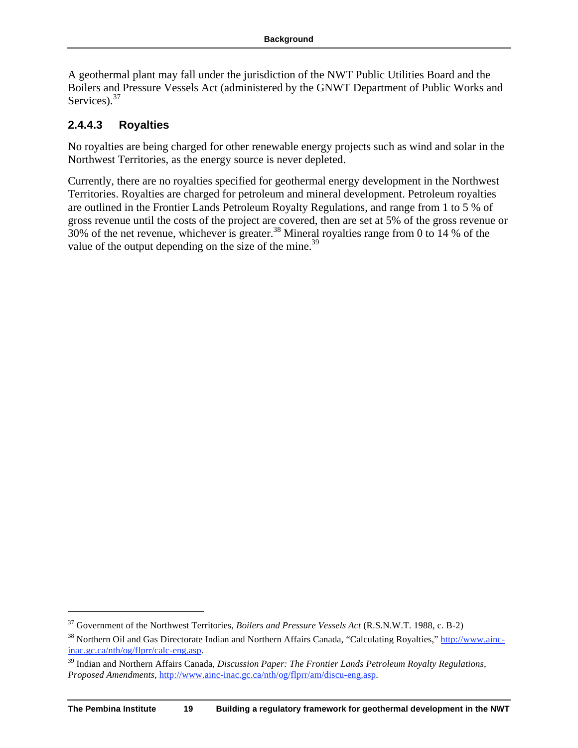A geothermal plant may fall under the jurisdiction of the NWT Public Utilities Board and the Boilers and Pressure Vessels Act (administered by the GNWT Department of Public Works and Services).[37]

#### 2.4.4.3 Royalties

No royalties are being charged for other renewable energy projects such as wind and solar in the Northwest Territories, as the energy source is never depleted.

Currently, there are no royalties specified for geothermal energy development in the Northwest Territories. Royalties are charged for petroleum and mineral development. Petroleum royalties are outlined in the Frontier Lands Petroleum Royalty Regulations, and range from 1 to 5 % of gross revenue until the costs of the project are covered, then are set at 5% of the gross revenue or 30% of the net revenue, whichever is greater.[38] Mineral royalties range from 0 to 14 % of the value of the output depending on the size of the mine.[39]

---

[37] Government of the Northwest Territories, *Boilers and Pressure Vessels Act* (R.S.N.W.T. 1988, c. B-2)

[38] Northern Oil and Gas Directorate Indian and Northern Affairs Canada, "Calculating Royalties," http://www.ainc-inac.gc.ca/nth/og/flprr/calc-eng.asp.

[39] Indian and Northern Affairs Canada, *Discussion Paper: The Frontier Lands Petroleum Royalty Regulations, Proposed Amendments*, http://www.ainc-inac.gc.ca/nth/og/flprr/am/discu-eng.asp.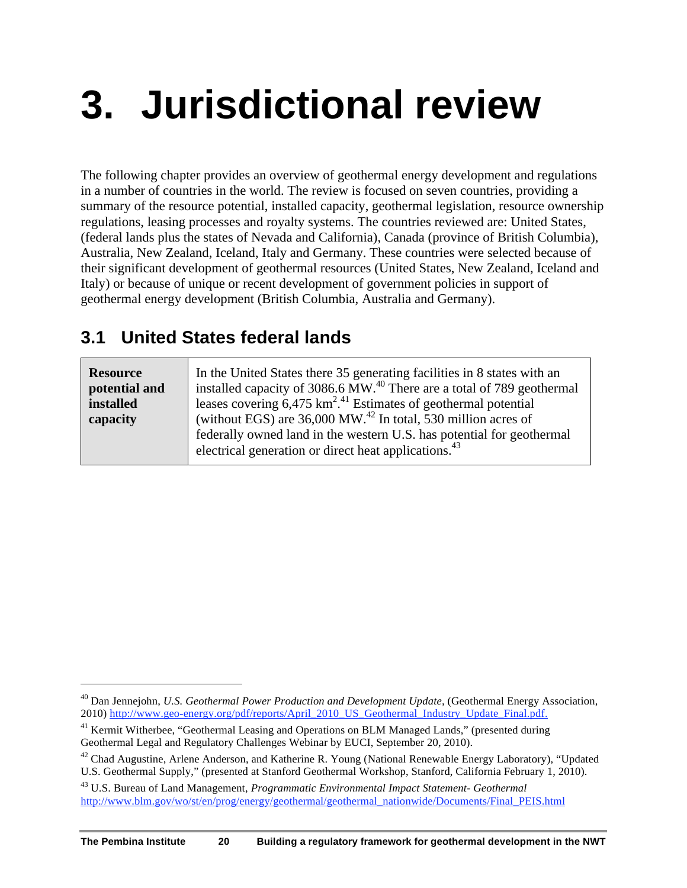# 3. Jurisdictional review

The following chapter provides an overview of geothermal energy development and regulations in a number of countries in the world. The review is focused on seven countries, providing a summary of the resource potential, installed capacity, geothermal legislation, resource ownership regulations, leasing processes and royalty systems. The countries reviewed are: United States, (federal lands plus the states of Nevada and California), Canada (province of British Columbia), Australia, New Zealand, Iceland, Italy and Germany. These countries were selected because of their significant development of geothermal resources (United States, New Zealand, Iceland and Italy) or because of unique or recent development of government policies in support of geothermal energy development (British Columbia, Australia and Germany).

## 3.1 United States federal lands

| | |
|---|---|
| **Resource potential and installed capacity** | In the United States there 35 generating facilities in 8 states with an installed capacity of 3086.6 MW.[40] There are a total of 789 geothermal leases covering 6,475 $km^2$.[41] Estimates of geothermal potential (without EGS) are 36,000 MW.[42] In total, 530 million acres of federally owned land in the western U.S. has potential for geothermal electrical generation or direct heat applications.[43] |

[40] Dan Jennejohn, *U.S. Geothermal Power Production and Development Update*, (Geothermal Energy Association, 2010) http://www.geo-energy.org/pdf/reports/April_2010_US_Geothermal_Industry_Update_Final.pdf.

[41] Kermit Witherbee, "Geothermal Leasing and Operations on BLM Managed Lands," (presented during Geothermal Legal and Regulatory Challenges Webinar by EUCI, September 20, 2010).

[42] Chad Augustine, Arlene Anderson, and Katherine R. Young (National Renewable Energy Laboratory), "Updated U.S. Geothermal Supply," (presented at Stanford Geothermal Workshop, Stanford, California February 1, 2010).

[43] U.S. Bureau of Land Management, *Programmatic Environmental Impact Statement- Geothermal* http://www.blm.gov/wo/st/en/prog/energy/geothermal/geothermal_nationwide/Documents/Final_PEIS.html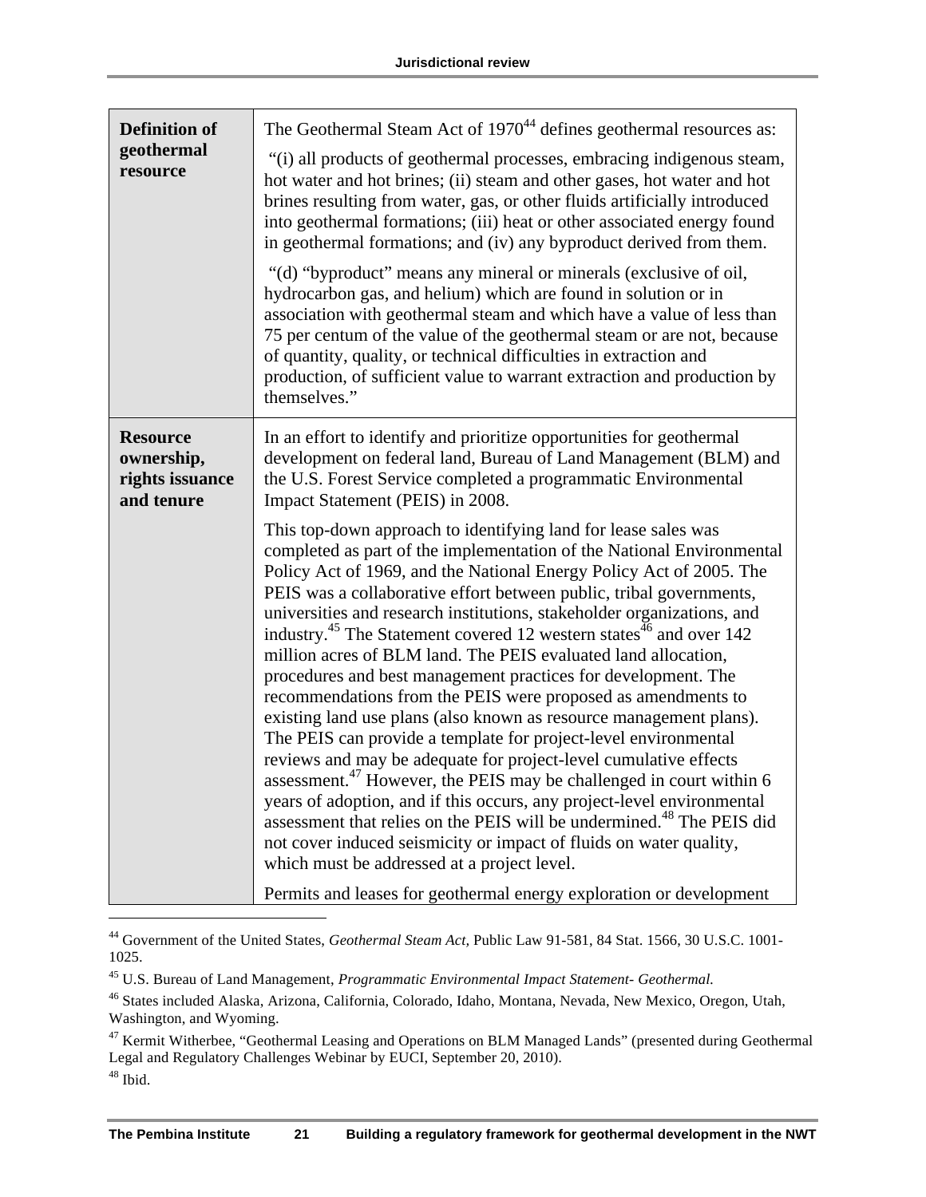| | |
|---|---|
| **Definition of geothermal resource** | The Geothermal Steam Act of 1970[44] defines geothermal resources as: <br><br> "(i) all products of geothermal processes, embracing indigenous steam, hot water and hot brines; (ii) steam and other gases, hot water and hot brines resulting from water, gas, or other fluids artificially introduced into geothermal formations; (iii) heat or other associated energy found in geothermal formations; and (iv) any byproduct derived from them. <br><br> "(d) "byproduct" means any mineral or minerals (exclusive of oil, hydrocarbon gas, and helium) which are found in solution or in association with geothermal steam and which have a value of less than 75 per centum of the value of the geothermal steam or are not, because of quantity, quality, or technical difficulties in extraction and production, of sufficient value to warrant extraction and production by themselves." |
| **Resource ownership, rights issuance and tenure** | In an effort to identify and prioritize opportunities for geothermal development on federal land, Bureau of Land Management (BLM) and the U.S. Forest Service completed a programmatic Environmental Impact Statement (PEIS) in 2008. <br><br> This top-down approach to identifying land for lease sales was completed as part of the implementation of the National Environmental Policy Act of 1969, and the National Energy Policy Act of 2005. The PEIS was a collaborative effort between public, tribal governments, universities and research institutions, stakeholder organizations, and industry.[45] The Statement covered 12 western states[46] and over 142 million acres of BLM land. The PEIS evaluated land allocation, procedures and best management practices for development. The recommendations from the PEIS were proposed as amendments to existing land use plans (also known as resource management plans). The PEIS can provide a template for project-level environmental reviews and may be adequate for project-level cumulative effects assessment.[47] However, the PEIS may be challenged in court within 6 years of adoption, and if this occurs, any project-level environmental assessment that relies on the PEIS will be undermined.[48] The PEIS did not cover induced seismicity or impact of fluids on water quality, which must be addressed at a project level. <br><br> Permits and leases for geothermal energy exploration or development |

[44] Government of the United States, *Geothermal Steam Act*, Public Law 91-581, 84 Stat. 1566, 30 U.S.C. 1001-1025.

[45] U.S. Bureau of Land Management, *Programmatic Environmental Impact Statement- Geothermal.*

[46] States included Alaska, Arizona, California, Colorado, Idaho, Montana, Nevada, New Mexico, Oregon, Utah, Washington, and Wyoming.

[47] Kermit Witherbee, "Geothermal Leasing and Operations on BLM Managed Lands" (presented during Geothermal Legal and Regulatory Challenges Webinar by EUCI, September 20, 2010).

[48] Ibid.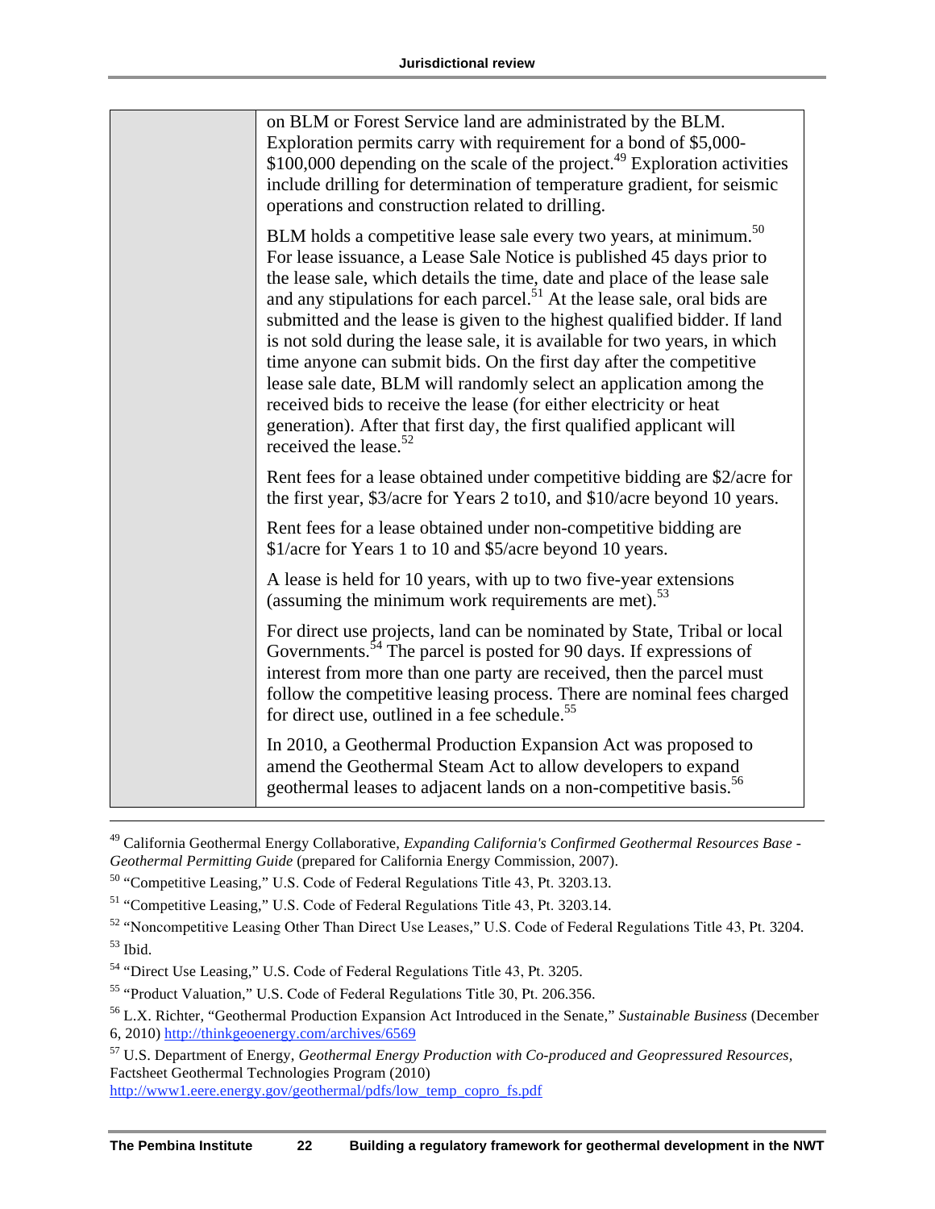| | |
|---|---|
| | on BLM or Forest Service land are administrated by the BLM. Exploration permits carry with requirement for a bond of $5,000-$100,000 depending on the scale of the project.[49] Exploration activities include drilling for determination of temperature gradient, for seismic operations and construction related to drilling.<br><br>BLM holds a competitive lease sale every two years, at minimum.[50] For lease issuance, a Lease Sale Notice is published 45 days prior to the lease sale, which details the time, date and place of the lease sale and any stipulations for each parcel.[51] At the lease sale, oral bids are submitted and the lease is given to the highest qualified bidder. If land is not sold during the lease sale, it is available for two years, in which time anyone can submit bids. On the first day after the competitive lease sale date, BLM will randomly select an application among the received bids to receive the lease (for either electricity or heat generation). After that first day, the first qualified applicant will received the lease.[52]<br><br>Rent fees for a lease obtained under competitive bidding are $2/acre for the first year, $3/acre for Years 2 to10, and $10/acre beyond 10 years.<br><br>Rent fees for a lease obtained under non-competitive bidding are $1/acre for Years 1 to 10 and $5/acre beyond 10 years.<br><br>A lease is held for 10 years, with up to two five-year extensions (assuming the minimum work requirements are met).[53]<br><br>For direct use projects, land can be nominated by State, Tribal or local Governments.[54] The parcel is posted for 90 days. If expressions of interest from more than one party are received, then the parcel must follow the competitive leasing process. There are nominal fees charged for direct use, outlined in a fee schedule.[55]<br><br>In 2010, a Geothermal Production Expansion Act was proposed to amend the Geothermal Steam Act to allow developers to expand geothermal leases to adjacent lands on a non-competitive basis.[56] |

[49] California Geothermal Energy Collaborative, *Expanding California's Confirmed Geothermal Resources Base - Geothermal Permitting Guide* (prepared for California Energy Commission, 2007).

[50] "Competitive Leasing," U.S. Code of Federal Regulations Title 43, Pt. 3203.13.

[51] "Competitive Leasing," U.S. Code of Federal Regulations Title 43, Pt. 3203.14.

[52] "Noncompetitive Leasing Other Than Direct Use Leases," U.S. Code of Federal Regulations Title 43, Pt. 3204.

[53] Ibid.

[54] "Direct Use Leasing," U.S. Code of Federal Regulations Title 43, Pt. 3205.

[55] "Product Valuation," U.S. Code of Federal Regulations Title 30, Pt. 206.356.

[56] L.X. Richter, "Geothermal Production Expansion Act Introduced in the Senate," *Sustainable Business* (December 6, 2010) http://thinkgeoenergy.com/archives/6569

[57] U.S. Department of Energy, *Geothermal Energy Production with Co-produced and Geopressured Resources*, Factsheet Geothermal Technologies Program (2010) http://www1.eere.energy.gov/geothermal/pdfs/low_temp_copro_fs.pdf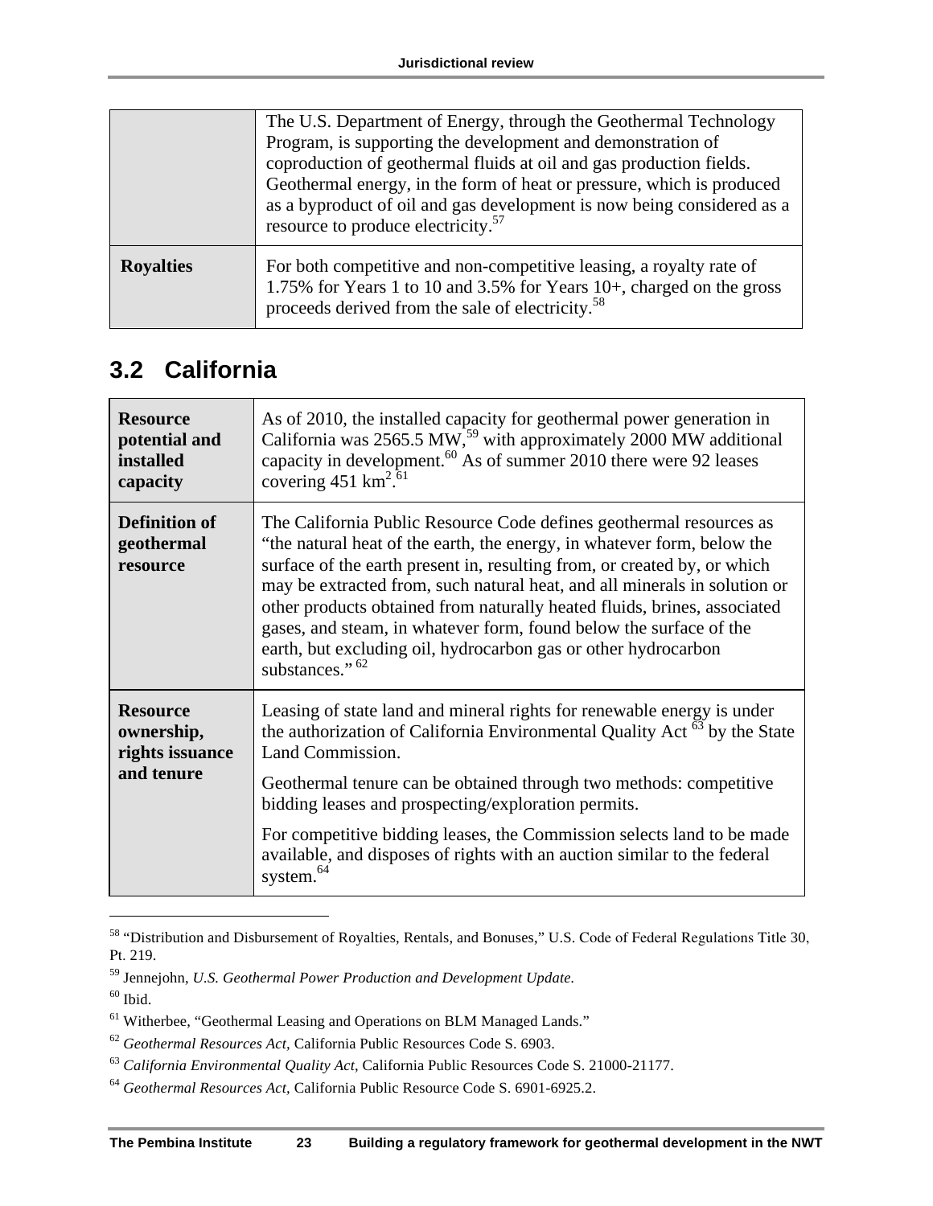| | |
|---|---|
| | The U.S. Department of Energy, through the Geothermal Technology Program, is supporting the development and demonstration of coproduction of geothermal fluids at oil and gas production fields. Geothermal energy, in the form of heat or pressure, which is produced as a byproduct of oil and gas development is now being considered as a resource to produce electricity.[57] |
| **Royalties** | For both competitive and non-competitive leasing, a royalty rate of 1.75% for Years 1 to 10 and 3.5% for Years 10+, charged on the gross proceeds derived from the sale of electricity.[58] |

## 3.2 California

| | |
|---|---|
| **Resource potential and installed capacity** | As of 2010, the installed capacity for geothermal power generation in California was 2565.5 MW,[59] with approximately 2000 MW additional capacity in development.[60] As of summer 2010 there were 92 leases covering 451 $km^2$.[61] |
| **Definition of geothermal resource** | The California Public Resource Code defines geothermal resources as "the natural heat of the earth, the energy, in whatever form, below the surface of the earth present in, resulting from, or created by, or which may be extracted from, such natural heat, and all minerals in solution or other products obtained from naturally heated fluids, brines, associated gases, and steam, in whatever form, found below the surface of the earth, but excluding oil, hydrocarbon gas or other hydrocarbon substances."[62] |
| **Resource ownership, rights issuance and tenure** | Leasing of state land and mineral rights for renewable energy is under the authorization of California Environmental Quality Act[63] by the State Land Commission.<br><br>Geothermal tenure can be obtained through two methods: competitive bidding leases and prospecting/exploration permits.<br><br>For competitive bidding leases, the Commission selects land to be made available, and disposes of rights with an auction similar to the federal system.[64] |

[58] "Distribution and Disbursement of Royalties, Rentals, and Bonuses," U.S. Code of Federal Regulations Title 30, Pt. 219.

[59] Jennejohn, *U.S. Geothermal Power Production and Development Update.*

[60] Ibid.

[61] Witherbee, "Geothermal Leasing and Operations on BLM Managed Lands."

[62] *Geothermal Resources Act,* California Public Resources Code S. 6903.

[63] *California Environmental Quality Act*, California Public Resources Code S. 21000-21177.

[64] *Geothermal Resources Act,* California Public Resource Code S. 6901-6925.2.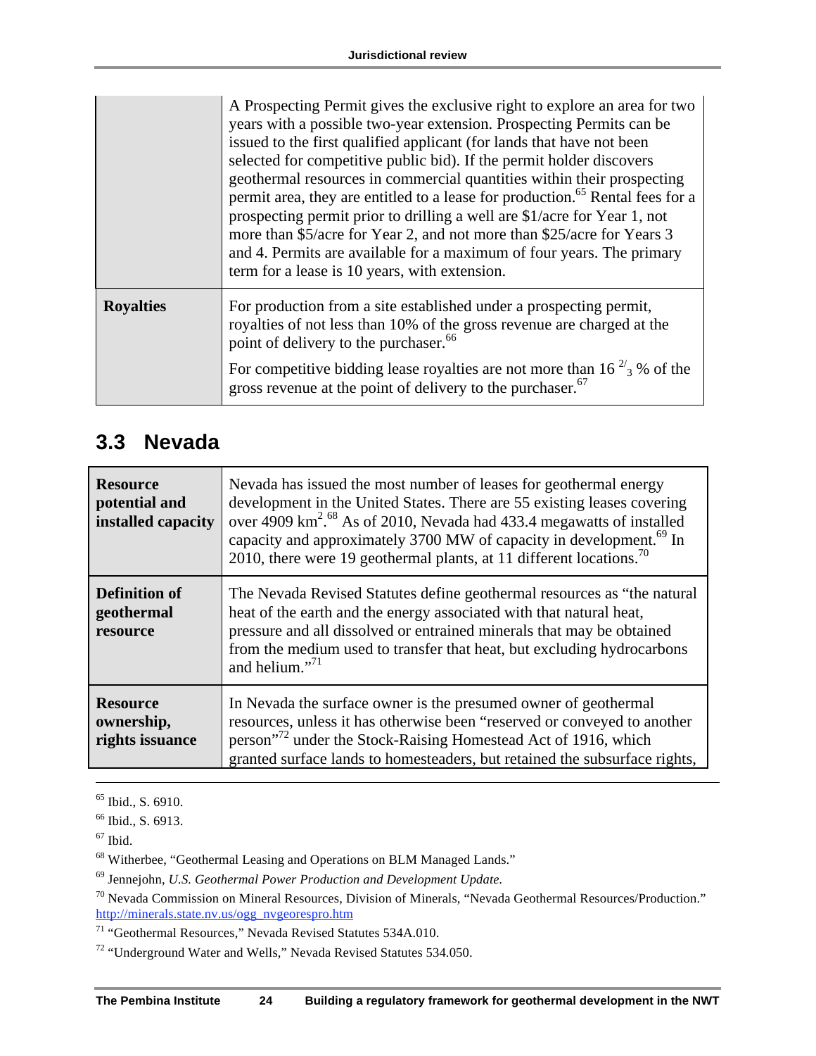| | |
|---|---|
| | A Prospecting Permit gives the exclusive right to explore an area for two years with a possible two-year extension. Prospecting Permits can be issued to the first qualified applicant (for lands that have not been selected for competitive public bid). If the permit holder discovers geothermal resources in commercial quantities within their prospecting permit area, they are entitled to a lease for production.[65] Rental fees for a prospecting permit prior to drilling a well are $1/acre for Year 1, not more than $5/acre for Year 2, and not more than $25/acre for Years 3 and 4. Permits are available for a maximum of four years. The primary term for a lease is 10 years, with extension. |
| **Royalties** | For production from a site established under a prospecting permit, royalties of not less than 10% of the gross revenue are charged at the point of delivery to the purchaser.[66]<br><br>For competitive bidding lease royalties are not more than 16 $^{2}/_{3}$ % of the gross revenue at the point of delivery to the purchaser.[67] |

## 3.3 Nevada

| | |
|---|---|
| **Resource potential and installed capacity** | Nevada has issued the most number of leases for geothermal energy development in the United States. There are 55 existing leases covering over 4909 $km^2$.[68] As of 2010, Nevada had 433.4 megawatts of installed capacity and approximately 3700 MW of capacity in development.[69] In 2010, there were 19 geothermal plants, at 11 different locations.[70] |
| **Definition of geothermal resource** | The Nevada Revised Statutes define geothermal resources as "the natural heat of the earth and the energy associated with that natural heat, pressure and all dissolved or entrained minerals that may be obtained from the medium used to transfer that heat, but excluding hydrocarbons and helium."[71] |
| **Resource ownership, rights issuance** | In Nevada the surface owner is the presumed owner of geothermal resources, unless it has otherwise been "reserved or conveyed to another person"[72] under the Stock-Raising Homestead Act of 1916, which granted surface lands to homesteaders, but retained the subsurface rights, |

[65] Ibid., S. 6910.

[66] Ibid., S. 6913.

[67] Ibid.

[68] Witherbee, "Geothermal Leasing and Operations on BLM Managed Lands."

[69] Jennejohn, *U.S. Geothermal Power Production and Development Update.*

[70] Nevada Commission on Mineral Resources, Division of Minerals, "Nevada Geothermal Resources/Production." http://minerals.state.nv.us/ogg_nvgeorespro.htm

[71] "Geothermal Resources," Nevada Revised Statutes 534A.010.

[72] "Underground Water and Wells," Nevada Revised Statutes 534.050.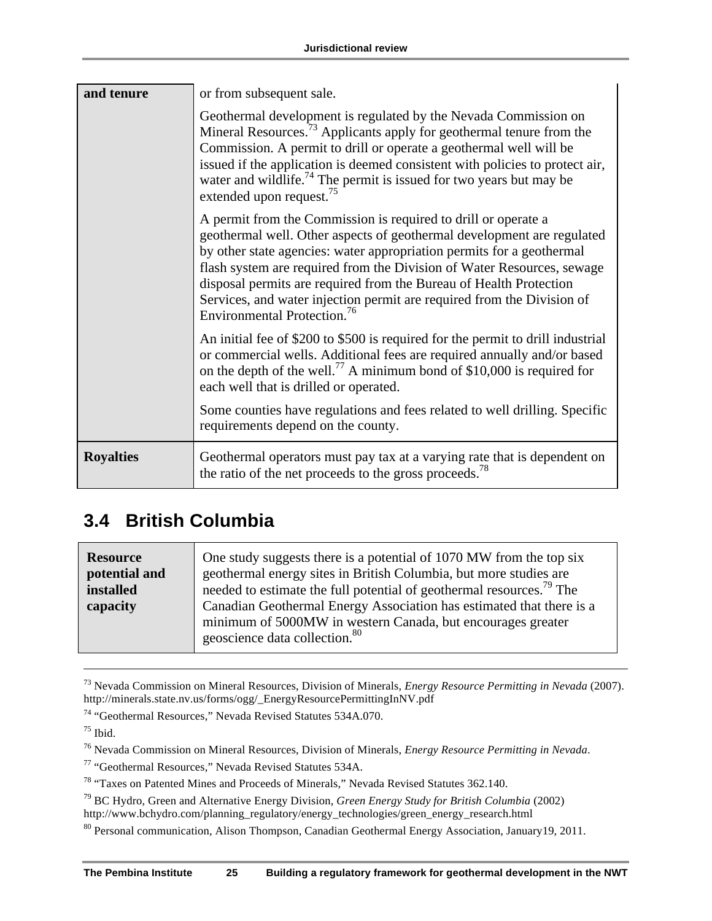| | |
|---|---|
| **and tenure** | or from subsequent sale.<br><br>Geothermal development is regulated by the Nevada Commission on Mineral Resources.[73] Applicants apply for geothermal tenure from the Commission. A permit to drill or operate a geothermal well will be issued if the application is deemed consistent with policies to protect air, water and wildlife.[74] The permit is issued for two years but may be extended upon request.[75]<br><br>A permit from the Commission is required to drill or operate a geothermal well. Other aspects of geothermal development are regulated by other state agencies: water appropriation permits for a geothermal flash system are required from the Division of Water Resources, sewage disposal permits are required from the Bureau of Health Protection Services, and water injection permit are required from the Division of Environmental Protection.[76]<br><br>An initial fee of $200 to $500 is required for the permit to drill industrial or commercial wells. Additional fees are required annually and/or based on the depth of the well.[77] A minimum bond of $10,000 is required for each well that is drilled or operated.<br><br>Some counties have regulations and fees related to well drilling. Specific requirements depend on the county. |
| **Royalties** | Geothermal operators must pay tax at a varying rate that is dependent on the ratio of the net proceeds to the gross proceeds.[78] |

## 3.4 British Columbia

| | |
|---|---|
| **Resource potential and installed capacity** | One study suggests there is a potential of 1070 MW from the top six geothermal energy sites in British Columbia, but more studies are needed to estimate the full potential of geothermal resources.[79] The Canadian Geothermal Energy Association has estimated that there is a minimum of 5000MW in western Canada, but encourages greater geoscience data collection.[80] |

[73] Nevada Commission on Mineral Resources, Division of Minerals, *Energy Resource Permitting in Nevada* (2007). http://minerals.state.nv.us/forms/ogg/_EnergyResourcePermittingInNV.pdf

[74] "Geothermal Resources," Nevada Revised Statutes 534A.070.

[75] Ibid.

[76] Nevada Commission on Mineral Resources, Division of Minerals, *Energy Resource Permitting in Nevada*.

[77] "Geothermal Resources," Nevada Revised Statutes 534A.

[78] "Taxes on Patented Mines and Proceeds of Minerals," Nevada Revised Statutes 362.140.

[79] BC Hydro, Green and Alternative Energy Division, *Green Energy Study for British Columbia* (2002) http://www.bchydro.com/planning_regulatory/energy_technologies/green_energy_research.html

[80] Personal communication, Alison Thompson, Canadian Geothermal Energy Association, January19, 2011.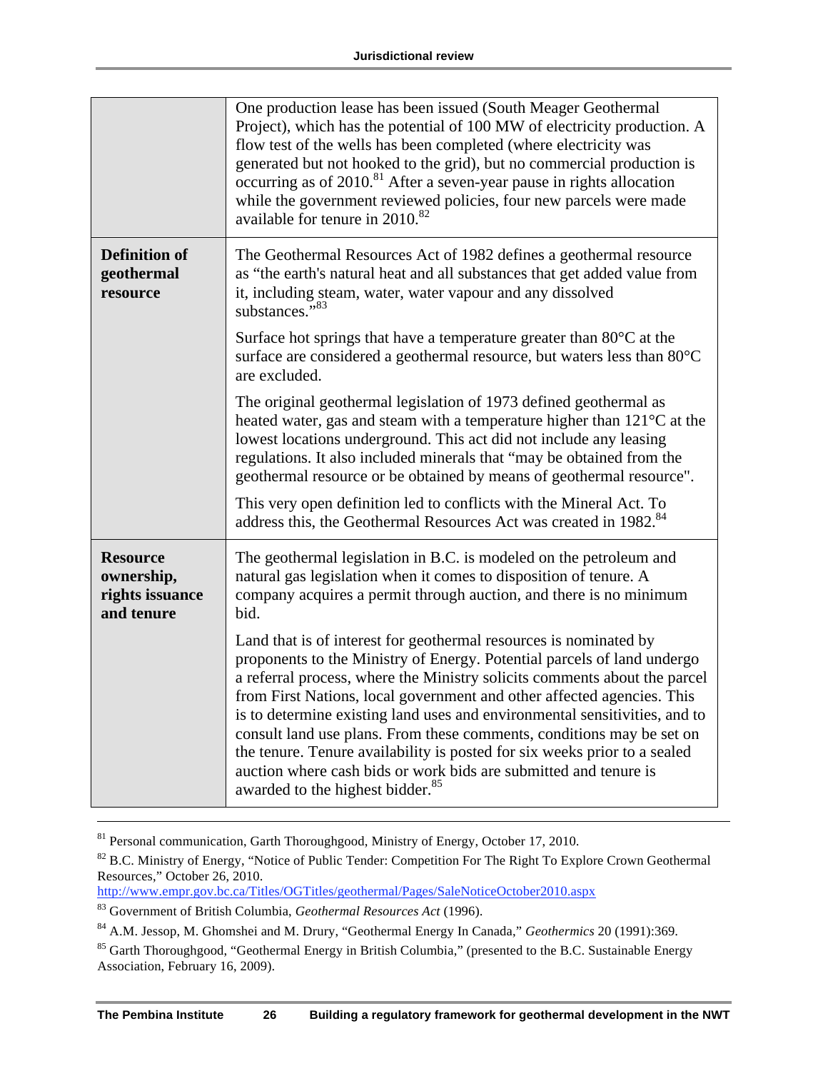| | |
|---|---|
| | One production lease has been issued (South Meager Geothermal Project), which has the potential of 100 MW of electricity production. A flow test of the wells has been completed (where electricity was generated but not hooked to the grid), but no commercial production is occurring as of 2010.[81] After a seven-year pause in rights allocation while the government reviewed policies, four new parcels were made available for tenure in 2010.[82] |
| **Definition of geothermal resource** | The Geothermal Resources Act of 1982 defines a geothermal resource as "the earth's natural heat and all substances that get added value from it, including steam, water, water vapour and any dissolved substances."[83]<br><br>Surface hot springs that have a temperature greater than 80°C at the surface are considered a geothermal resource, but waters less than 80°C are excluded.<br><br>The original geothermal legislation of 1973 defined geothermal as heated water, gas and steam with a temperature higher than 121°C at the lowest locations underground. This act did not include any leasing regulations. It also included minerals that "may be obtained from the geothermal resource or be obtained by means of geothermal resource".<br><br>This very open definition led to conflicts with the Mineral Act. To address this, the Geothermal Resources Act was created in 1982.[84] |
| **Resource ownership, rights issuance and tenure** | The geothermal legislation in B.C. is modeled on the petroleum and natural gas legislation when it comes to disposition of tenure. A company acquires a permit through auction, and there is no minimum bid.<br><br>Land that is of interest for geothermal resources is nominated by proponents to the Ministry of Energy. Potential parcels of land undergo a referral process, where the Ministry solicits comments about the parcel from First Nations, local government and other affected agencies. This is to determine existing land uses and environmental sensitivities, and to consult land use plans. From these comments, conditions may be set on the tenure. Tenure availability is posted for six weeks prior to a sealed auction where cash bids or work bids are submitted and tenure is awarded to the highest bidder.[85] |

[81] Personal communication, Garth Thoroughgood, Ministry of Energy, October 17, 2010.

[82] B.C. Ministry of Energy, "Notice of Public Tender: Competition For The Right To Explore Crown Geothermal Resources," October 26, 2010. http://www.empr.gov.bc.ca/Titles/OGTitles/geothermal/Pages/SaleNoticeOctober2010.aspx

[83] Government of British Columbia, *Geothermal Resources Act* (1996).

[84] A.M. Jessop, M. Ghomshei and M. Drury, "Geothermal Energy In Canada," *Geothermics* 20 (1991):369.

[85] Garth Thoroughgood, "Geothermal Energy in British Columbia," (presented to the B.C. Sustainable Energy Association, February 16, 2009).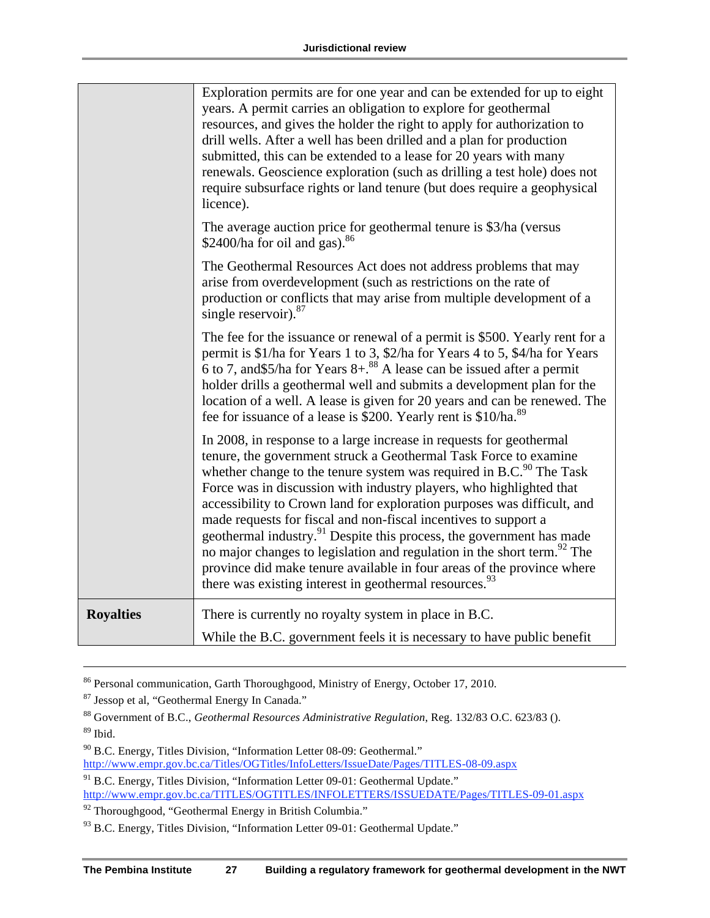| | |
|---|---|
| | Exploration permits are for one year and can be extended for up to eight years. A permit carries an obligation to explore for geothermal resources, and gives the holder the right to apply for authorization to drill wells. After a well has been drilled and a plan for production submitted, this can be extended to a lease for 20 years with many renewals. Geoscience exploration (such as drilling a test hole) does not require subsurface rights or land tenure (but does require a geophysical licence).<br><br>The average auction price for geothermal tenure is $3/ha (versus $2400/ha for oil and gas).[86]<br><br>The Geothermal Resources Act does not address problems that may arise from overdevelopment (such as restrictions on the rate of production or conflicts that may arise from multiple development of a single reservoir).[87]<br><br>The fee for the issuance or renewal of a permit is $500. Yearly rent for a permit is $1/ha for Years 1 to 3, $2/ha for Years 4 to 5, $4/ha for Years 6 to 7, and$5/ha for Years 8+.[88] A lease can be issued after a permit holder drills a geothermal well and submits a development plan for the location of a well. A lease is given for 20 years and can be renewed. The fee for issuance of a lease is $200. Yearly rent is $10/ha.[89]<br><br>In 2008, in response to a large increase in requests for geothermal tenure, the government struck a Geothermal Task Force to examine whether change to the tenure system was required in B.C.[90] The Task Force was in discussion with industry players, who highlighted that accessibility to Crown land for exploration purposes was difficult, and made requests for fiscal and non-fiscal incentives to support a geothermal industry.[91] Despite this process, the government has made no major changes to legislation and regulation in the short term.[92] The province did make tenure available in four areas of the province where there was existing interest in geothermal resources.[93] |
| **Royalties** | There is currently no royalty system in place in B.C.<br><br>While the B.C. government feels it is necessary to have public benefit |

[86] Personal communication, Garth Thoroughgood, Ministry of Energy, October 17, 2010.

[87] Jessop et al, "Geothermal Energy In Canada."

[88] Government of B.C., *Geothermal Resources Administrative Regulation*, Reg. 132/83 O.C. 623/83 ().

[89] Ibid.

[90] B.C. Energy, Titles Division, "Information Letter 08-09: Geothermal." http://www.empr.gov.bc.ca/Titles/OGTitles/InfoLetters/IssueDate/Pages/TITLES-08-09.aspx

[91] B.C. Energy, Titles Division, "Information Letter 09-01: Geothermal Update." http://www.empr.gov.bc.ca/TITLES/OGTITLES/INFOLETTERS/ISSUEDATE/Pages/TITLES-09-01.aspx

[92] Thoroughgood, "Geothermal Energy in British Columbia."

[93] B.C. Energy, Titles Division, "Information Letter 09-01: Geothermal Update."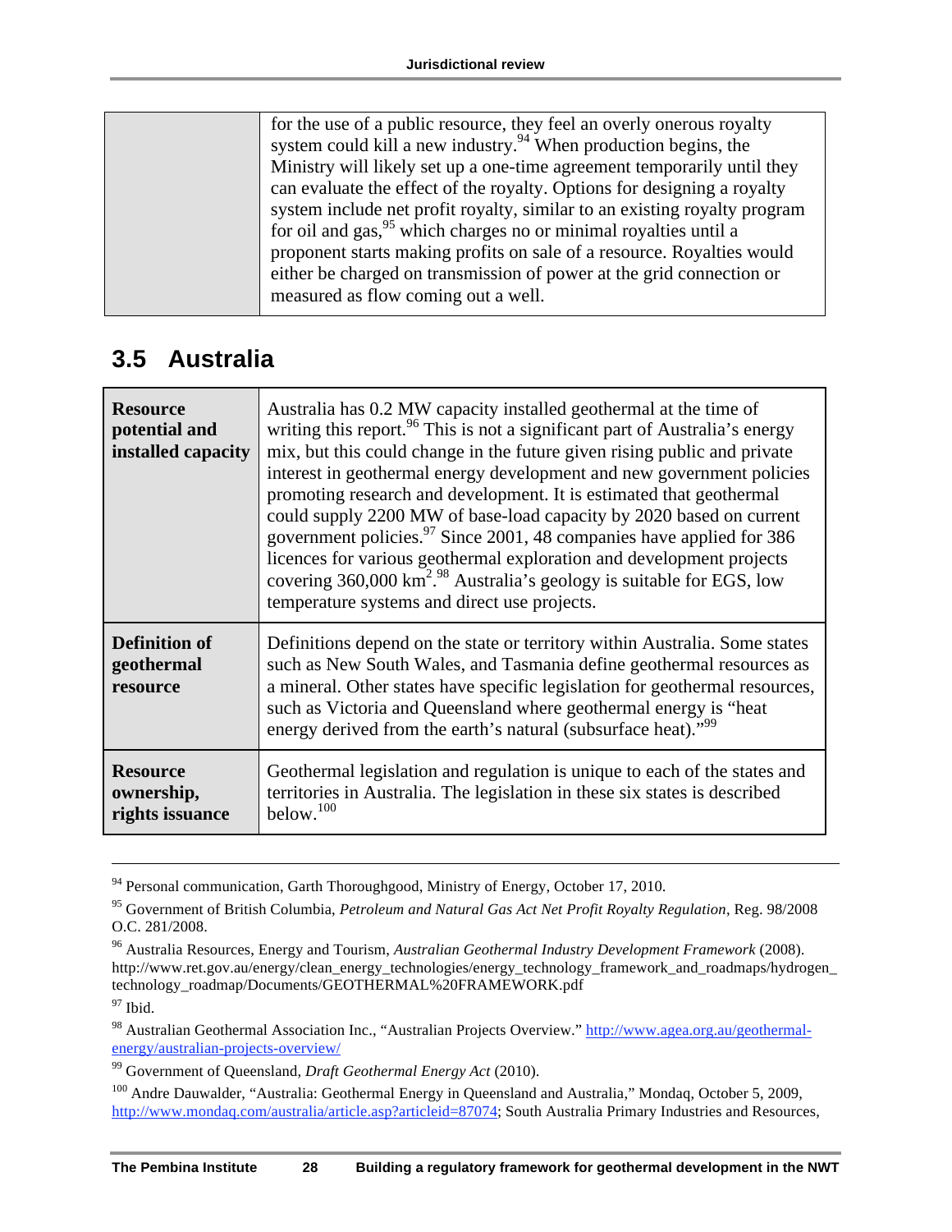| | |
|---|---|
| | for the use of a public resource, they feel an overly onerous royalty system could kill a new industry.[94] When production begins, the Ministry will likely set up a one-time agreement temporarily until they can evaluate the effect of the royalty. Options for designing a royalty system include net profit royalty, similar to an existing royalty program for oil and gas,[95] which charges no or minimal royalties until a proponent starts making profits on sale of a resource. Royalties would either be charged on transmission of power at the grid connection or measured as flow coming out a well. |

## 3.5 Australia

| | |
|---|---|
| **Resource potential and installed capacity** | Australia has 0.2 MW capacity installed geothermal at the time of writing this report.[96] This is not a significant part of Australia's energy mix, but this could change in the future given rising public and private interest in geothermal energy development and new government policies promoting research and development. It is estimated that geothermal could supply 2200 MW of base-load capacity by 2020 based on current government policies.[97] Since 2001, 48 companies have applied for 386 licences for various geothermal exploration and development projects covering 360,000 $km^2$.[98] Australia's geology is suitable for EGS, low temperature systems and direct use projects. |
| **Definition of geothermal resource** | Definitions depend on the state or territory within Australia. Some states such as New South Wales, and Tasmania define geothermal resources as a mineral. Other states have specific legislation for geothermal resources, such as Victoria and Queensland where geothermal energy is "heat energy derived from the earth's natural (subsurface heat)."[99] |
| **Resource ownership, rights issuance** | Geothermal legislation and regulation is unique to each of the states and territories in Australia. The legislation in these six states is described below.[100] |

---

[94] Personal communication, Garth Thoroughgood, Ministry of Energy, October 17, 2010.

[95] Government of British Columbia, *Petroleum and Natural Gas Act Net Profit Royalty Regulation*, Reg. 98/2008 O.C. 281/2008.

[96] Australia Resources, Energy and Tourism, *Australian Geothermal Industry Development Framework* (2008). http://www.ret.gov.au/energy/clean_energy_technologies/energy_technology_framework_and_roadmaps/hydrogen_technology_roadmap/Documents/GEOTHERMAL%20FRAMEWORK.pdf

[97] Ibid.

[98] Australian Geothermal Association Inc., "Australian Projects Overview." http://www.agea.org.au/geothermal-energy/australian-projects-overview/

[99] Government of Queensland, *Draft Geothermal Energy Act* (2010).

[100] Andre Dauwalder, "Australia: Geothermal Energy in Queensland and Australia," Mondaq, October 5, 2009, http://www.mondaq.com/australia/article.asp?articleid=87074; South Australia Primary Industries and Resources,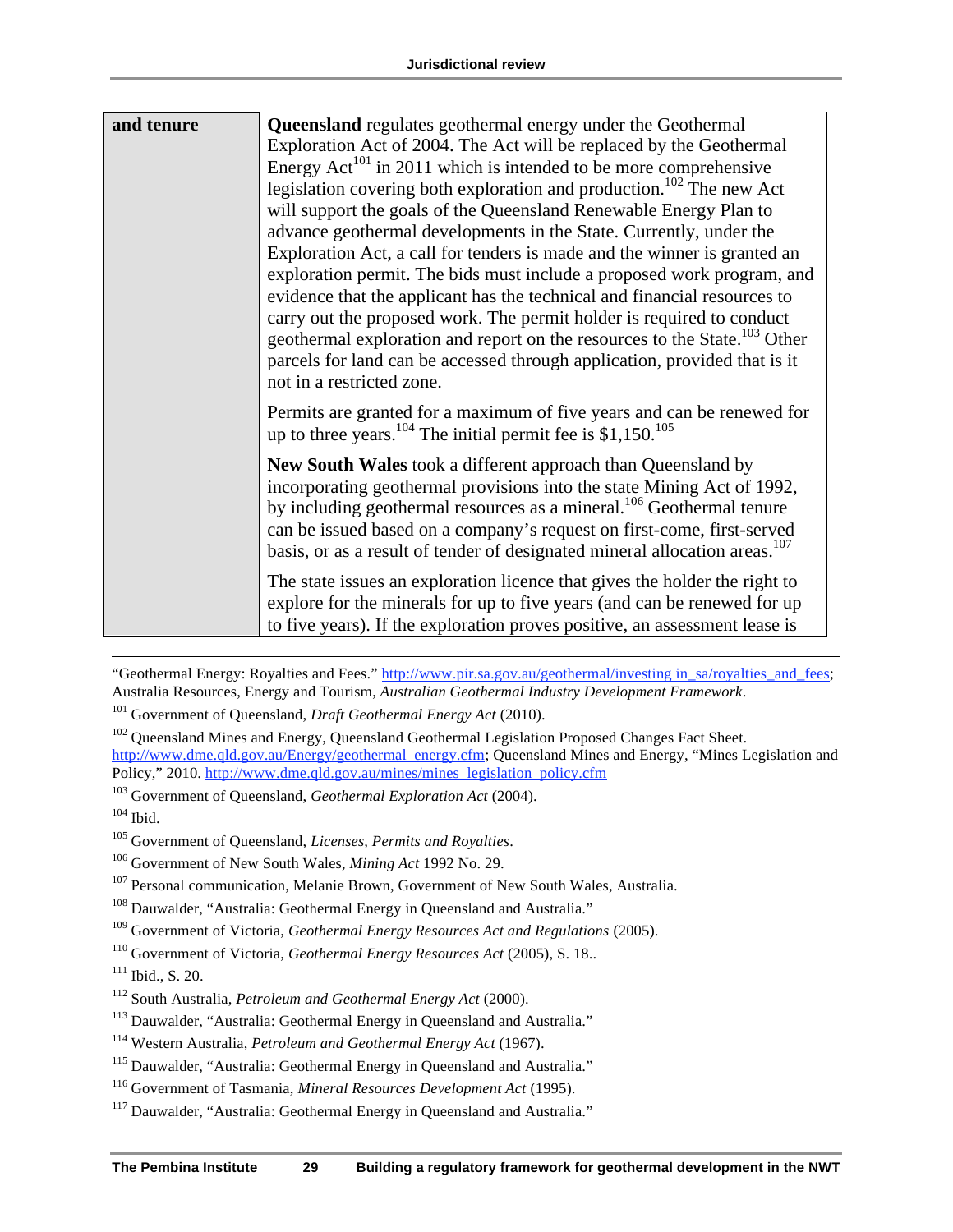| | |
|---|---|
| **and tenure** | **Queensland** regulates geothermal energy under the Geothermal Exploration Act of 2004. The Act will be replaced by the Geothermal Energy Act[101] in 2011 which is intended to be more comprehensive legislation covering both exploration and production.[102] The new Act will support the goals of the Queensland Renewable Energy Plan to advance geothermal developments in the State. Currently, under the Exploration Act, a call for tenders is made and the winner is granted an exploration permit. The bids must include a proposed work program, and evidence that the applicant has the technical and financial resources to carry out the proposed work. The permit holder is required to conduct geothermal exploration and report on the resources to the State.[103] Other parcels for land can be accessed through application, provided that is it not in a restricted zone.<br><br>Permits are granted for a maximum of five years and can be renewed for up to three years.[104] The initial permit fee is $1,150.[105]<br><br>**New South Wales** took a different approach than Queensland by incorporating geothermal provisions into the state Mining Act of 1992, by including geothermal resources as a mineral.[106] Geothermal tenure can be issued based on a company's request on first-come, first-served basis, or as a result of tender of designated mineral allocation areas.[107]<br><br>The state issues an exploration licence that gives the holder the right to explore for the minerals for up to five years (and can be renewed for up to five years). If the exploration proves positive, an assessment lease is |

"Geothermal Energy: Royalties and Fees." http://www.pir.sa.gov.au/geothermal/investing in_sa/royalties_and_fees; Australia Resources, Energy and Tourism, *Australian Geothermal Industry Development Framework*.

[101] Government of Queensland, *Draft Geothermal Energy Act* (2010).

[102] Queensland Mines and Energy, Queensland Geothermal Legislation Proposed Changes Fact Sheet. http://www.dme.qld.gov.au/Energy/geothermal_energy.cfm; Queensland Mines and Energy, "Mines Legislation and Policy," 2010. http://www.dme.qld.gov.au/mines/mines_legislation_policy.cfm

[103] Government of Queensland, *Geothermal Exploration Act* (2004).

[104] Ibid.

[105] Government of Queensland, *Licenses, Permits and Royalties*.

[106] Government of New South Wales, *Mining Act* 1992 No. 29.

[107] Personal communication, Melanie Brown, Government of New South Wales, Australia.

[108] Dauwalder, "Australia: Geothermal Energy in Queensland and Australia."

[109] Government of Victoria, *Geothermal Energy Resources Act and Regulations* (2005).

[110] Government of Victoria, *Geothermal Energy Resources Act* (2005), S. 18..

[111] Ibid., S. 20.

[112] South Australia, *Petroleum and Geothermal Energy Act* (2000).

[113] Dauwalder, "Australia: Geothermal Energy in Queensland and Australia."

[114] Western Australia, *Petroleum and Geothermal Energy Act* (1967).

[115] Dauwalder, "Australia: Geothermal Energy in Queensland and Australia."

[116] Government of Tasmania, *Mineral Resources Development Act* (1995).

[117] Dauwalder, "Australia: Geothermal Energy in Queensland and Australia."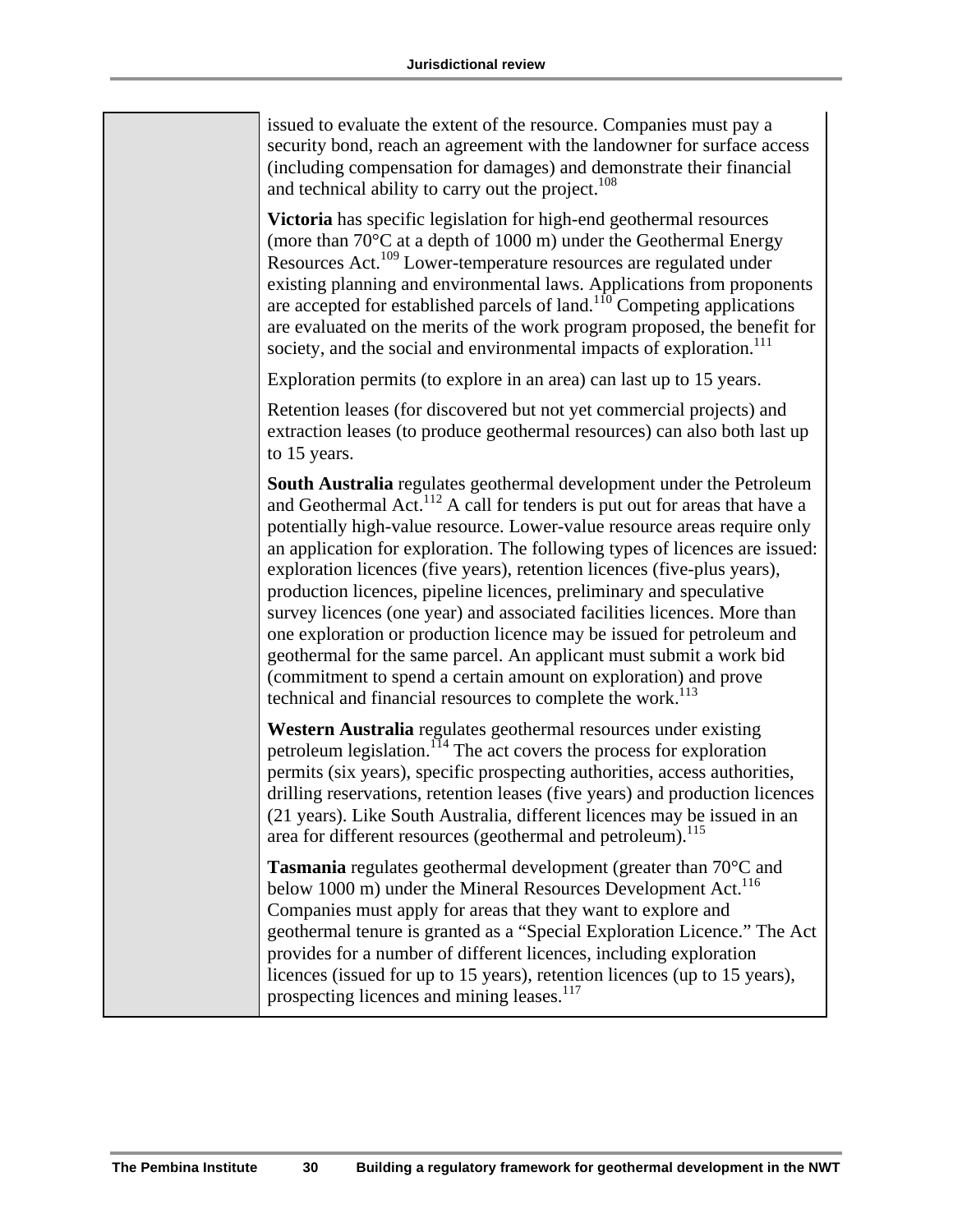| | |
|---|---|
| | issued to evaluate the extent of the resource. Companies must pay a security bond, reach an agreement with the landowner for surface access (including compensation for damages) and demonstrate their financial and technical ability to carry out the project.[108]<br><br>**Victoria** has specific legislation for high-end geothermal resources (more than 70°C at a depth of 1000 m) under the Geothermal Energy Resources Act.[109] Lower-temperature resources are regulated under existing planning and environmental laws. Applications from proponents are accepted for established parcels of land.[110] Competing applications are evaluated on the merits of the work program proposed, the benefit for society, and the social and environmental impacts of exploration.[111]<br><br>Exploration permits (to explore in an area) can last up to 15 years.<br><br>Retention leases (for discovered but not yet commercial projects) and extraction leases (to produce geothermal resources) can also both last up to 15 years.<br><br>**South Australia** regulates geothermal development under the Petroleum and Geothermal Act.[112] A call for tenders is put out for areas that have a potentially high-value resource. Lower-value resource areas require only an application for exploration. The following types of licences are issued: exploration licences (five years), retention licences (five-plus years), production licences, pipeline licences, preliminary and speculative survey licences (one year) and associated facilities licences. More than one exploration or production licence may be issued for petroleum and geothermal for the same parcel. An applicant must submit a work bid (commitment to spend a certain amount on exploration) and prove technical and financial resources to complete the work.[113]<br><br>**Western Australia** regulates geothermal resources under existing petroleum legislation.[114] The act covers the process for exploration permits (six years), specific prospecting authorities, access authorities, drilling reservations, retention leases (five years) and production licences (21 years). Like South Australia, different licences may be issued in an area for different resources (geothermal and petroleum).[115]<br><br>**Tasmania** regulates geothermal development (greater than 70°C and below 1000 m) under the Mineral Resources Development Act.[116] Companies must apply for areas that they want to explore and geothermal tenure is granted as a "Special Exploration Licence." The Act provides for a number of different licences, including exploration licences (issued for up to 15 years), retention licences (up to 15 years), prospecting licences and mining leases.[117] |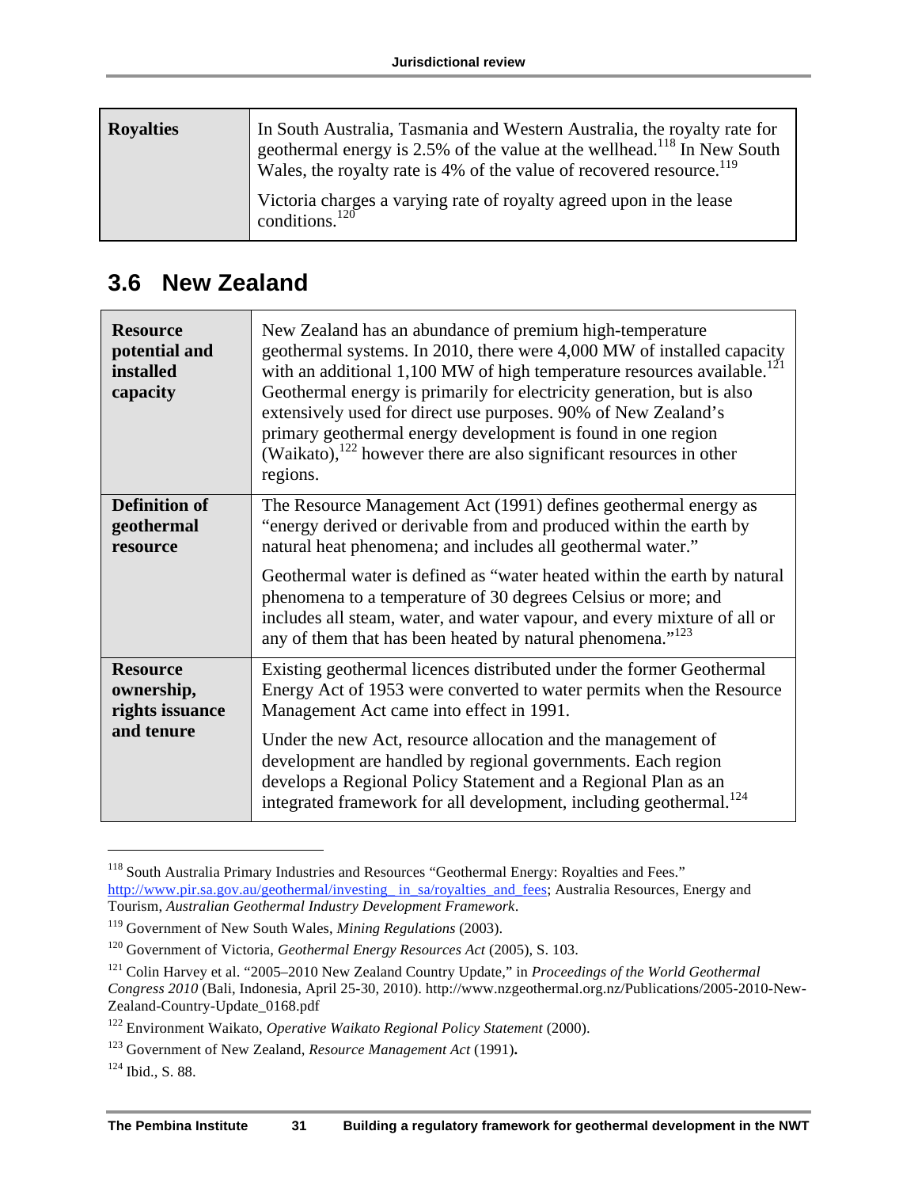| | |
|---|---|
| **Royalties** | In South Australia, Tasmania and Western Australia, the royalty rate for geothermal energy is 2.5% of the value at the wellhead.[118] In New South Wales, the royalty rate is 4% of the value of recovered resource.[119]<br><br>Victoria charges a varying rate of royalty agreed upon in the lease conditions.[120] |

## 3.6 New Zealand

| | |
|---|---|
| **Resource potential and installed capacity** | New Zealand has an abundance of premium high-temperature geothermal systems. In 2010, there were 4,000 MW of installed capacity with an additional 1,100 MW of high temperature resources available.[121] Geothermal energy is primarily for electricity generation, but is also extensively used for direct use purposes. 90% of New Zealand's primary geothermal energy development is found in one region (Waikato),[122] however there are also significant resources in other regions. |
| **Definition of geothermal resource** | The Resource Management Act (1991) defines geothermal energy as "energy derived or derivable from and produced within the earth by natural heat phenomena; and includes all geothermal water."<br><br>Geothermal water is defined as "water heated within the earth by natural phenomena to a temperature of 30 degrees Celsius or more; and includes all steam, water, and water vapour, and every mixture of all or any of them that has been heated by natural phenomena."[123] |
| **Resource ownership, rights issuance and tenure** | Existing geothermal licences distributed under the former Geothermal Energy Act of 1953 were converted to water permits when the Resource Management Act came into effect in 1991.<br><br>Under the new Act, resource allocation and the management of development are handled by regional governments. Each region develops a Regional Policy Statement and a Regional Plan as an integrated framework for all development, including geothermal.[124] |

[118] South Australia Primary Industries and Resources "Geothermal Energy: Royalties and Fees." http://www.pir.sa.gov.au/geothermal/investing_ in_sa/royalties_and_fees; Australia Resources, Energy and Tourism, *Australian Geothermal Industry Development Framework*.

[119] Government of New South Wales, *Mining Regulations* (2003).

[120] Government of Victoria, *Geothermal Energy Resources Act* (2005), S. 103.

[121] Colin Harvey et al. "2005–2010 New Zealand Country Update," in *Proceedings of the World Geothermal Congress 2010* (Bali, Indonesia, April 25-30, 2010). http://www.nzgeothermal.org.nz/Publications/2005-2010-New-Zealand-Country-Update_0168.pdf

[122] Environment Waikato, *Operative Waikato Regional Policy Statement* (2000).

[123] Government of New Zealand, *Resource Management Act* (1991).

[124] Ibid., S. 88.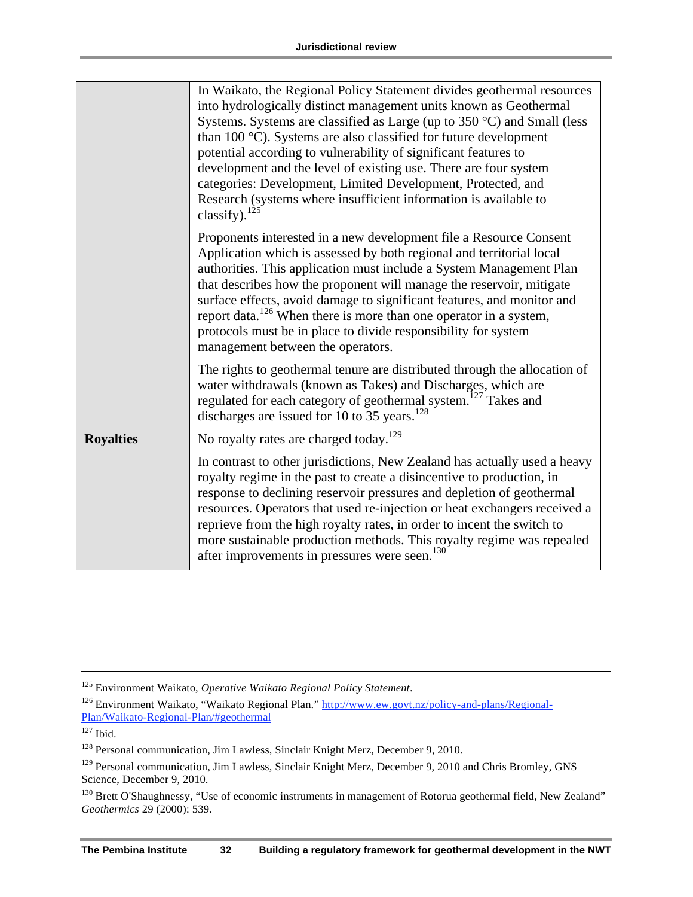| | |
|---|---|
| | In Waikato, the Regional Policy Statement divides geothermal resources into hydrologically distinct management units known as Geothermal Systems. Systems are classified as Large (up to 350 °C) and Small (less than 100 °C). Systems are also classified for future development potential according to vulnerability of significant features to development and the level of existing use. There are four system categories: Development, Limited Development, Protected, and Research (systems where insufficient information is available to classify).[125]<br><br>Proponents interested in a new development file a Resource Consent Application which is assessed by both regional and territorial local authorities. This application must include a System Management Plan that describes how the proponent will manage the reservoir, mitigate surface effects, avoid damage to significant features, and monitor and report data.[126] When there is more than one operator in a system, protocols must be in place to divide responsibility for system management between the operators.<br><br>The rights to geothermal tenure are distributed through the allocation of water withdrawals (known as Takes) and Discharges, which are regulated for each category of geothermal system.[127] Takes and discharges are issued for 10 to 35 years.[128] |
| **Royalties** | No royalty rates are charged today.[129]<br><br>In contrast to other jurisdictions, New Zealand has actually used a heavy royalty regime in the past to create a disincentive to production, in response to declining reservoir pressures and depletion of geothermal resources. Operators that used re-injection or heat exchangers received a reprieve from the high royalty rates, in order to incent the switch to more sustainable production methods. This royalty regime was repealed after improvements in pressures were seen.[130] |

---

[125] Environment Waikato, *Operative Waikato Regional Policy Statement*.

[126] Environment Waikato, "Waikato Regional Plan." http://www.ew.govt.nz/policy-and-plans/Regional-Plan/Waikato-Regional-Plan/#geothermal

[127] Ibid.

[128] Personal communication, Jim Lawless, Sinclair Knight Merz, December 9, 2010.

[129] Personal communication, Jim Lawless, Sinclair Knight Merz, December 9, 2010 and Chris Bromley, GNS Science, December 9, 2010.

[130] Brett O'Shaughnessy, "Use of economic instruments in management of Rotorua geothermal field, New Zealand" *Geothermics* 29 (2000): 539.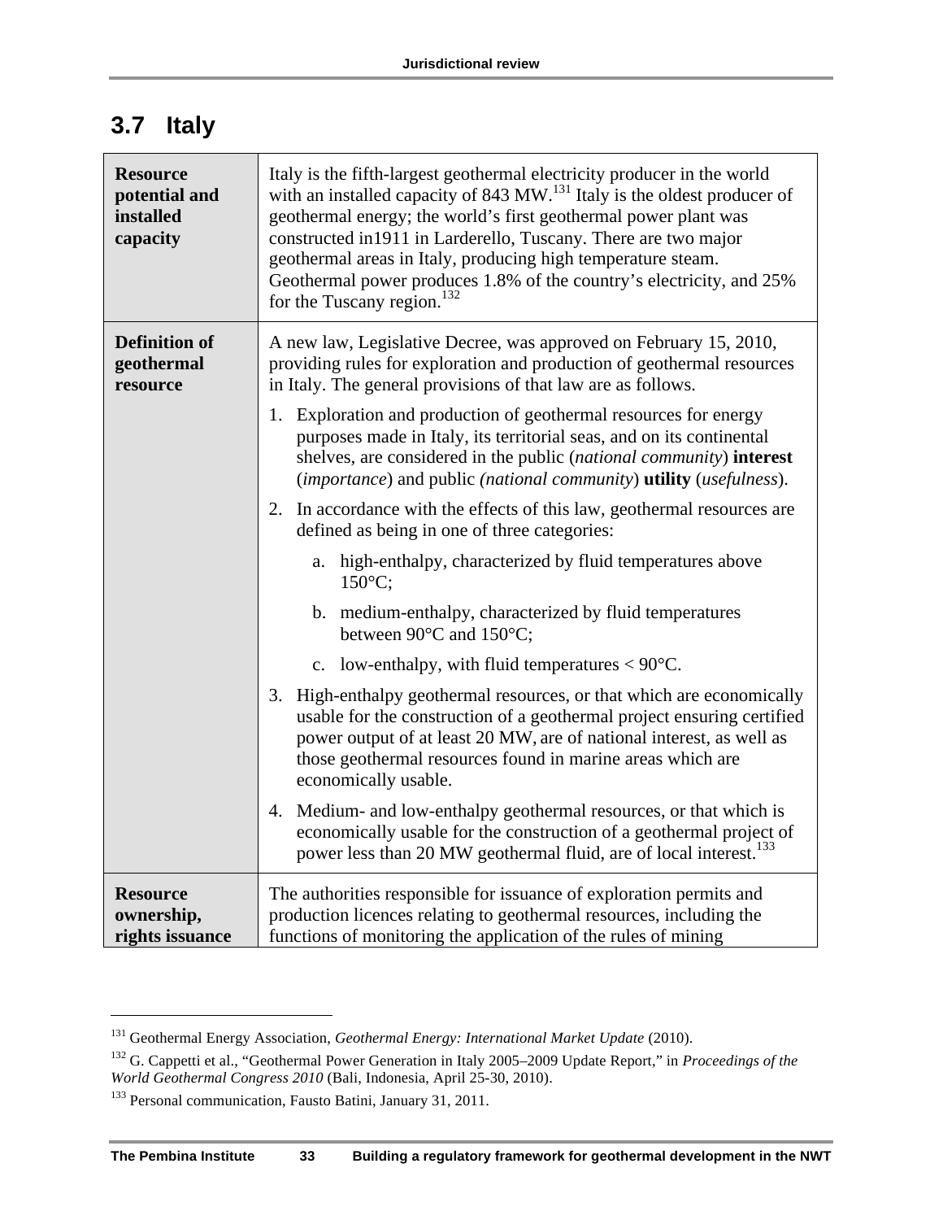## 3.7 Italy

| | |
|---|---|
| **Resource potential and installed capacity** | Italy is the fifth-largest geothermal electricity producer in the world with an installed capacity of 843 MW.[131] Italy is the oldest producer of geothermal energy; the world's first geothermal power plant was constructed in1911 in Larderello, Tuscany. There are two major geothermal areas in Italy, producing high temperature steam. Geothermal power produces 1.8% of the country's electricity, and 25% for the Tuscany region.[132] |
| **Definition of geothermal resource** | A new law, Legislative Decree, was approved on February 15, 2010, providing rules for exploration and production of geothermal resources in Italy. The general provisions of that law are as follows.<br><br>1. Exploration and production of geothermal resources for energy purposes made in Italy, its territorial seas, and on its continental shelves, are considered in the public (*national community*) **interest** (*importance*) and public *(national community*) **utility** (*usefulness*).<br><br>2. In accordance with the effects of this law, geothermal resources are defined as being in one of three categories:<br><br>a. high-enthalpy, characterized by fluid temperatures above 150°C;<br><br>b. medium-enthalpy, characterized by fluid temperatures between 90°C and 150°C;<br><br>c. low-enthalpy, with fluid temperatures < 90°C.<br><br>3. High-enthalpy geothermal resources, or that which are economically usable for the construction of a geothermal project ensuring certified power output of at least 20 MW, are of national interest, as well as those geothermal resources found in marine areas which are economically usable.<br><br>4. Medium- and low-enthalpy geothermal resources, or that which is economically usable for the construction of a geothermal project of power less than 20 MW geothermal fluid, are of local interest.[133] |
| **Resource ownership, rights issuance** | The authorities responsible for issuance of exploration permits and production licences relating to geothermal resources, including the functions of monitoring the application of the rules of mining |

[131] Geothermal Energy Association, *Geothermal Energy: International Market Update* (2010).

[132] G. Cappetti et al., "Geothermal Power Generation in Italy 2005–2009 Update Report," in *Proceedings of the World Geothermal Congress 2010* (Bali, Indonesia, April 25-30, 2010).

[133] Personal communication, Fausto Batini, January 31, 2011.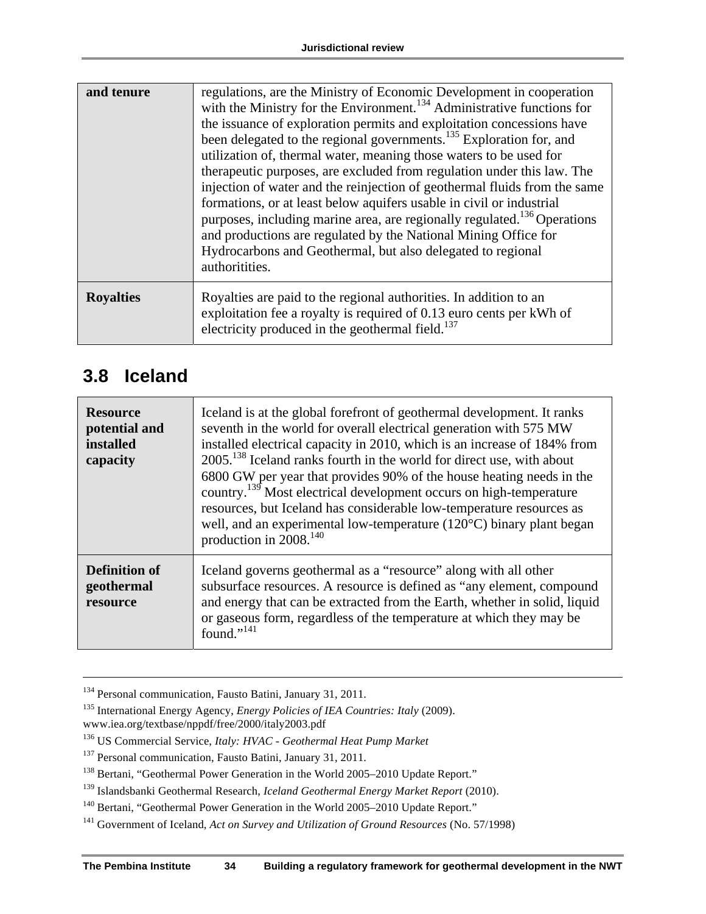| | |
|---|---|
| **and tenure** | regulations, are the Ministry of Economic Development in cooperation with the Ministry for the Environment.[134] Administrative functions for the issuance of exploration permits and exploitation concessions have been delegated to the regional governments.[135] Exploration for, and utilization of, thermal water, meaning those waters to be used for therapeutic purposes, are excluded from regulation under this law. The injection of water and the reinjection of geothermal fluids from the same formations, or at least below aquifers usable in civil or industrial purposes, including marine area, are regionally regulated.[136] Operations and productions are regulated by the National Mining Office for Hydrocarbons and Geothermal, but also delegated to regional authoritities. |
| **Royalties** | Royalties are paid to the regional authorities. In addition to an exploitation fee a royalty is required of 0.13 euro cents per kWh of electricity produced in the geothermal field.[137] |

## 3.8 Iceland

| | |
|---|---|
| **Resource potential and installed capacity** | Iceland is at the global forefront of geothermal development. It ranks seventh in the world for overall electrical generation with 575 MW installed electrical capacity in 2010, which is an increase of 184% from 2005.[138] Iceland ranks fourth in the world for direct use, with about 6800 GW per year that provides 90% of the house heating needs in the country.[139] Most electrical development occurs on high-temperature resources, but Iceland has considerable low-temperature resources as well, and an experimental low-temperature (120°C) binary plant began production in 2008.[140] |
| **Definition of geothermal resource** | Iceland governs geothermal as a "resource" along with all other subsurface resources. A resource is defined as "any element, compound and energy that can be extracted from the Earth, whether in solid, liquid or gaseous form, regardless of the temperature at which they may be found."[141] |

---

[134] Personal communication, Fausto Batini, January 31, 2011.

[135] International Energy Agency, *Energy Policies of IEA Countries: Italy* (2009). www.iea.org/textbase/nppdf/free/2000/italy2003.pdf

[136] US Commercial Service, *Italy: HVAC - Geothermal Heat Pump Market*

[137] Personal communication, Fausto Batini, January 31, 2011.

[138] Bertani, "Geothermal Power Generation in the World 2005–2010 Update Report."

[139] Islandsbanki Geothermal Research, *Iceland Geothermal Energy Market Report* (2010).

[140] Bertani, "Geothermal Power Generation in the World 2005–2010 Update Report."

[141] Government of Iceland, *Act on Survey and Utilization of Ground Resources* (No. 57/1998)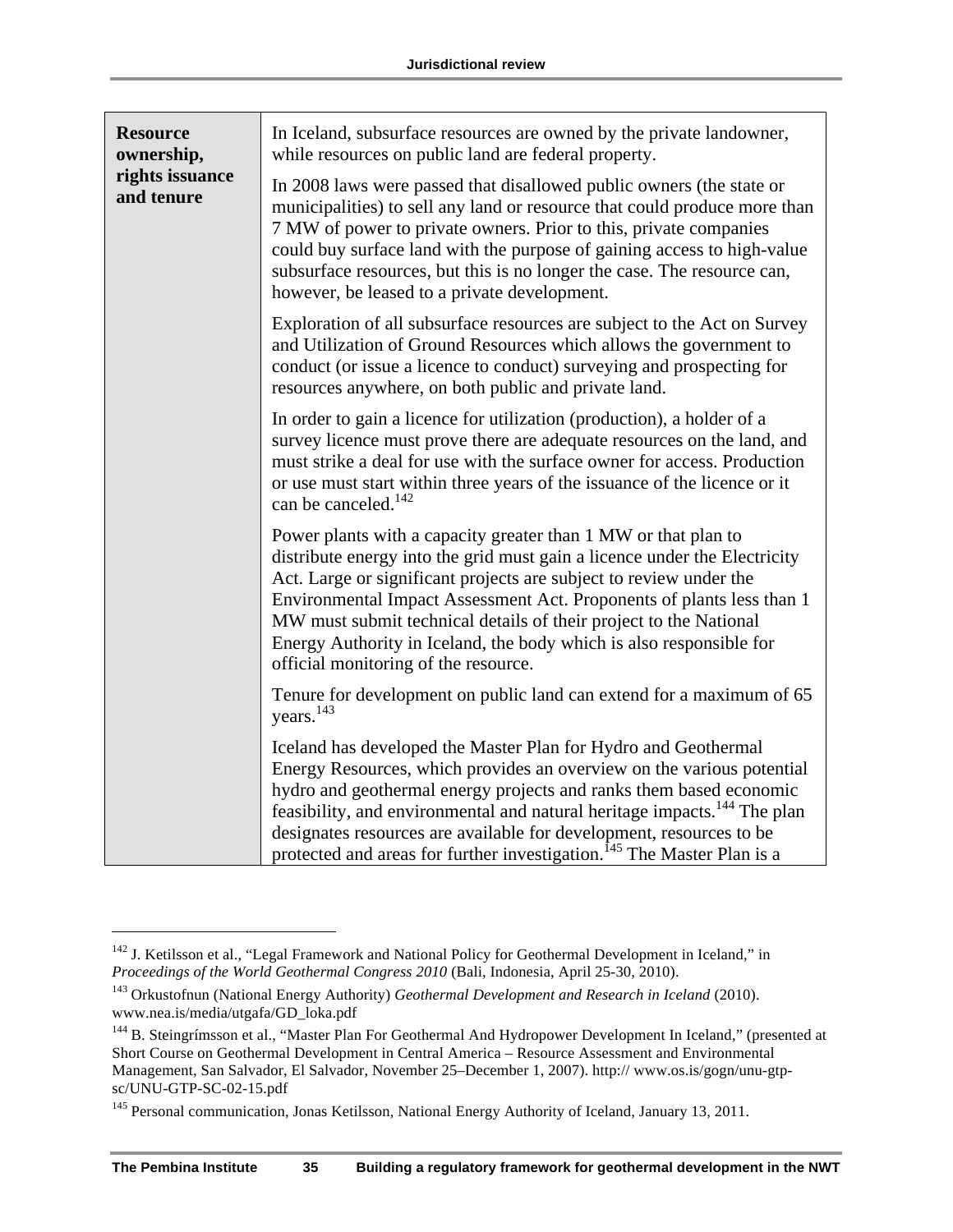| | |
|---|---|
| **Resource ownership, rights issuance and tenure** | In Iceland, subsurface resources are owned by the private landowner, while resources on public land are federal property.<br><br>In 2008 laws were passed that disallowed public owners (the state or municipalities) to sell any land or resource that could produce more than 7 MW of power to private owners. Prior to this, private companies could buy surface land with the purpose of gaining access to high-value subsurface resources, but this is no longer the case. The resource can, however, be leased to a private development.<br><br>Exploration of all subsurface resources are subject to the Act on Survey and Utilization of Ground Resources which allows the government to conduct (or issue a licence to conduct) surveying and prospecting for resources anywhere, on both public and private land.<br><br>In order to gain a licence for utilization (production), a holder of a survey licence must prove there are adequate resources on the land, and must strike a deal for use with the surface owner for access. Production or use must start within three years of the issuance of the licence or it can be canceled.[142]<br><br>Power plants with a capacity greater than 1 MW or that plan to distribute energy into the grid must gain a licence under the Electricity Act. Large or significant projects are subject to review under the Environmental Impact Assessment Act. Proponents of plants less than 1 MW must submit technical details of their project to the National Energy Authority in Iceland, the body which is also responsible for official monitoring of the resource.<br><br>Tenure for development on public land can extend for a maximum of 65 years.[143]<br><br>Iceland has developed the Master Plan for Hydro and Geothermal Energy Resources, which provides an overview on the various potential hydro and geothermal energy projects and ranks them based economic feasibility, and environmental and natural heritage impacts.[144] The plan designates resources are available for development, resources to be protected and areas for further investigation.[145] The Master Plan is a |

[142] J. Ketilsson et al., "Legal Framework and National Policy for Geothermal Development in Iceland," in *Proceedings of the World Geothermal Congress 2010* (Bali, Indonesia, April 25-30, 2010).

[143] Orkustofnun (National Energy Authority) *Geothermal Development and Research in Iceland* (2010). www.nea.is/media/utgafa/GD_loka.pdf

[144] B. Steingrímsson et al., "Master Plan For Geothermal And Hydropower Development In Iceland," (presented at Short Course on Geothermal Development in Central America – Resource Assessment and Environmental Management, San Salvador, El Salvador, November 25–December 1, 2007). http:// www.os.is/gogn/unu-gtp-sc/UNU-GTP-SC-02-15.pdf

[145] Personal communication, Jonas Ketilsson, National Energy Authority of Iceland, January 13, 2011.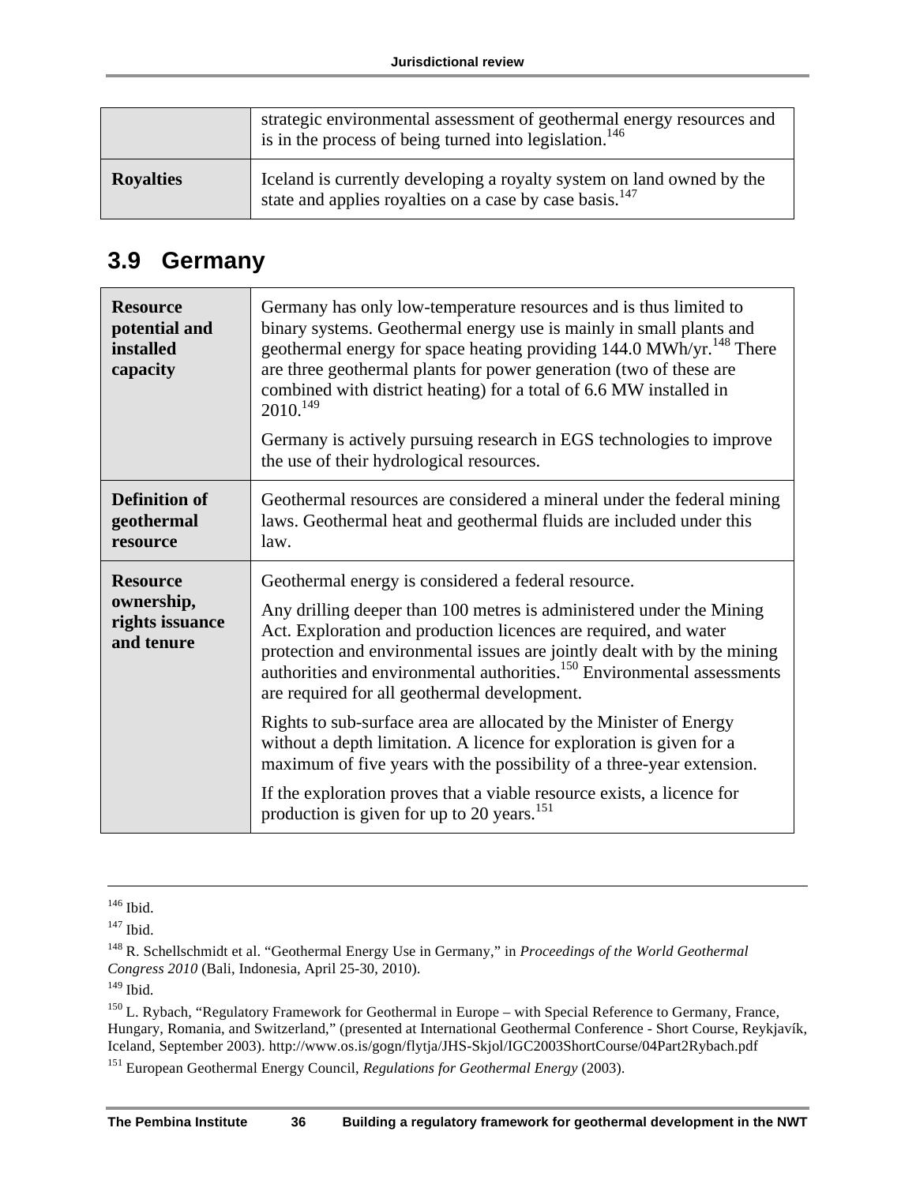| | |
|---|---|
| | strategic environmental assessment of geothermal energy resources and is in the process of being turned into legislation.[146] |
| **Royalties** | Iceland is currently developing a royalty system on land owned by the state and applies royalties on a case by case basis.[147] |

## 3.9 Germany

| | |
|---|---|
| **Resource potential and installed capacity** | Germany has only low-temperature resources and is thus limited to binary systems. Geothermal energy use is mainly in small plants and geothermal energy for space heating providing 144.0 MWh/yr.[148] There are three geothermal plants for power generation (two of these are combined with district heating) for a total of 6.6 MW installed in 2010.[149]<br><br>Germany is actively pursuing research in EGS technologies to improve the use of their hydrological resources. |
| **Definition of geothermal resource** | Geothermal resources are considered a mineral under the federal mining laws. Geothermal heat and geothermal fluids are included under this law. |
| **Resource ownership, rights issuance and tenure** | Geothermal energy is considered a federal resource.<br><br>Any drilling deeper than 100 metres is administered under the Mining Act. Exploration and production licences are required, and water protection and environmental issues are jointly dealt with by the mining authorities and environmental authorities.[150] Environmental assessments are required for all geothermal development.<br><br>Rights to sub-surface area are allocated by the Minister of Energy without a depth limitation. A licence for exploration is given for a maximum of five years with the possibility of a three-year extension.<br><br>If the exploration proves that a viable resource exists, a licence for production is given for up to 20 years.[151] |

---

[146] Ibid.

[147] Ibid.

[148] R. Schellschmidt et al. "Geothermal Energy Use in Germany," in *Proceedings of the World Geothermal Congress 2010* (Bali, Indonesia, April 25-30, 2010).

[149] Ibid.

[150] L. Rybach, "Regulatory Framework for Geothermal in Europe – with Special Reference to Germany, France, Hungary, Romania, and Switzerland," (presented at International Geothermal Conference - Short Course, Reykjavík, Iceland, September 2003). http://www.os.is/gogn/flytja/JHS-Skjol/IGC2003ShortCourse/04Part2Rybach.pdf

[151] European Geothermal Energy Council, *Regulations for Geothermal Energy* (2003).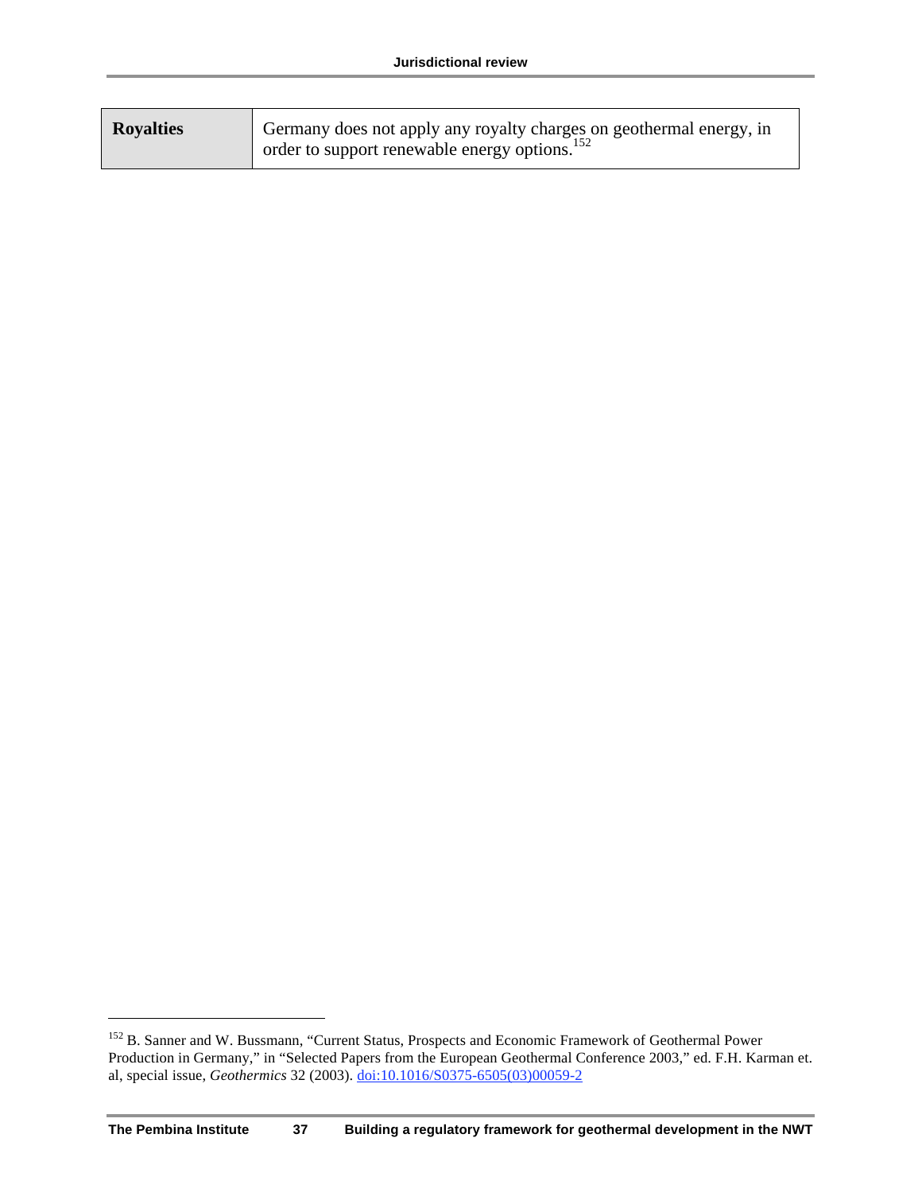| | |
|---|---|
| **Royalties** | Germany does not apply any royalty charges on geothermal energy, in order to support renewable energy options.[152] |

[152] B. Sanner and W. Bussmann, "Current Status, Prospects and Economic Framework of Geothermal Power Production in Germany," in "Selected Papers from the European Geothermal Conference 2003," ed. F.H. Karman et. al, special issue, *Geothermics* 32 (2003). doi:10.1016/S0375-6505(03)00059-2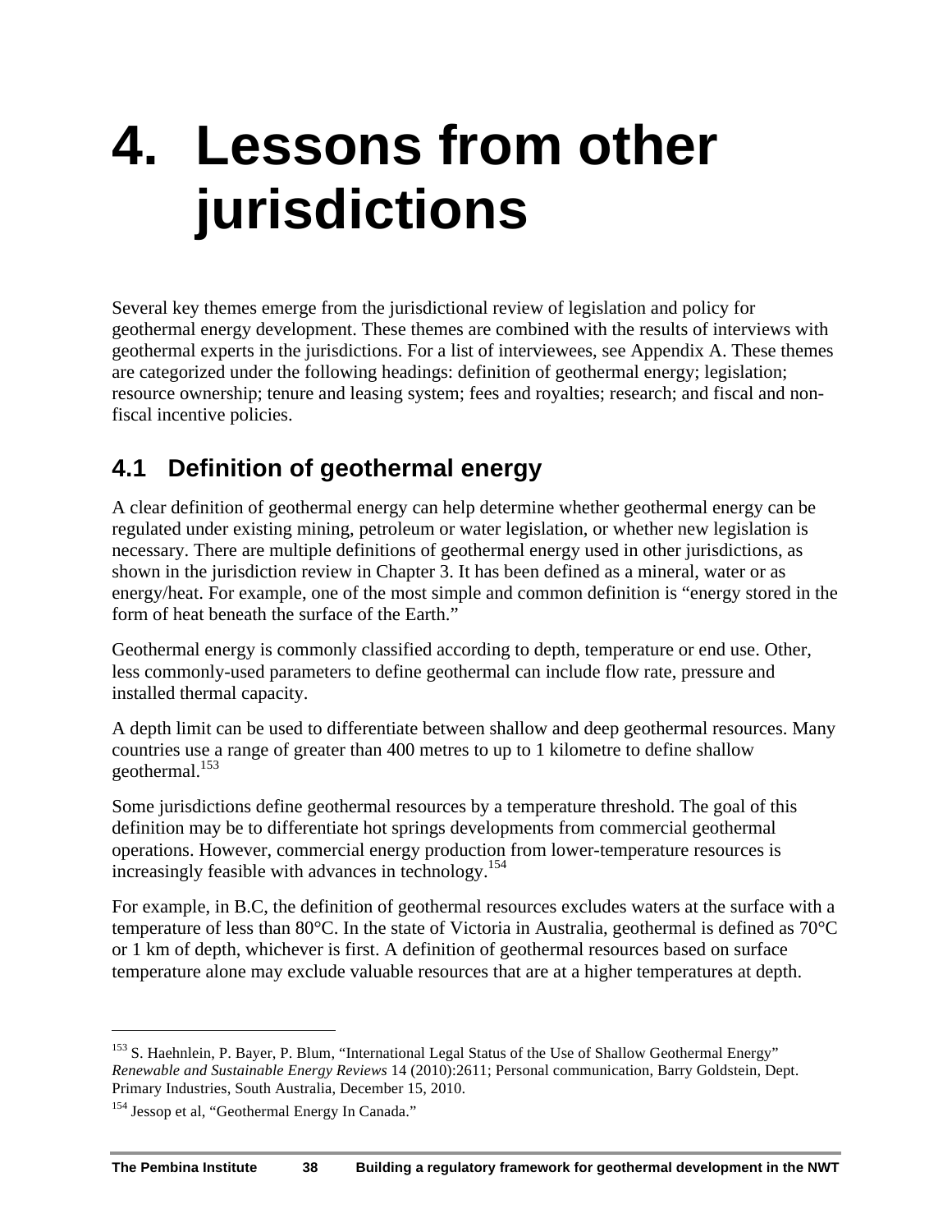# 4. Lessons from other jurisdictions

Several key themes emerge from the jurisdictional review of legislation and policy for geothermal energy development. These themes are combined with the results of interviews with geothermal experts in the jurisdictions. For a list of interviewees, see Appendix A. These themes are categorized under the following headings: definition of geothermal energy; legislation; resource ownership; tenure and leasing system; fees and royalties; research; and fiscal and non-fiscal incentive policies.

## 4.1 Definition of geothermal energy

A clear definition of geothermal energy can help determine whether geothermal energy can be regulated under existing mining, petroleum or water legislation, or whether new legislation is necessary. There are multiple definitions of geothermal energy used in other jurisdictions, as shown in the jurisdiction review in Chapter 3. It has been defined as a mineral, water or as energy/heat. For example, one of the most simple and common definition is "energy stored in the form of heat beneath the surface of the Earth."

Geothermal energy is commonly classified according to depth, temperature or end use. Other, less commonly-used parameters to define geothermal can include flow rate, pressure and installed thermal capacity.

A depth limit can be used to differentiate between shallow and deep geothermal resources. Many countries use a range of greater than 400 metres to up to 1 kilometre to define shallow geothermal.[153]

Some jurisdictions define geothermal resources by a temperature threshold. The goal of this definition may be to differentiate hot springs developments from commercial geothermal operations. However, commercial energy production from lower-temperature resources is increasingly feasible with advances in technology.[154]

For example, in B.C, the definition of geothermal resources excludes waters at the surface with a temperature of less than 80°C. In the state of Victoria in Australia, geothermal is defined as 70°C or 1 km of depth, whichever is first. A definition of geothermal resources based on surface temperature alone may exclude valuable resources that are at a higher temperatures at depth.

---

[153] S. Haehnlein, P. Bayer, P. Blum, "International Legal Status of the Use of Shallow Geothermal Energy" *Renewable and Sustainable Energy Reviews* 14 (2010):2611; Personal communication, Barry Goldstein, Dept. Primary Industries, South Australia, December 15, 2010.

[154] Jessop et al, "Geothermal Energy In Canada."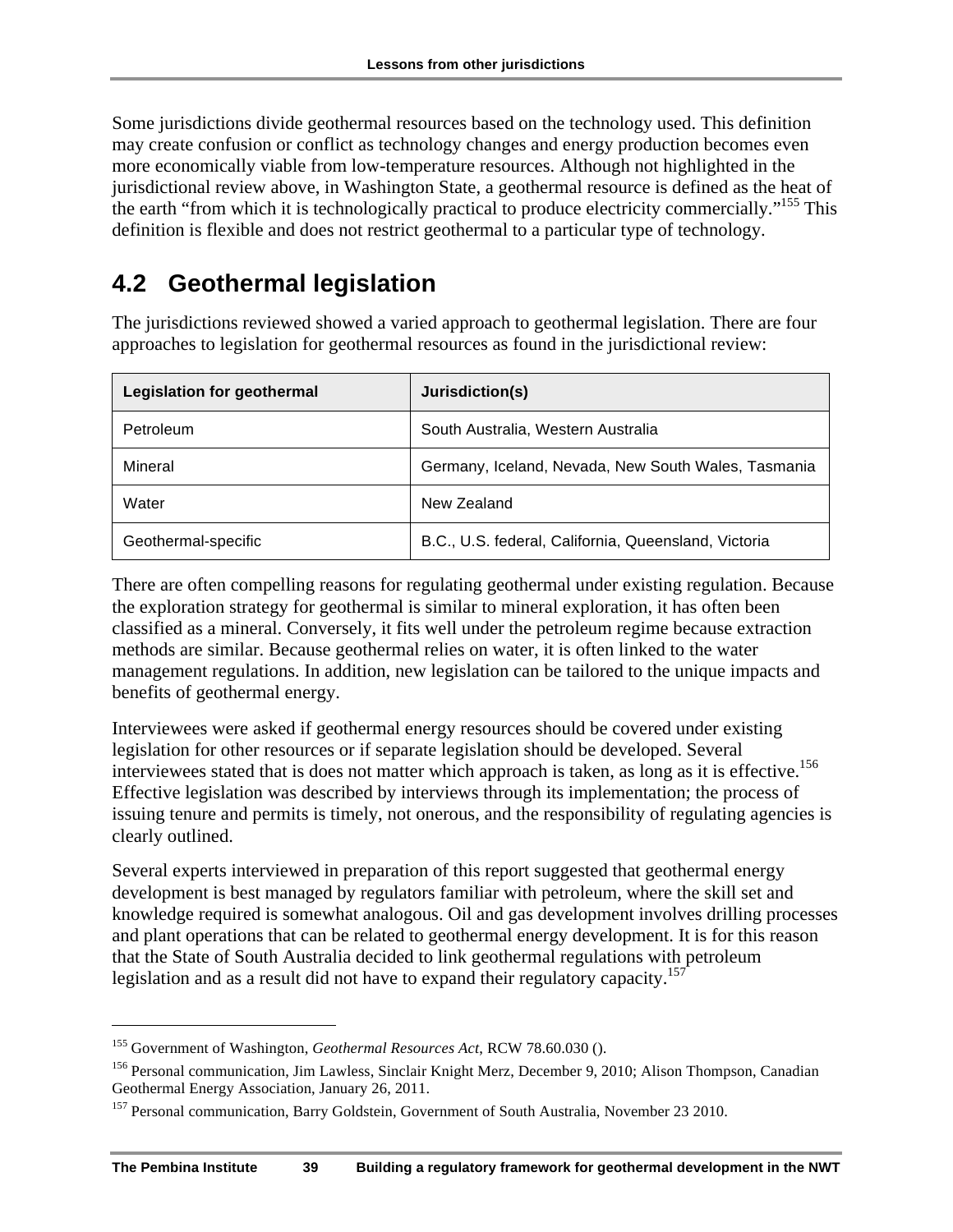Some jurisdictions divide geothermal resources based on the technology used. This definition may create confusion or conflict as technology changes and energy production becomes even more economically viable from low-temperature resources. Although not highlighted in the jurisdictional review above, in Washington State, a geothermal resource is defined as the heat of the earth "from which it is technologically practical to produce electricity commercially."[155] This definition is flexible and does not restrict geothermal to a particular type of technology.

## 4.2 Geothermal legislation

The jurisdictions reviewed showed a varied approach to geothermal legislation. There are four approaches to legislation for geothermal resources as found in the jurisdictional review:

| Legislation for geothermal | Jurisdiction(s) |
|---|---|
| Petroleum | South Australia, Western Australia |
| Mineral | Germany, Iceland, Nevada, New South Wales, Tasmania |
| Water | New Zealand |
| Geothermal-specific | B.C., U.S. federal, California, Queensland, Victoria |

There are often compelling reasons for regulating geothermal under existing regulation. Because the exploration strategy for geothermal is similar to mineral exploration, it has often been classified as a mineral. Conversely, it fits well under the petroleum regime because extraction methods are similar. Because geothermal relies on water, it is often linked to the water management regulations. In addition, new legislation can be tailored to the unique impacts and benefits of geothermal energy.

Interviewees were asked if geothermal energy resources should be covered under existing legislation for other resources or if separate legislation should be developed. Several interviewees stated that is does not matter which approach is taken, as long as it is effective.[156] Effective legislation was described by interviews through its implementation; the process of issuing tenure and permits is timely, not onerous, and the responsibility of regulating agencies is clearly outlined.

Several experts interviewed in preparation of this report suggested that geothermal energy development is best managed by regulators familiar with petroleum, where the skill set and knowledge required is somewhat analogous. Oil and gas development involves drilling processes and plant operations that can be related to geothermal energy development. It is for this reason that the State of South Australia decided to link geothermal regulations with petroleum legislation and as a result did not have to expand their regulatory capacity.[157]

---

[155] Government of Washington, *Geothermal Resources Act*, RCW 78.60.030 ().

[156] Personal communication, Jim Lawless, Sinclair Knight Merz, December 9, 2010; Alison Thompson, Canadian Geothermal Energy Association, January 26, 2011.

[157] Personal communication, Barry Goldstein, Government of South Australia, November 23 2010.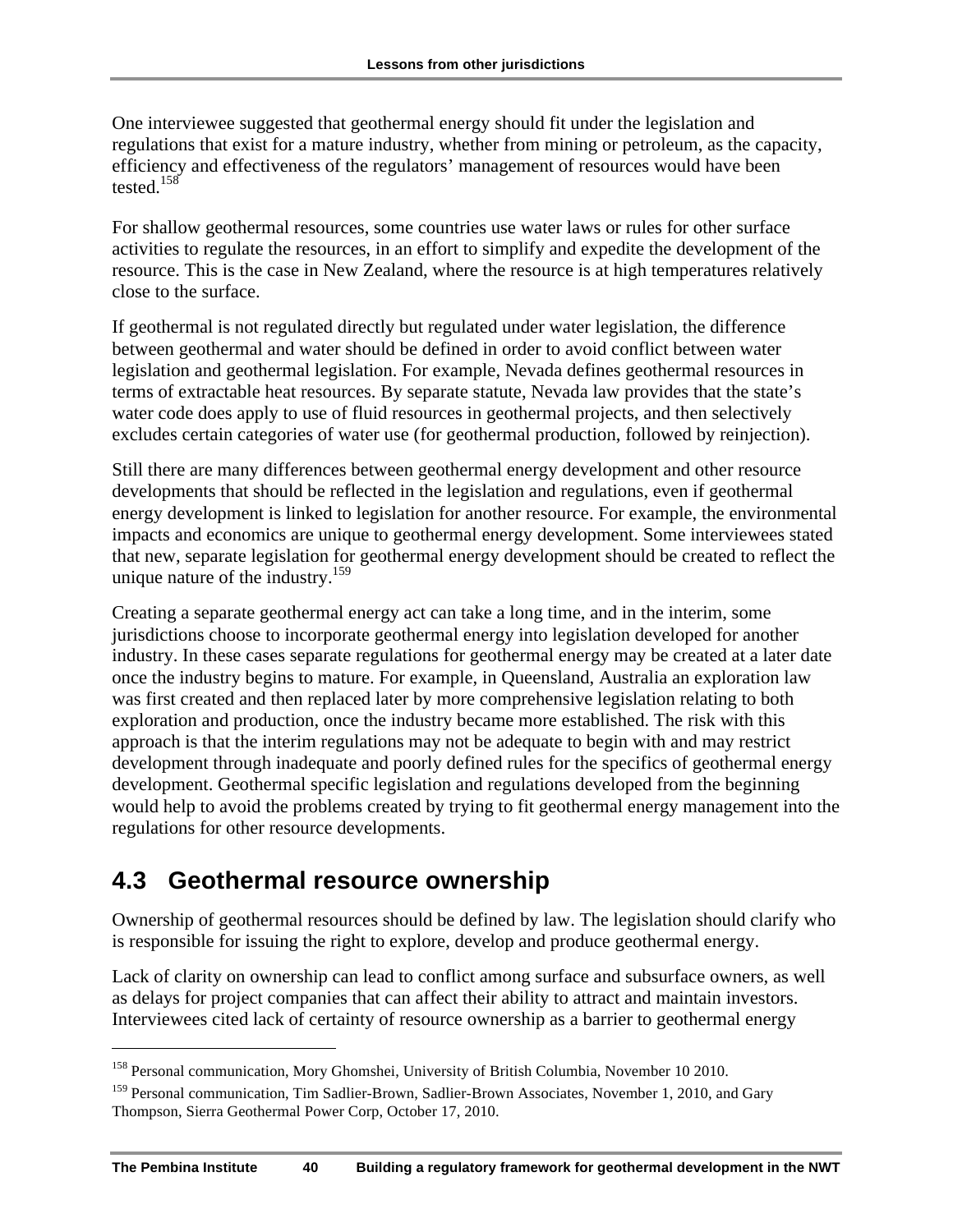One interviewee suggested that geothermal energy should fit under the legislation and regulations that exist for a mature industry, whether from mining or petroleum, as the capacity, efficiency and effectiveness of the regulators' management of resources would have been tested.[158]

For shallow geothermal resources, some countries use water laws or rules for other surface activities to regulate the resources, in an effort to simplify and expedite the development of the resource. This is the case in New Zealand, where the resource is at high temperatures relatively close to the surface.

If geothermal is not regulated directly but regulated under water legislation, the difference between geothermal and water should be defined in order to avoid conflict between water legislation and geothermal legislation. For example, Nevada defines geothermal resources in terms of extractable heat resources. By separate statute, Nevada law provides that the state's water code does apply to use of fluid resources in geothermal projects, and then selectively excludes certain categories of water use (for geothermal production, followed by reinjection).

Still there are many differences between geothermal energy development and other resource developments that should be reflected in the legislation and regulations, even if geothermal energy development is linked to legislation for another resource. For example, the environmental impacts and economics are unique to geothermal energy development. Some interviewees stated that new, separate legislation for geothermal energy development should be created to reflect the unique nature of the industry.[159]

Creating a separate geothermal energy act can take a long time, and in the interim, some jurisdictions choose to incorporate geothermal energy into legislation developed for another industry. In these cases separate regulations for geothermal energy may be created at a later date once the industry begins to mature. For example, in Queensland, Australia an exploration law was first created and then replaced later by more comprehensive legislation relating to both exploration and production, once the industry became more established. The risk with this approach is that the interim regulations may not be adequate to begin with and may restrict development through inadequate and poorly defined rules for the specifics of geothermal energy development. Geothermal specific legislation and regulations developed from the beginning would help to avoid the problems created by trying to fit geothermal energy management into the regulations for other resource developments.

## 4.3 Geothermal resource ownership

Ownership of geothermal resources should be defined by law. The legislation should clarify who is responsible for issuing the right to explore, develop and produce geothermal energy.

Lack of clarity on ownership can lead to conflict among surface and subsurface owners, as well as delays for project companies that can affect their ability to attract and maintain investors. Interviewees cited lack of certainty of resource ownership as a barrier to geothermal energy

---

[158] Personal communication, Mory Ghomshei, University of British Columbia, November 10 2010.

[159] Personal communication, Tim Sadlier-Brown, Sadlier-Brown Associates, November 1, 2010, and Gary Thompson, Sierra Geothermal Power Corp, October 17, 2010.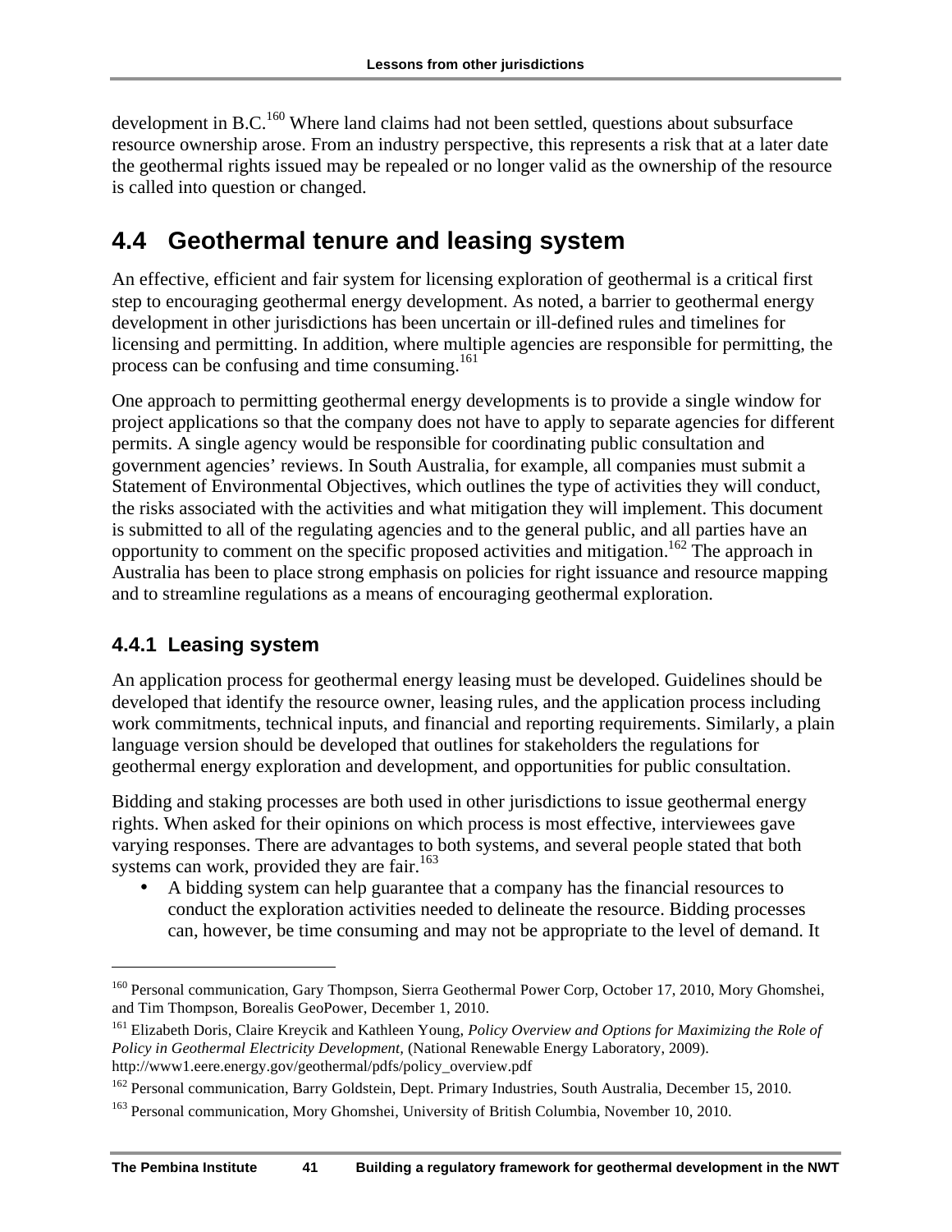development in B.C.[160] Where land claims had not been settled, questions about subsurface resource ownership arose. From an industry perspective, this represents a risk that at a later date the geothermal rights issued may be repealed or no longer valid as the ownership of the resource is called into question or changed.

## 4.4 Geothermal tenure and leasing system

An effective, efficient and fair system for licensing exploration of geothermal is a critical first step to encouraging geothermal energy development. As noted, a barrier to geothermal energy development in other jurisdictions has been uncertain or ill-defined rules and timelines for licensing and permitting. In addition, where multiple agencies are responsible for permitting, the process can be confusing and time consuming.[161]

One approach to permitting geothermal energy developments is to provide a single window for project applications so that the company does not have to apply to separate agencies for different permits. A single agency would be responsible for coordinating public consultation and government agencies' reviews. In South Australia, for example, all companies must submit a Statement of Environmental Objectives, which outlines the type of activities they will conduct, the risks associated with the activities and what mitigation they will implement. This document is submitted to all of the regulating agencies and to the general public, and all parties have an opportunity to comment on the specific proposed activities and mitigation.[162] The approach in Australia has been to place strong emphasis on policies for right issuance and resource mapping and to streamline regulations as a means of encouraging geothermal exploration.

### 4.4.1 Leasing system

An application process for geothermal energy leasing must be developed. Guidelines should be developed that identify the resource owner, leasing rules, and the application process including work commitments, technical inputs, and financial and reporting requirements. Similarly, a plain language version should be developed that outlines for stakeholders the regulations for geothermal energy exploration and development, and opportunities for public consultation.

Bidding and staking processes are both used in other jurisdictions to issue geothermal energy rights. When asked for their opinions on which process is most effective, interviewees gave varying responses. There are advantages to both systems, and several people stated that both systems can work, provided they are fair.[163]

- A bidding system can help guarantee that a company has the financial resources to conduct the exploration activities needed to delineate the resource. Bidding processes can, however, be time consuming and may not be appropriate to the level of demand. It

---

[160] Personal communication, Gary Thompson, Sierra Geothermal Power Corp, October 17, 2010, Mory Ghomshei, and Tim Thompson, Borealis GeoPower, December 1, 2010.

[161] Elizabeth Doris, Claire Kreycik and Kathleen Young, *Policy Overview and Options for Maximizing the Role of Policy in Geothermal Electricity Development,* (National Renewable Energy Laboratory, 2009). http://www1.eere.energy.gov/geothermal/pdfs/policy_overview.pdf

[162] Personal communication, Barry Goldstein, Dept. Primary Industries, South Australia, December 15, 2010.

[163] Personal communication, Mory Ghomshei, University of British Columbia, November 10, 2010.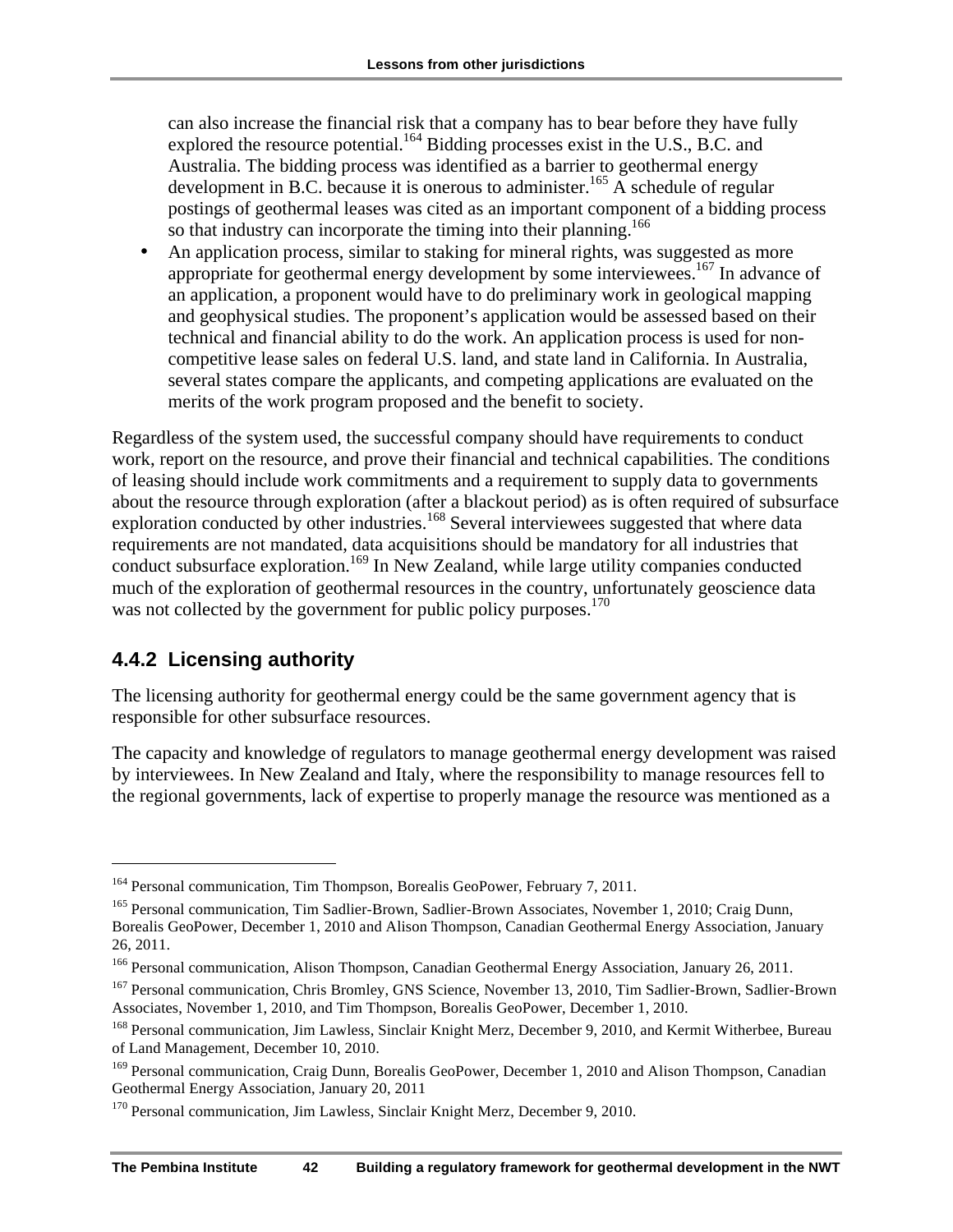can also increase the financial risk that a company has to bear before they have fully explored the resource potential.[164] Bidding processes exist in the U.S., B.C. and Australia. The bidding process was identified as a barrier to geothermal energy development in B.C. because it is onerous to administer.[165] A schedule of regular postings of geothermal leases was cited as an important component of a bidding process so that industry can incorporate the timing into their planning.[166]

- An application process, similar to staking for mineral rights, was suggested as more appropriate for geothermal energy development by some interviewees.[167] In advance of an application, a proponent would have to do preliminary work in geological mapping and geophysical studies. The proponent's application would be assessed based on their technical and financial ability to do the work. An application process is used for non-competitive lease sales on federal U.S. land, and state land in California. In Australia, several states compare the applicants, and competing applications are evaluated on the merits of the work program proposed and the benefit to society.

Regardless of the system used, the successful company should have requirements to conduct work, report on the resource, and prove their financial and technical capabilities. The conditions of leasing should include work commitments and a requirement to supply data to governments about the resource through exploration (after a blackout period) as is often required of subsurface exploration conducted by other industries.[168] Several interviewees suggested that where data requirements are not mandated, data acquisitions should be mandatory for all industries that conduct subsurface exploration.[169] In New Zealand, while large utility companies conducted much of the exploration of geothermal resources in the country, unfortunately geoscience data was not collected by the government for public policy purposes.[170]

### 4.4.2 Licensing authority

The licensing authority for geothermal energy could be the same government agency that is responsible for other subsurface resources.

The capacity and knowledge of regulators to manage geothermal energy development was raised by interviewees. In New Zealand and Italy, where the responsibility to manage resources fell to the regional governments, lack of expertise to properly manage the resource was mentioned as a

---

[164] Personal communication, Tim Thompson, Borealis GeoPower, February 7, 2011.

[165] Personal communication, Tim Sadlier-Brown, Sadlier-Brown Associates, November 1, 2010; Craig Dunn, Borealis GeoPower, December 1, 2010 and Alison Thompson, Canadian Geothermal Energy Association, January 26, 2011.

[166] Personal communication, Alison Thompson, Canadian Geothermal Energy Association, January 26, 2011.

[167] Personal communication, Chris Bromley, GNS Science, November 13, 2010, Tim Sadlier-Brown, Sadlier-Brown Associates, November 1, 2010, and Tim Thompson, Borealis GeoPower, December 1, 2010.

[168] Personal communication, Jim Lawless, Sinclair Knight Merz, December 9, 2010, and Kermit Witherbee, Bureau of Land Management, December 10, 2010.

[169] Personal communication, Craig Dunn, Borealis GeoPower, December 1, 2010 and Alison Thompson, Canadian Geothermal Energy Association, January 20, 2011

[170] Personal communication, Jim Lawless, Sinclair Knight Merz, December 9, 2010.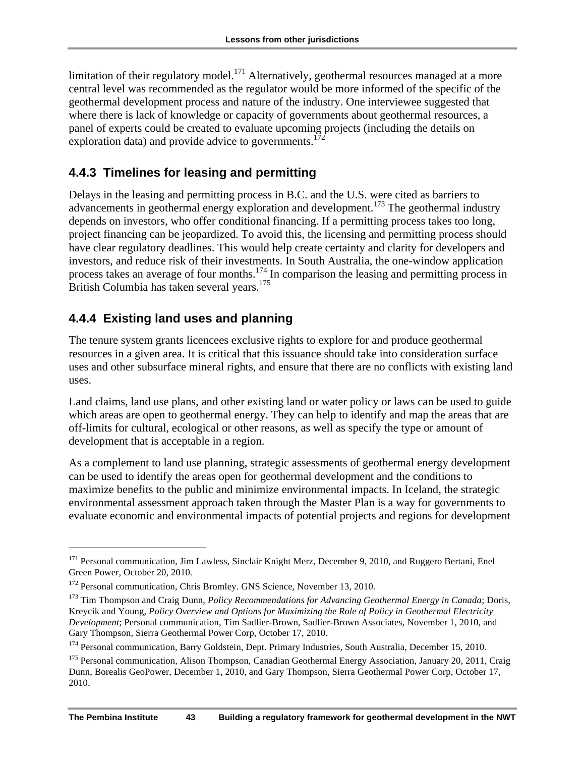limitation of their regulatory model.[171] Alternatively, geothermal resources managed at a more central level was recommended as the regulator would be more informed of the specific of the geothermal development process and nature of the industry. One interviewee suggested that where there is lack of knowledge or capacity of governments about geothermal resources, a panel of experts could be created to evaluate upcoming projects (including the details on exploration data) and provide advice to governments.[172]

### 4.4.3 Timelines for leasing and permitting

Delays in the leasing and permitting process in B.C. and the U.S. were cited as barriers to advancements in geothermal energy exploration and development.[173] The geothermal industry depends on investors, who offer conditional financing. If a permitting process takes too long, project financing can be jeopardized. To avoid this, the licensing and permitting process should have clear regulatory deadlines. This would help create certainty and clarity for developers and investors, and reduce risk of their investments. In South Australia, the one-window application process takes an average of four months.[174] In comparison the leasing and permitting process in British Columbia has taken several years.[175]

### 4.4.4 Existing land uses and planning

The tenure system grants licencees exclusive rights to explore for and produce geothermal resources in a given area. It is critical that this issuance should take into consideration surface uses and other subsurface mineral rights, and ensure that there are no conflicts with existing land uses.

Land claims, land use plans, and other existing land or water policy or laws can be used to guide which areas are open to geothermal energy. They can help to identify and map the areas that are off-limits for cultural, ecological or other reasons, as well as specify the type or amount of development that is acceptable in a region.

As a complement to land use planning, strategic assessments of geothermal energy development can be used to identify the areas open for geothermal development and the conditions to maximize benefits to the public and minimize environmental impacts. In Iceland, the strategic environmental assessment approach taken through the Master Plan is a way for governments to evaluate economic and environmental impacts of potential projects and regions for development

---

[171] Personal communication, Jim Lawless, Sinclair Knight Merz, December 9, 2010, and Ruggero Bertani, Enel Green Power, October 20, 2010.

[172] Personal communication, Chris Bromley. GNS Science, November 13, 2010.

[173] Tim Thompson and Craig Dunn, *Policy Recommendations for Advancing Geothermal Energy in Canada*; Doris, Kreycik and Young, *Policy Overview and Options for Maximizing the Role of Policy in Geothermal Electricity Development*; Personal communication, Tim Sadlier-Brown, Sadlier-Brown Associates, November 1, 2010, and Gary Thompson, Sierra Geothermal Power Corp, October 17, 2010.

[174] Personal communication, Barry Goldstein, Dept. Primary Industries, South Australia, December 15, 2010.

[175] Personal communication, Alison Thompson, Canadian Geothermal Energy Association, January 20, 2011, Craig Dunn, Borealis GeoPower, December 1, 2010, and Gary Thompson, Sierra Geothermal Power Corp, October 17, 2010.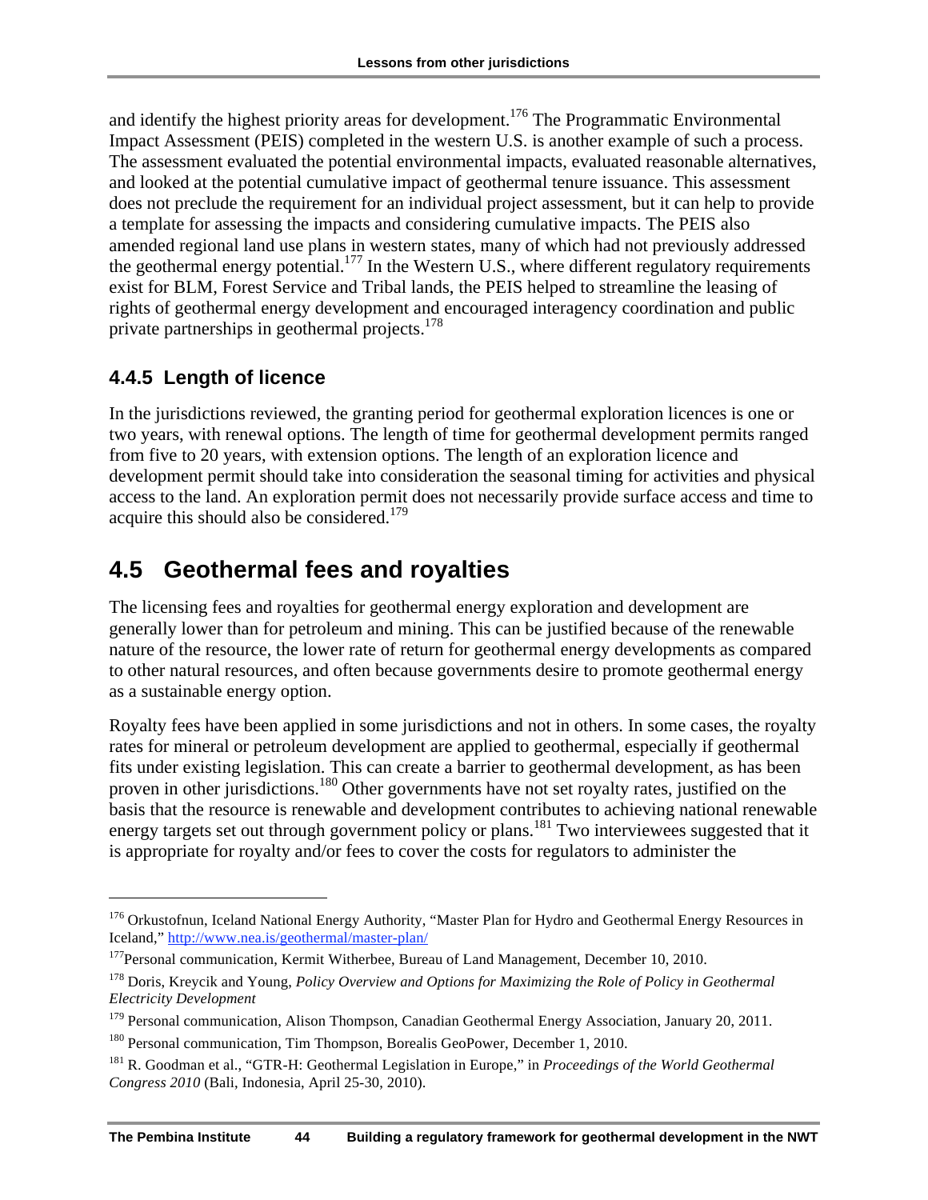and identify the highest priority areas for development.[176] The Programmatic Environmental Impact Assessment (PEIS) completed in the western U.S. is another example of such a process. The assessment evaluated the potential environmental impacts, evaluated reasonable alternatives, and looked at the potential cumulative impact of geothermal tenure issuance. This assessment does not preclude the requirement for an individual project assessment, but it can help to provide a template for assessing the impacts and considering cumulative impacts. The PEIS also amended regional land use plans in western states, many of which had not previously addressed the geothermal energy potential.[177] In the Western U.S., where different regulatory requirements exist for BLM, Forest Service and Tribal lands, the PEIS helped to streamline the leasing of rights of geothermal energy development and encouraged interagency coordination and public private partnerships in geothermal projects.[178]

### 4.4.5 Length of licence

In the jurisdictions reviewed, the granting period for geothermal exploration licences is one or two years, with renewal options. The length of time for geothermal development permits ranged from five to 20 years, with extension options. The length of an exploration licence and development permit should take into consideration the seasonal timing for activities and physical access to the land. An exploration permit does not necessarily provide surface access and time to acquire this should also be considered.[179]

## 4.5 Geothermal fees and royalties

The licensing fees and royalties for geothermal energy exploration and development are generally lower than for petroleum and mining. This can be justified because of the renewable nature of the resource, the lower rate of return for geothermal energy developments as compared to other natural resources, and often because governments desire to promote geothermal energy as a sustainable energy option.

Royalty fees have been applied in some jurisdictions and not in others. In some cases, the royalty rates for mineral or petroleum development are applied to geothermal, especially if geothermal fits under existing legislation. This can create a barrier to geothermal development, as has been proven in other jurisdictions.[180] Other governments have not set royalty rates, justified on the basis that the resource is renewable and development contributes to achieving national renewable energy targets set out through government policy or plans.[181] Two interviewees suggested that it is appropriate for royalty and/or fees to cover the costs for regulators to administer the

---

[176] Orkustofnun, Iceland National Energy Authority, "Master Plan for Hydro and Geothermal Energy Resources in Iceland," http://www.nea.is/geothermal/master-plan/

[177] Personal communication, Kermit Witherbee, Bureau of Land Management, December 10, 2010.

[178] Doris, Kreycik and Young, *Policy Overview and Options for Maximizing the Role of Policy in Geothermal Electricity Development*

[179] Personal communication, Alison Thompson, Canadian Geothermal Energy Association, January 20, 2011.

[180] Personal communication, Tim Thompson, Borealis GeoPower, December 1, 2010.

[181] R. Goodman et al., "GTR-H: Geothermal Legislation in Europe," in *Proceedings of the World Geothermal Congress 2010* (Bali, Indonesia, April 25-30, 2010).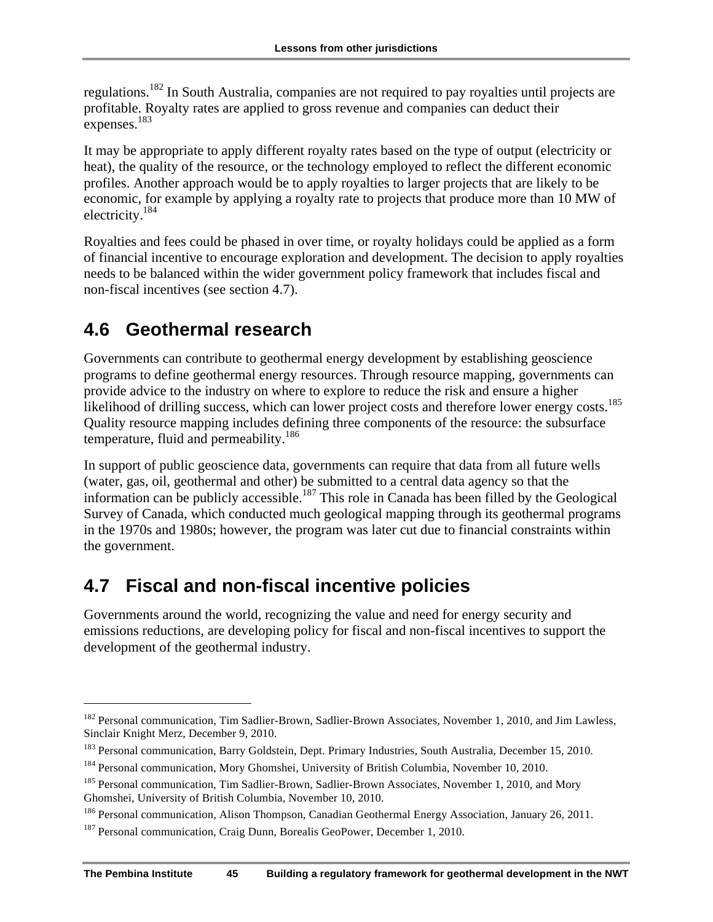regulations.[182] In South Australia, companies are not required to pay royalties until projects are profitable. Royalty rates are applied to gross revenue and companies can deduct their expenses.[183]

It may be appropriate to apply different royalty rates based on the type of output (electricity or heat), the quality of the resource, or the technology employed to reflect the different economic profiles. Another approach would be to apply royalties to larger projects that are likely to be economic, for example by applying a royalty rate to projects that produce more than 10 MW of electricity.[184]

Royalties and fees could be phased in over time, or royalty holidays could be applied as a form of financial incentive to encourage exploration and development. The decision to apply royalties needs to be balanced within the wider government policy framework that includes fiscal and non-fiscal incentives (see section 4.7).

## 4.6 Geothermal research

Governments can contribute to geothermal energy development by establishing geoscience programs to define geothermal energy resources. Through resource mapping, governments can provide advice to the industry on where to explore to reduce the risk and ensure a higher likelihood of drilling success, which can lower project costs and therefore lower energy costs.[185] Quality resource mapping includes defining three components of the resource: the subsurface temperature, fluid and permeability.[186]

In support of public geoscience data, governments can require that data from all future wells (water, gas, oil, geothermal and other) be submitted to a central data agency so that the information can be publicly accessible.[187] This role in Canada has been filled by the Geological Survey of Canada, which conducted much geological mapping through its geothermal programs in the 1970s and 1980s; however, the program was later cut due to financial constraints within the government.

## 4.7 Fiscal and non-fiscal incentive policies

Governments around the world, recognizing the value and need for energy security and emissions reductions, are developing policy for fiscal and non-fiscal incentives to support the development of the geothermal industry.

---

[182] Personal communication, Tim Sadlier-Brown, Sadlier-Brown Associates, November 1, 2010, and Jim Lawless, Sinclair Knight Merz, December 9, 2010.

[183] Personal communication, Barry Goldstein, Dept. Primary Industries, South Australia, December 15, 2010.

[184] Personal communication, Mory Ghomshei, University of British Columbia, November 10, 2010.

[185] Personal communication, Tim Sadlier-Brown, Sadlier-Brown Associates, November 1, 2010, and Mory Ghomshei, University of British Columbia, November 10, 2010.

[186] Personal communication, Alison Thompson, Canadian Geothermal Energy Association, January 26, 2011.

[187] Personal communication, Craig Dunn, Borealis GeoPower, December 1, 2010.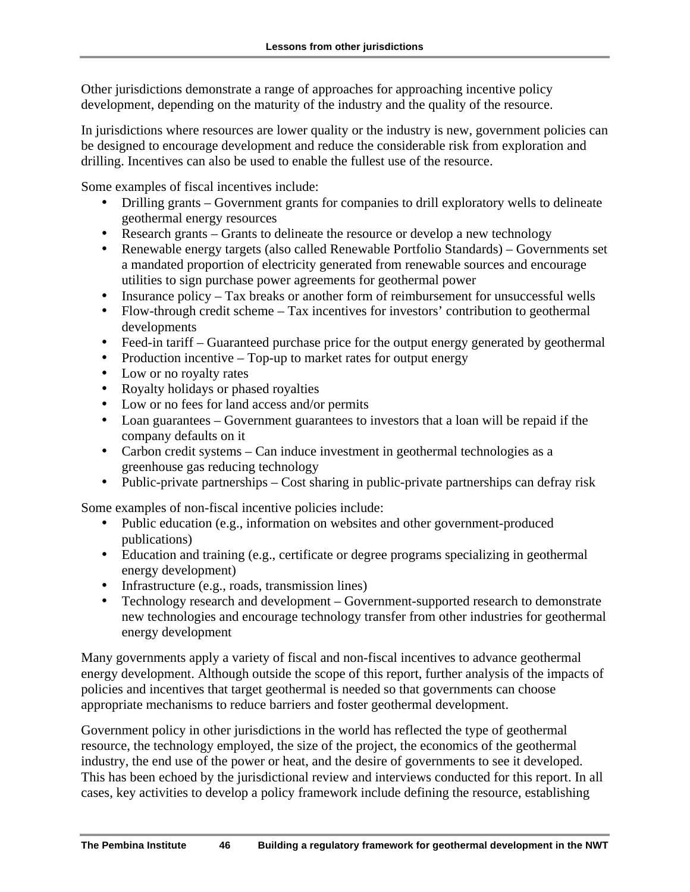Other jurisdictions demonstrate a range of approaches for approaching incentive policy development, depending on the maturity of the industry and the quality of the resource.

In jurisdictions where resources are lower quality or the industry is new, government policies can be designed to encourage development and reduce the considerable risk from exploration and drilling. Incentives can also be used to enable the fullest use of the resource.

Some examples of fiscal incentives include:

- Drilling grants – Government grants for companies to drill exploratory wells to delineate geothermal energy resources
- Research grants – Grants to delineate the resource or develop a new technology
- Renewable energy targets (also called Renewable Portfolio Standards) – Governments set a mandated proportion of electricity generated from renewable sources and encourage utilities to sign purchase power agreements for geothermal power
- Insurance policy – Tax breaks or another form of reimbursement for unsuccessful wells
- Flow-through credit scheme – Tax incentives for investors' contribution to geothermal developments
- Feed-in tariff – Guaranteed purchase price for the output energy generated by geothermal
- Production incentive – Top-up to market rates for output energy
- Low or no royalty rates
- Royalty holidays or phased royalties
- Low or no fees for land access and/or permits
- Loan guarantees – Government guarantees to investors that a loan will be repaid if the company defaults on it
- Carbon credit systems – Can induce investment in geothermal technologies as a greenhouse gas reducing technology
- Public-private partnerships – Cost sharing in public-private partnerships can defray risk

Some examples of non-fiscal incentive policies include:

- Public education (e.g., information on websites and other government-produced publications)
- Education and training (e.g., certificate or degree programs specializing in geothermal energy development)
- Infrastructure (e.g., roads, transmission lines)
- Technology research and development – Government-supported research to demonstrate new technologies and encourage technology transfer from other industries for geothermal energy development

Many governments apply a variety of fiscal and non-fiscal incentives to advance geothermal energy development. Although outside the scope of this report, further analysis of the impacts of policies and incentives that target geothermal is needed so that governments can choose appropriate mechanisms to reduce barriers and foster geothermal development.

Government policy in other jurisdictions in the world has reflected the type of geothermal resource, the technology employed, the size of the project, the economics of the geothermal industry, the end use of the power or heat, and the desire of governments to see it developed. This has been echoed by the jurisdictional review and interviews conducted for this report. In all cases, key activities to develop a policy framework include defining the resource, establishing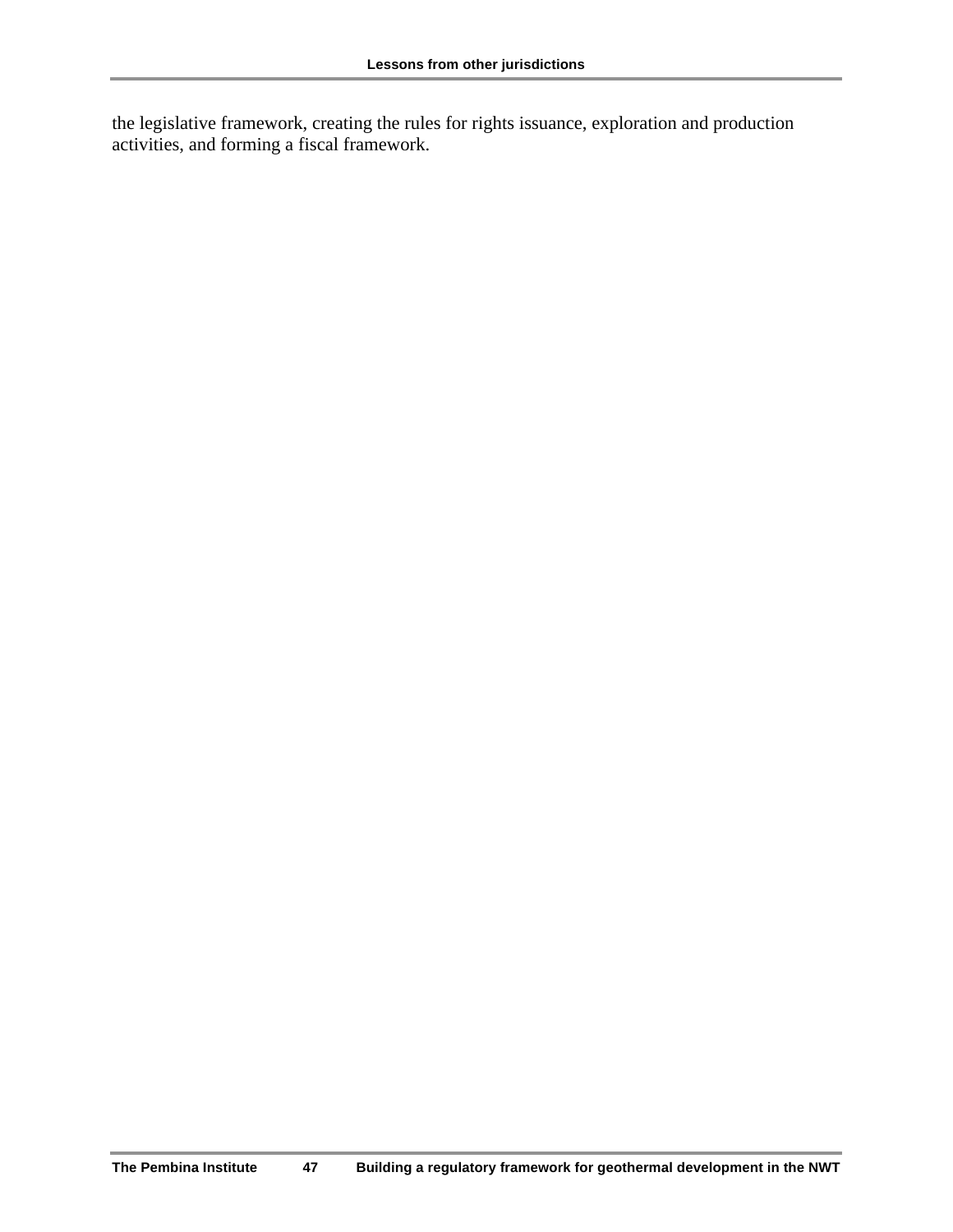the legislative framework, creating the rules for rights issuance, exploration and production activities, and forming a fiscal framework.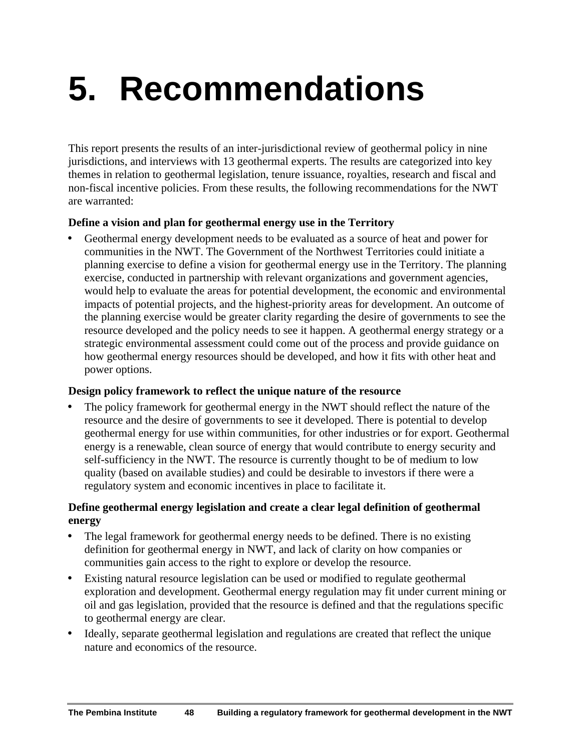# 5. Recommendations

This report presents the results of an inter-jurisdictional review of geothermal policy in nine jurisdictions, and interviews with 13 geothermal experts. The results are categorized into key themes in relation to geothermal legislation, tenure issuance, royalties, research and fiscal and non-fiscal incentive policies. From these results, the following recommendations for the NWT are warranted:

**Define a vision and plan for geothermal energy use in the Territory**

- Geothermal energy development needs to be evaluated as a source of heat and power for communities in the NWT. The Government of the Northwest Territories could initiate a planning exercise to define a vision for geothermal energy use in the Territory. The planning exercise, conducted in partnership with relevant organizations and government agencies, would help to evaluate the areas for potential development, the economic and environmental impacts of potential projects, and the highest-priority areas for development. An outcome of the planning exercise would be greater clarity regarding the desire of governments to see the resource developed and the policy needs to see it happen. A geothermal energy strategy or a strategic environmental assessment could come out of the process and provide guidance on how geothermal energy resources should be developed, and how it fits with other heat and power options.

**Design policy framework to reflect the unique nature of the resource**

- The policy framework for geothermal energy in the NWT should reflect the nature of the resource and the desire of governments to see it developed. There is potential to develop geothermal energy for use within communities, for other industries or for export. Geothermal energy is a renewable, clean source of energy that would contribute to energy security and self-sufficiency in the NWT. The resource is currently thought to be of medium to low quality (based on available studies) and could be desirable to investors if there were a regulatory system and economic incentives in place to facilitate it.

**Define geothermal energy legislation and create a clear legal definition of geothermal energy**

- The legal framework for geothermal energy needs to be defined. There is no existing definition for geothermal energy in NWT, and lack of clarity on how companies or communities gain access to the right to explore or develop the resource.
- Existing natural resource legislation can be used or modified to regulate geothermal exploration and development. Geothermal energy regulation may fit under current mining or oil and gas legislation, provided that the resource is defined and that the regulations specific to geothermal energy are clear.
- Ideally, separate geothermal legislation and regulations are created that reflect the unique nature and economics of the resource.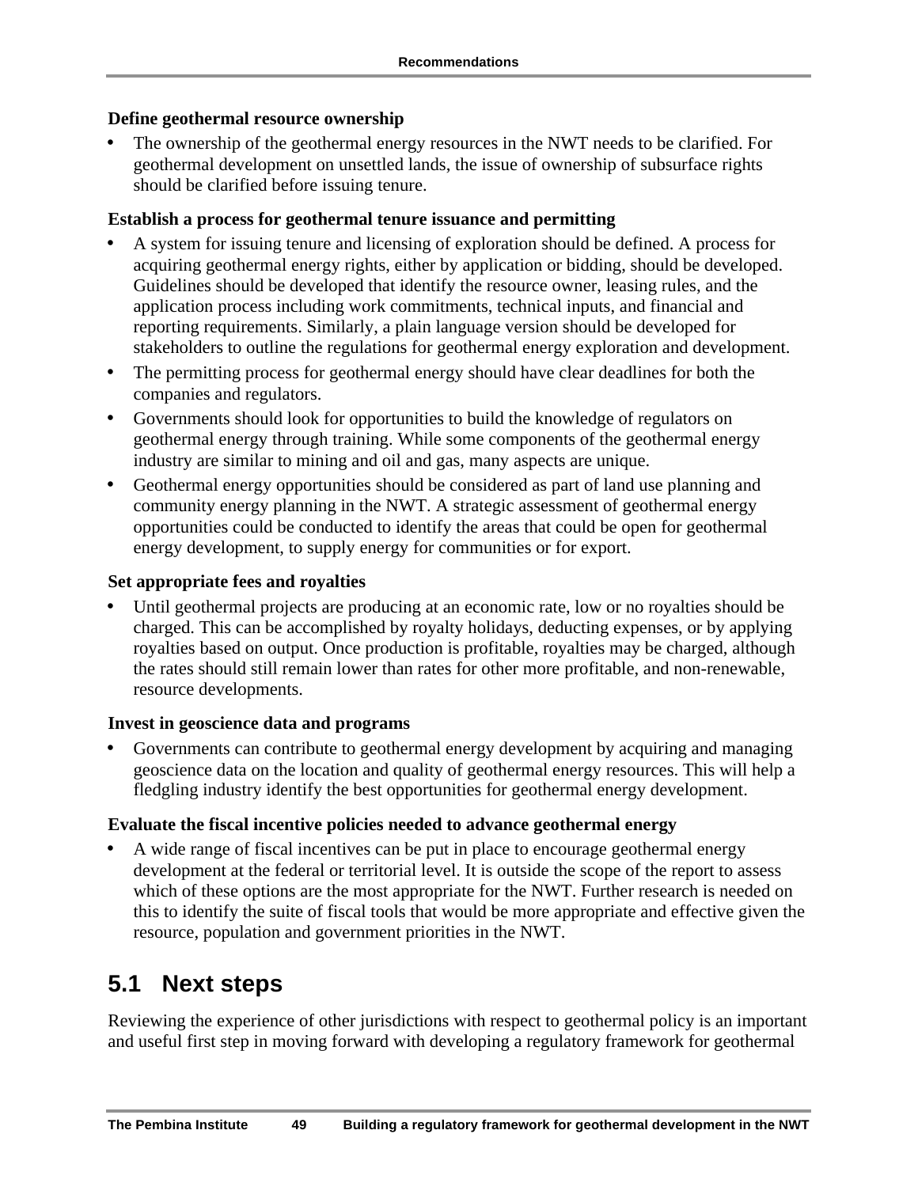**Define geothermal resource ownership**

- The ownership of the geothermal energy resources in the NWT needs to be clarified. For geothermal development on unsettled lands, the issue of ownership of subsurface rights should be clarified before issuing tenure.

**Establish a process for geothermal tenure issuance and permitting**

- A system for issuing tenure and licensing of exploration should be defined. A process for acquiring geothermal energy rights, either by application or bidding, should be developed. Guidelines should be developed that identify the resource owner, leasing rules, and the application process including work commitments, technical inputs, and financial and reporting requirements. Similarly, a plain language version should be developed for stakeholders to outline the regulations for geothermal energy exploration and development.
- The permitting process for geothermal energy should have clear deadlines for both the companies and regulators.
- Governments should look for opportunities to build the knowledge of regulators on geothermal energy through training. While some components of the geothermal energy industry are similar to mining and oil and gas, many aspects are unique.
- Geothermal energy opportunities should be considered as part of land use planning and community energy planning in the NWT. A strategic assessment of geothermal energy opportunities could be conducted to identify the areas that could be open for geothermal energy development, to supply energy for communities or for export.

**Set appropriate fees and royalties**

- Until geothermal projects are producing at an economic rate, low or no royalties should be charged. This can be accomplished by royalty holidays, deducting expenses, or by applying royalties based on output. Once production is profitable, royalties may be charged, although the rates should still remain lower than rates for other more profitable, and non-renewable, resource developments.

**Invest in geoscience data and programs**

- Governments can contribute to geothermal energy development by acquiring and managing geoscience data on the location and quality of geothermal energy resources. This will help a fledgling industry identify the best opportunities for geothermal energy development.

**Evaluate the fiscal incentive policies needed to advance geothermal energy**

- A wide range of fiscal incentives can be put in place to encourage geothermal energy development at the federal or territorial level. It is outside the scope of the report to assess which of these options are the most appropriate for the NWT. Further research is needed on this to identify the suite of fiscal tools that would be more appropriate and effective given the resource, population and government priorities in the NWT.

## 5.1 Next steps

Reviewing the experience of other jurisdictions with respect to geothermal policy is an important and useful first step in moving forward with developing a regulatory framework for geothermal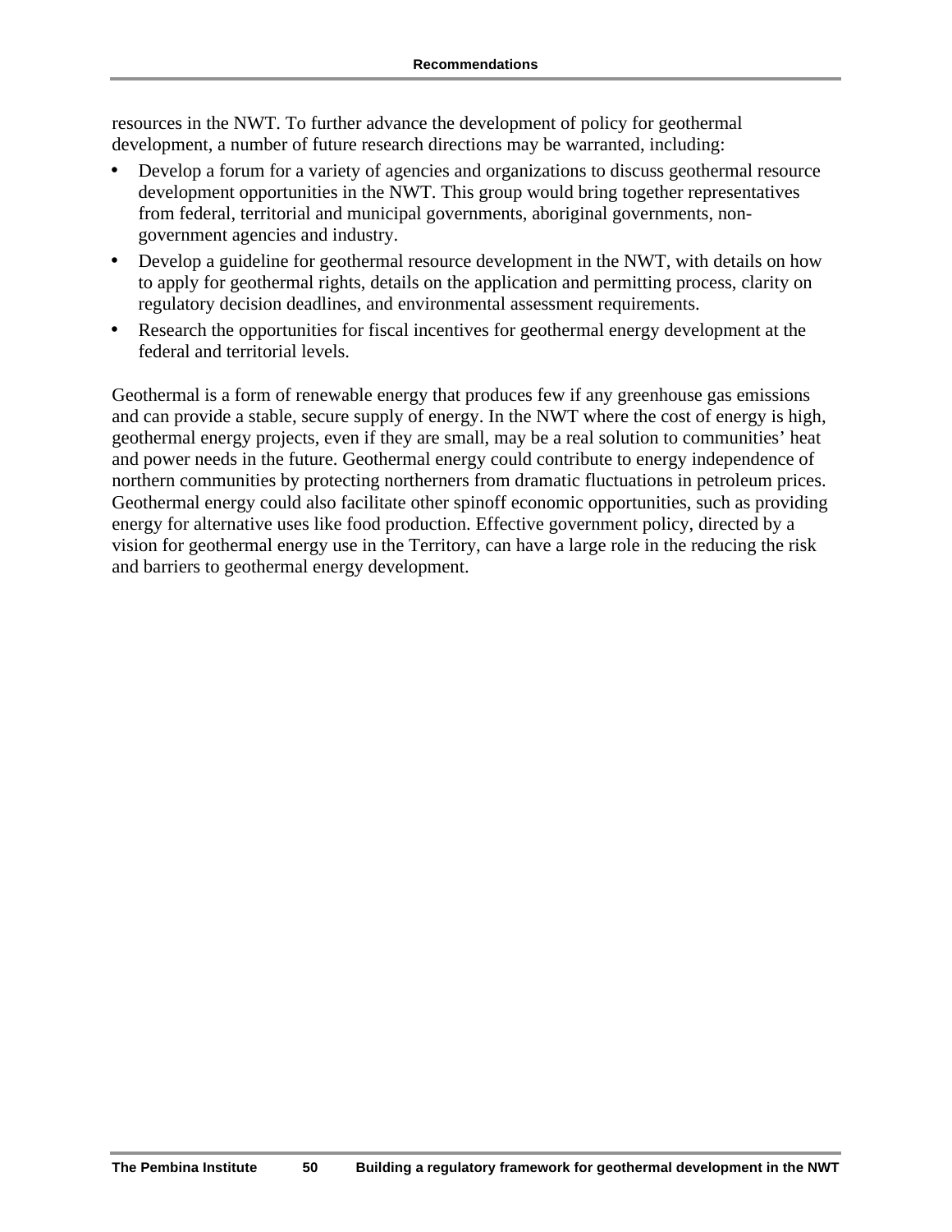resources in the NWT. To further advance the development of policy for geothermal development, a number of future research directions may be warranted, including:

- Develop a forum for a variety of agencies and organizations to discuss geothermal resource development opportunities in the NWT. This group would bring together representatives from federal, territorial and municipal governments, aboriginal governments, non-government agencies and industry.
- Develop a guideline for geothermal resource development in the NWT, with details on how to apply for geothermal rights, details on the application and permitting process, clarity on regulatory decision deadlines, and environmental assessment requirements.
- Research the opportunities for fiscal incentives for geothermal energy development at the federal and territorial levels.

Geothermal is a form of renewable energy that produces few if any greenhouse gas emissions and can provide a stable, secure supply of energy. In the NWT where the cost of energy is high, geothermal energy projects, even if they are small, may be a real solution to communities' heat and power needs in the future. Geothermal energy could contribute to energy independence of northern communities by protecting northerners from dramatic fluctuations in petroleum prices. Geothermal energy could also facilitate other spinoff economic opportunities, such as providing energy for alternative uses like food production. Effective government policy, directed by a vision for geothermal energy use in the Territory, can have a large role in the reducing the risk and barriers to geothermal energy development.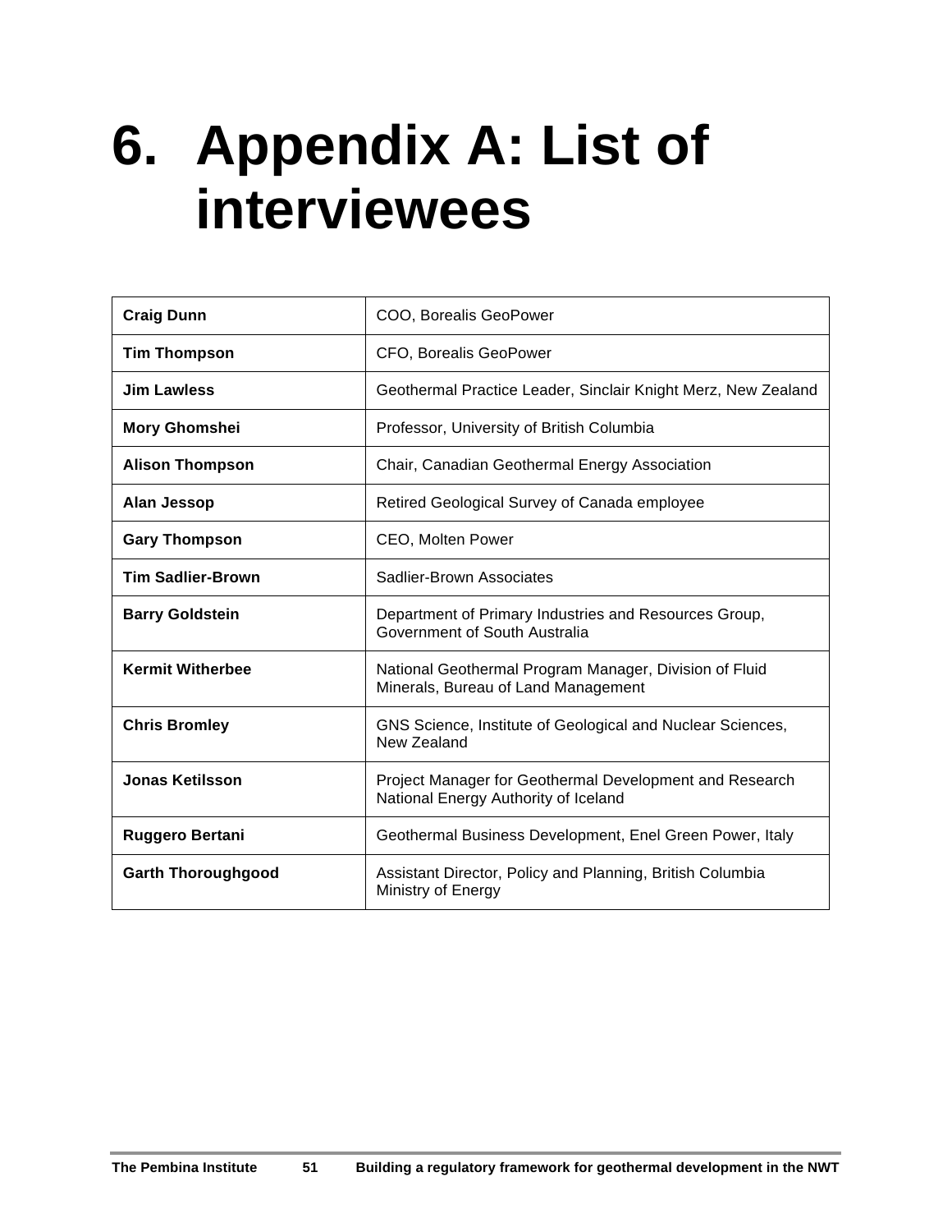# 6. Appendix A: List of interviewees

| | |
|---|---|
| **Craig Dunn** | COO, Borealis GeoPower |
| **Tim Thompson** | CFO, Borealis GeoPower |
| **Jim Lawless** | Geothermal Practice Leader, Sinclair Knight Merz, New Zealand |
| **Mory Ghomshei** | Professor, University of British Columbia |
| **Alison Thompson** | Chair, Canadian Geothermal Energy Association |
| **Alan Jessop** | Retired Geological Survey of Canada employee |
| **Gary Thompson** | CEO, Molten Power |
| **Tim Sadlier-Brown** | Sadlier-Brown Associates |
| **Barry Goldstein** | Department of Primary Industries and Resources Group, Government of South Australia |
| **Kermit Witherbee** | National Geothermal Program Manager, Division of Fluid Minerals, Bureau of Land Management |
| **Chris Bromley** | GNS Science, Institute of Geological and Nuclear Sciences, New Zealand |
| **Jonas Ketilsson** | Project Manager for Geothermal Development and Research National Energy Authority of Iceland |
| **Ruggero Bertani** | Geothermal Business Development, Enel Green Power, Italy |
| **Garth Thoroughgood** | Assistant Director, Policy and Planning, British Columbia Ministry of Energy |